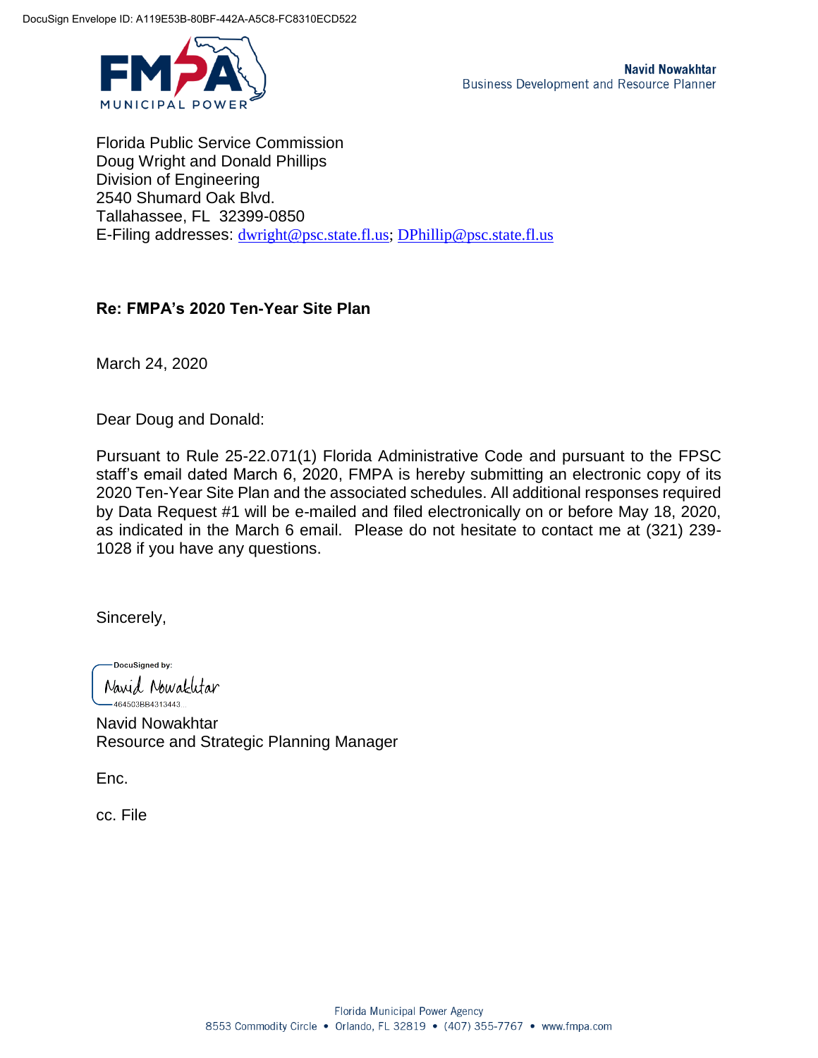DocuSign Envelope ID: A119E53B-80BF-442A-A5C8-FC8310ECD522

FMPA MUNICIPAL POWER

**Navid Nowakhtar**
Business Development and Resource Planner

Florida Public Service Commission
Doug Wright and Donald Phillips
Division of Engineering
2540 Shumard Oak Blvd.
Tallahassee, FL 32399-0850
E-Filing addresses: dwright@psc.state.fl.us; DPhillip@psc.state.fl.us

**Re: FMPA's 2020 Ten-Year Site Plan**

March 24, 2020

Dear Doug and Donald:

Pursuant to Rule 25-22.071(1) Florida Administrative Code and pursuant to the FPSC staff's email dated March 6, 2020, FMPA is hereby submitting an electronic copy of its 2020 Ten-Year Site Plan and the associated schedules. All additional responses required by Data Request #1 will be e-mailed and filed electronically on or before May 18, 2020, as indicated in the March 6 email. Please do not hesitate to contact me at (321) 239-1028 if you have any questions.

Sincerely,

DocuSigned by:
Navid Nowakhtar
464503BB4313443...

Navid Nowakhtar
Resource and Strategic Planning Manager

Enc.

cc. File

Florida Municipal Power Agency
8553 Commodity Circle • Orlando, FL 32819 • (407) 355-7767 • www.fmpa.com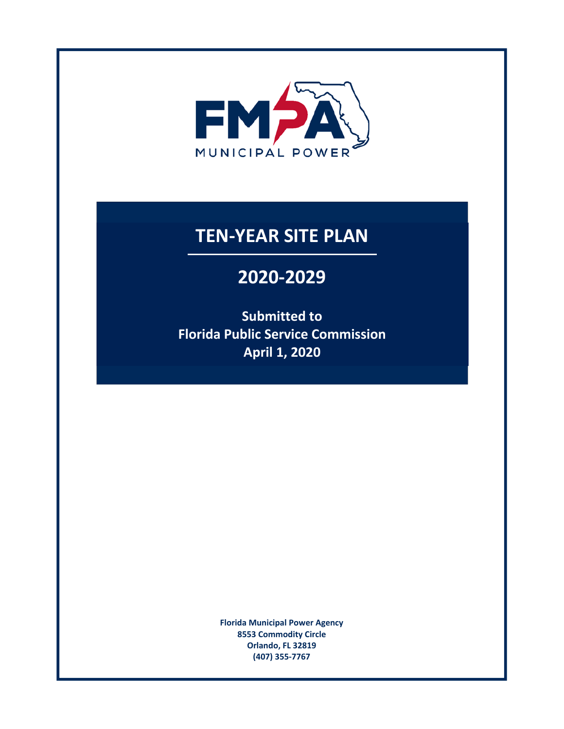FMPA

MUNICIPAL POWER

# TEN-YEAR SITE PLAN

## 2020-2029

**Submitted to**
**Florida Public Service Commission**
**April 1, 2020**

**Florida Municipal Power Agency**
**8553 Commodity Circle**
**Orlando, FL 32819**
**(407) 355-7767**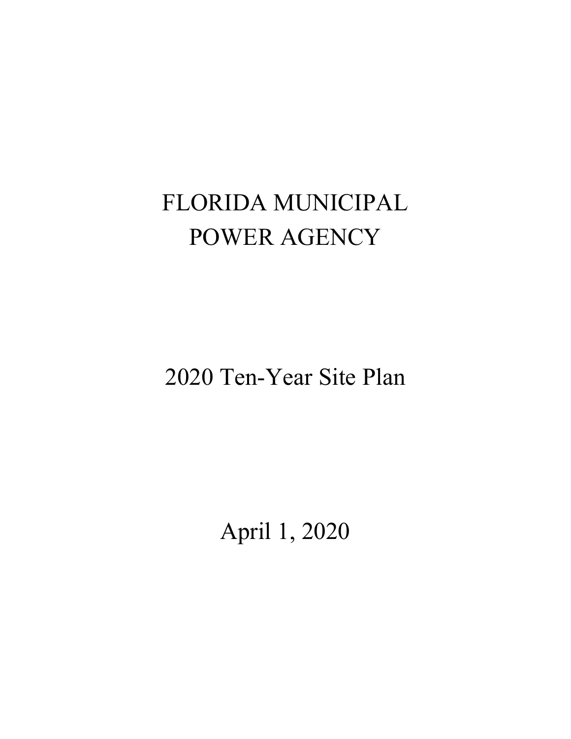# FLORIDA MUNICIPAL POWER AGENCY

## 2020 Ten-Year Site Plan

April 1, 2020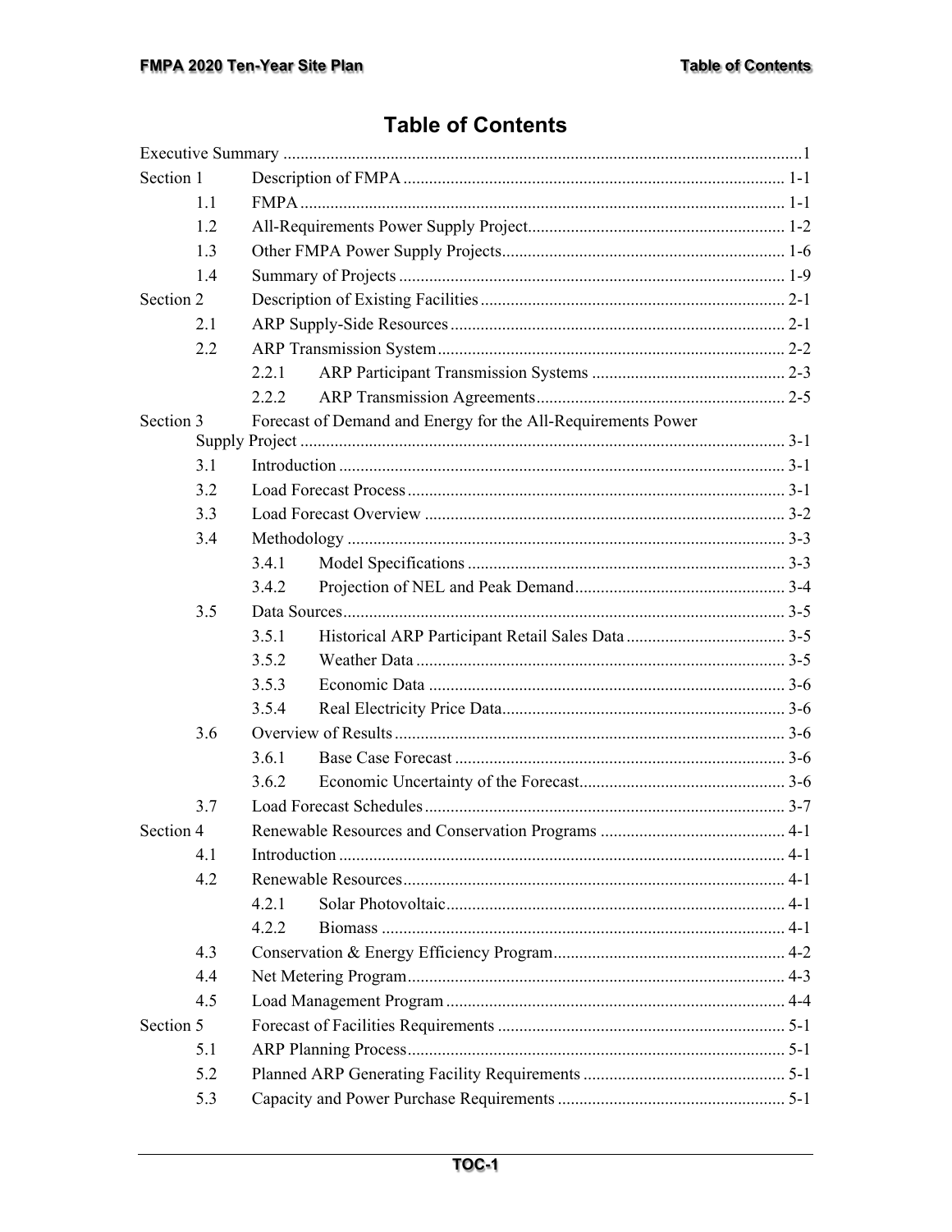# Table of Contents

| | | |
|---|---|---|
| Executive Summary | | 1 |
| Section 1 | Description of FMPA | 1-1 |
| 1.1 | FMPA | 1-1 |
| 1.2 | All-Requirements Power Supply Project | 1-2 |
| 1.3 | Other FMPA Power Supply Projects | 1-6 |
| 1.4 | Summary of Projects | 1-9 |
| Section 2 | Description of Existing Facilities | 2-1 |
| 2.1 | ARP Supply-Side Resources | 2-1 |
| 2.2 | ARP Transmission System | 2-2 |
| 2.2.1 | ARP Participant Transmission Systems | 2-3 |
| 2.2.2 | ARP Transmission Agreements | 2-5 |
| Section 3 | Forecast of Demand and Energy for the All-Requirements Power Supply Project | 3-1 |
| 3.1 | Introduction | 3-1 |
| 3.2 | Load Forecast Process | 3-1 |
| 3.3 | Load Forecast Overview | 3-2 |
| 3.4 | Methodology | 3-3 |
| 3.4.1 | Model Specifications | 3-3 |
| 3.4.2 | Projection of NEL and Peak Demand | 3-4 |
| 3.5 | Data Sources | 3-5 |
| 3.5.1 | Historical ARP Participant Retail Sales Data | 3-5 |
| 3.5.2 | Weather Data | 3-5 |
| 3.5.3 | Economic Data | 3-6 |
| 3.5.4 | Real Electricity Price Data | 3-6 |
| 3.6 | Overview of Results | 3-6 |
| 3.6.1 | Base Case Forecast | 3-6 |
| 3.6.2 | Economic Uncertainty of the Forecast | 3-6 |
| 3.7 | Load Forecast Schedules | 3-7 |
| Section 4 | Renewable Resources and Conservation Programs | 4-1 |
| 4.1 | Introduction | 4-1 |
| 4.2 | Renewable Resources | 4-1 |
| 4.2.1 | Solar Photovoltaic | 4-1 |
| 4.2.2 | Biomass | 4-1 |
| 4.3 | Conservation & Energy Efficiency Program | 4-2 |
| 4.4 | Net Metering Program | 4-3 |
| 4.5 | Load Management Program | 4-4 |
| Section 5 | Forecast of Facilities Requirements | 5-1 |
| 5.1 | ARP Planning Process | 5-1 |
| 5.2 | Planned ARP Generating Facility Requirements | 5-1 |
| 5.3 | Capacity and Power Purchase Requirements | 5-1 |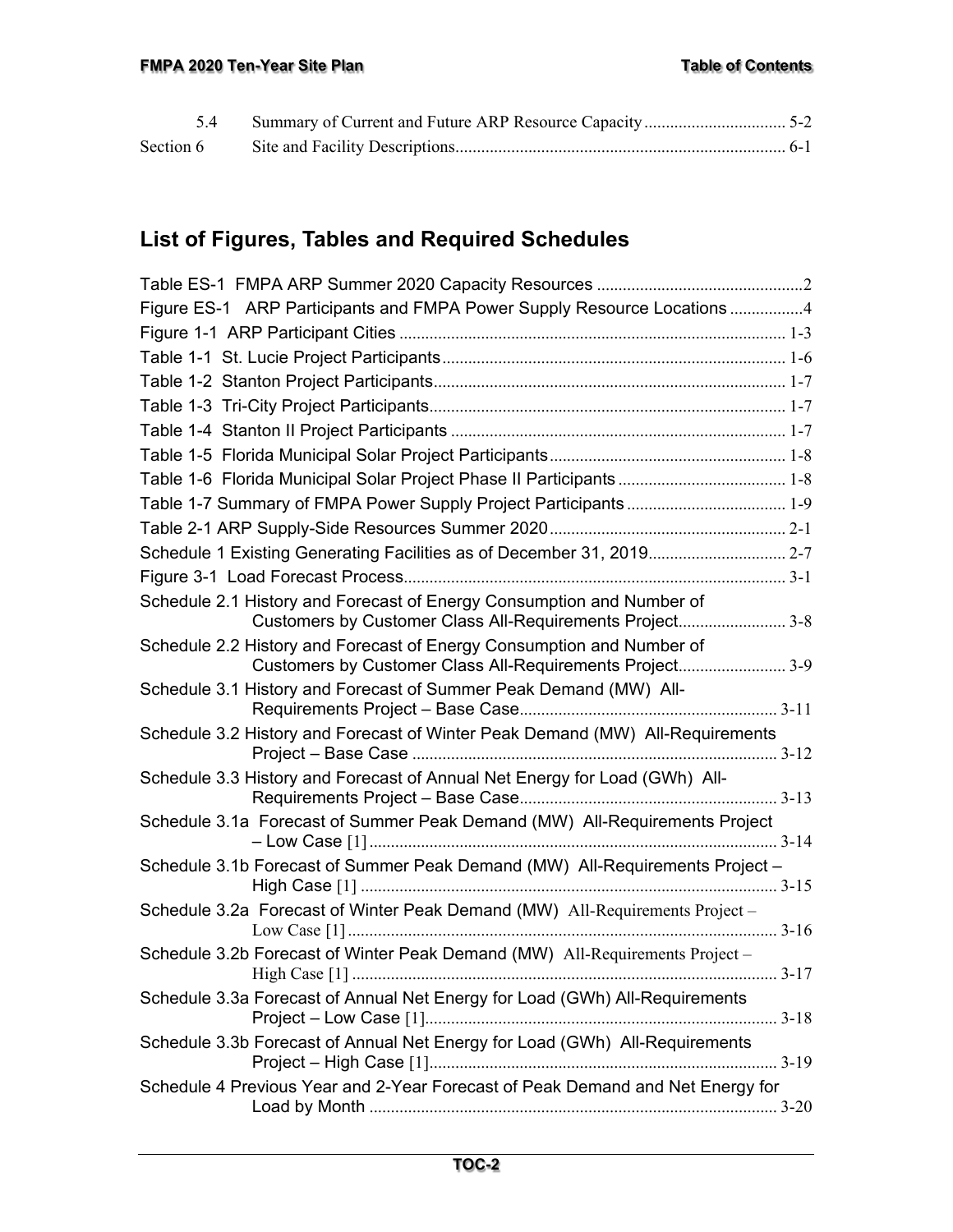| | | |
|---|---|---|
| 5.4 | Summary of Current and Future ARP Resource Capacity | 5-2 |
| Section 6 | Site and Facility Descriptions | 6-1 |

## List of Figures, Tables and Required Schedules

| | |
|---|---|
| Table ES-1 FMPA ARP Summer 2020 Capacity Resources | 2 |
| Figure ES-1 ARP Participants and FMPA Power Supply Resource Locations | 4 |
| Figure 1-1 ARP Participant Cities | 1-3 |
| Table 1-1 St. Lucie Project Participants | 1-6 |
| Table 1-2 Stanton Project Participants | 1-7 |
| Table 1-3 Tri-City Project Participants | 1-7 |
| Table 1-4 Stanton II Project Participants | 1-7 |
| Table 1-5 Florida Municipal Solar Project Participants | 1-8 |
| Table 1-6 Florida Municipal Solar Project Phase II Participants | 1-8 |
| Table 1-7 Summary of FMPA Power Supply Project Participants | 1-9 |
| Table 2-1 ARP Supply-Side Resources Summer 2020 | 2-1 |
| Schedule 1 Existing Generating Facilities as of December 31, 2019 | 2-7 |
| Figure 3-1 Load Forecast Process | 3-1 |
| Schedule 2.1 History and Forecast of Energy Consumption and Number of Customers by Customer Class All-Requirements Project | 3-8 |
| Schedule 2.2 History and Forecast of Energy Consumption and Number of Customers by Customer Class All-Requirements Project | 3-9 |
| Schedule 3.1 History and Forecast of Summer Peak Demand (MW) All-Requirements Project – Base Case | 3-11 |
| Schedule 3.2 History and Forecast of Winter Peak Demand (MW) All-Requirements Project – Base Case | 3-12 |
| Schedule 3.3 History and Forecast of Annual Net Energy for Load (GWh) All-Requirements Project – Base Case | 3-13 |
| Schedule 3.1a Forecast of Summer Peak Demand (MW) All-Requirements Project – Low Case [1] | 3-14 |
| Schedule 3.1b Forecast of Summer Peak Demand (MW) All-Requirements Project – High Case [1] | 3-15 |
| Schedule 3.2a Forecast of Winter Peak Demand (MW) All-Requirements Project – Low Case [1] | 3-16 |
| Schedule 3.2b Forecast of Winter Peak Demand (MW) All-Requirements Project – High Case [1] | 3-17 |
| Schedule 3.3a Forecast of Annual Net Energy for Load (GWh) All-Requirements Project – Low Case [1] | 3-18 |
| Schedule 3.3b Forecast of Annual Net Energy for Load (GWh) All-Requirements Project – High Case [1] | 3-19 |
| Schedule 4 Previous Year and 2-Year Forecast of Peak Demand and Net Energy for Load by Month | 3-20 |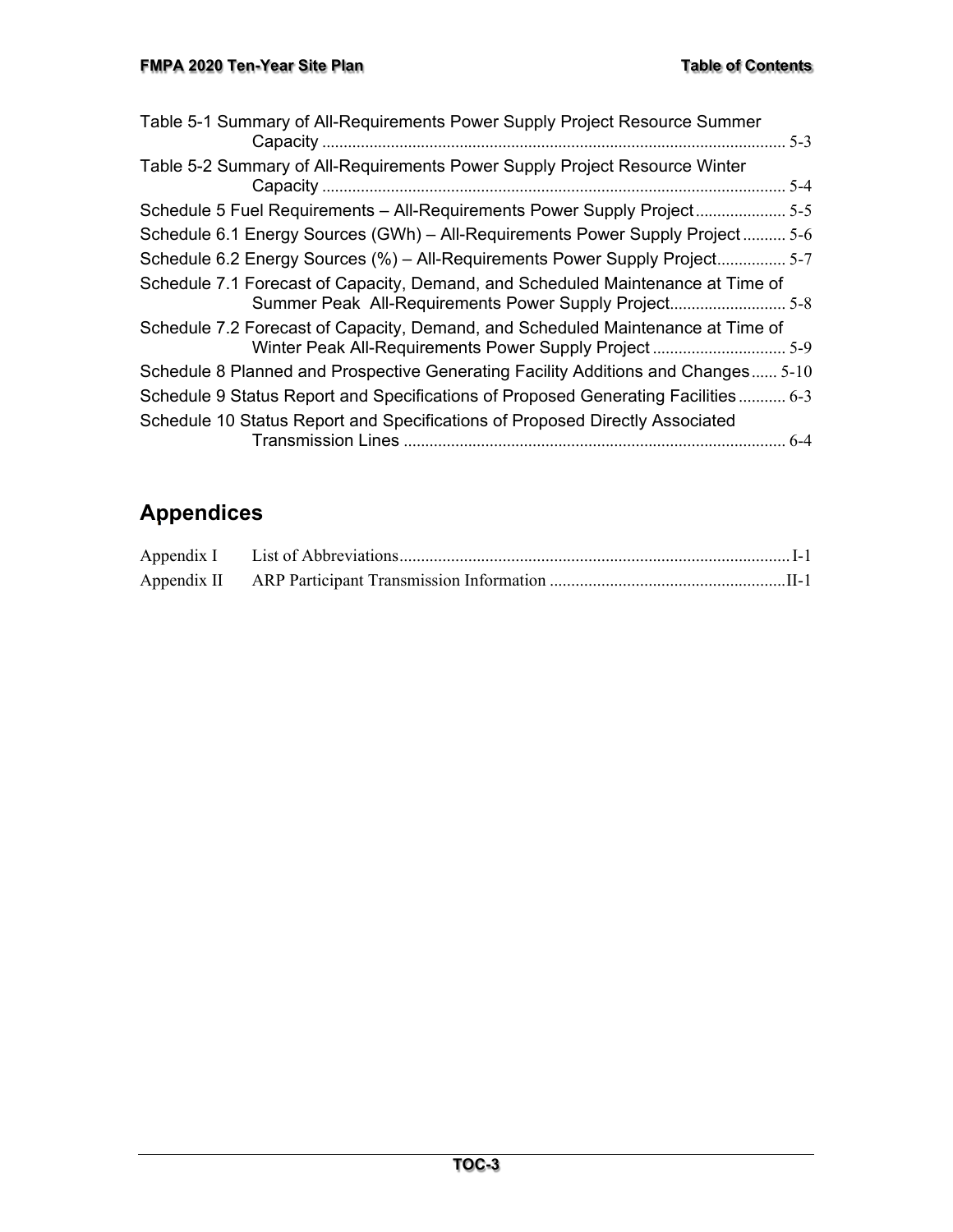Table 5-1 Summary of All-Requirements Power Supply Project Resource Summer Capacity ........ 5-3

Table 5-2 Summary of All-Requirements Power Supply Project Resource Winter Capacity ........ 5-4

Schedule 5 Fuel Requirements – All-Requirements Power Supply Project ........ 5-5

Schedule 6.1 Energy Sources (GWh) – All-Requirements Power Supply Project ........ 5-6

Schedule 6.2 Energy Sources (%) – All-Requirements Power Supply Project ........ 5-7

Schedule 7.1 Forecast of Capacity, Demand, and Scheduled Maintenance at Time of Summer Peak All-Requirements Power Supply Project ........ 5-8

Schedule 7.2 Forecast of Capacity, Demand, and Scheduled Maintenance at Time of Winter Peak All-Requirements Power Supply Project ........ 5-9

Schedule 8 Planned and Prospective Generating Facility Additions and Changes ........ 5-10

Schedule 9 Status Report and Specifications of Proposed Generating Facilities ........ 6-3

Schedule 10 Status Report and Specifications of Proposed Directly Associated Transmission Lines ........ 6-4

## Appendices

Appendix I List of Abbreviations ........ I-1

Appendix II ARP Participant Transmission Information ........ II-1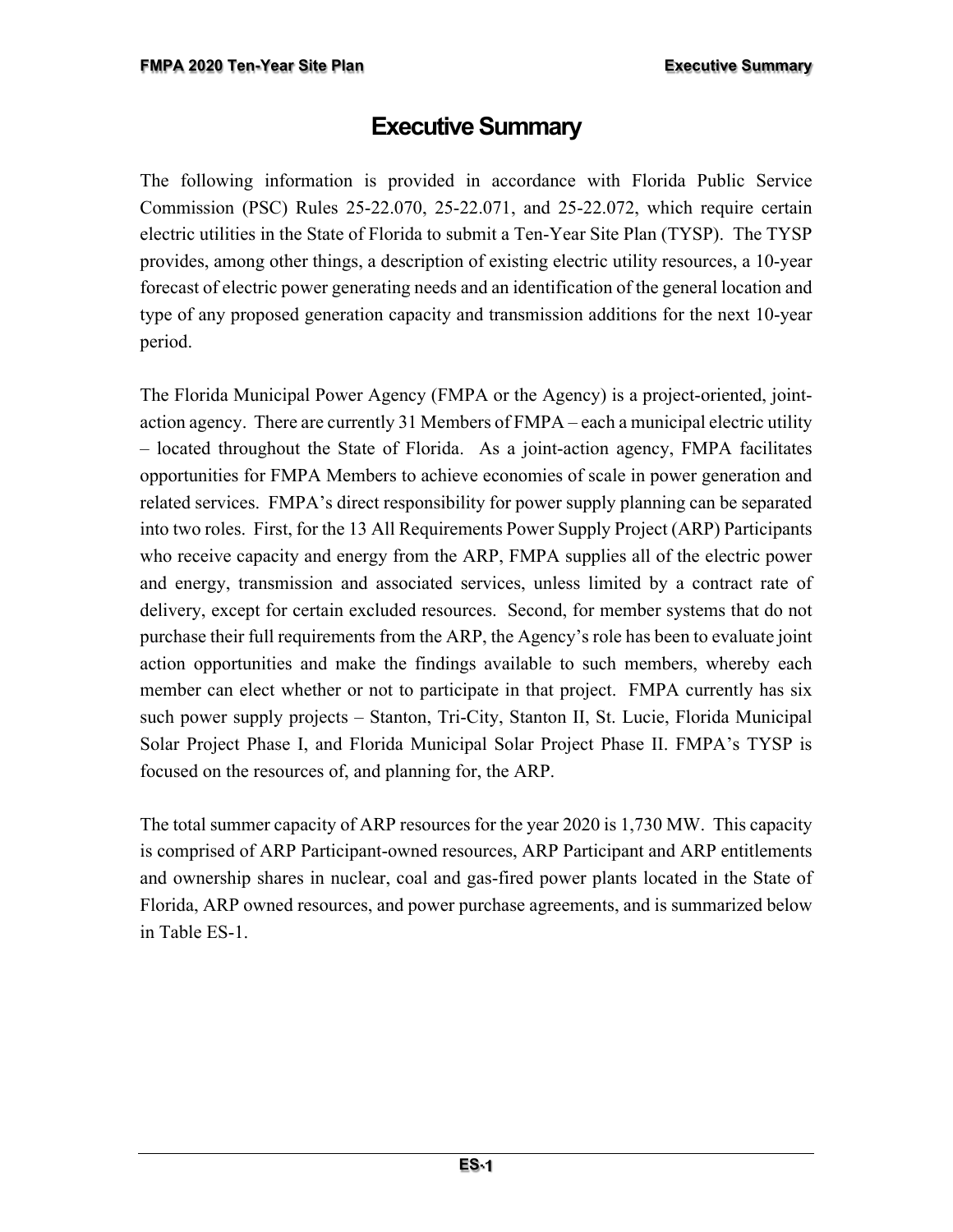# Executive Summary

The following information is provided in accordance with Florida Public Service Commission (PSC) Rules 25-22.070, 25-22.071, and 25-22.072, which require certain electric utilities in the State of Florida to submit a Ten-Year Site Plan (TYSP). The TYSP provides, among other things, a description of existing electric utility resources, a 10-year forecast of electric power generating needs and an identification of the general location and type of any proposed generation capacity and transmission additions for the next 10-year period.

The Florida Municipal Power Agency (FMPA or the Agency) is a project-oriented, joint-action agency. There are currently 31 Members of FMPA – each a municipal electric utility – located throughout the State of Florida. As a joint-action agency, FMPA facilitates opportunities for FMPA Members to achieve economies of scale in power generation and related services. FMPA's direct responsibility for power supply planning can be separated into two roles. First, for the 13 All Requirements Power Supply Project (ARP) Participants who receive capacity and energy from the ARP, FMPA supplies all of the electric power and energy, transmission and associated services, unless limited by a contract rate of delivery, except for certain excluded resources. Second, for member systems that do not purchase their full requirements from the ARP, the Agency's role has been to evaluate joint action opportunities and make the findings available to such members, whereby each member can elect whether or not to participate in that project. FMPA currently has six such power supply projects – Stanton, Tri-City, Stanton II, St. Lucie, Florida Municipal Solar Project Phase I, and Florida Municipal Solar Project Phase II. FMPA's TYSP is focused on the resources of, and planning for, the ARP.

The total summer capacity of ARP resources for the year 2020 is 1,730 MW. This capacity is comprised of ARP Participant-owned resources, ARP Participant and ARP entitlements and ownership shares in nuclear, coal and gas-fired power plants located in the State of Florida, ARP owned resources, and power purchase agreements, and is summarized below in Table ES-1.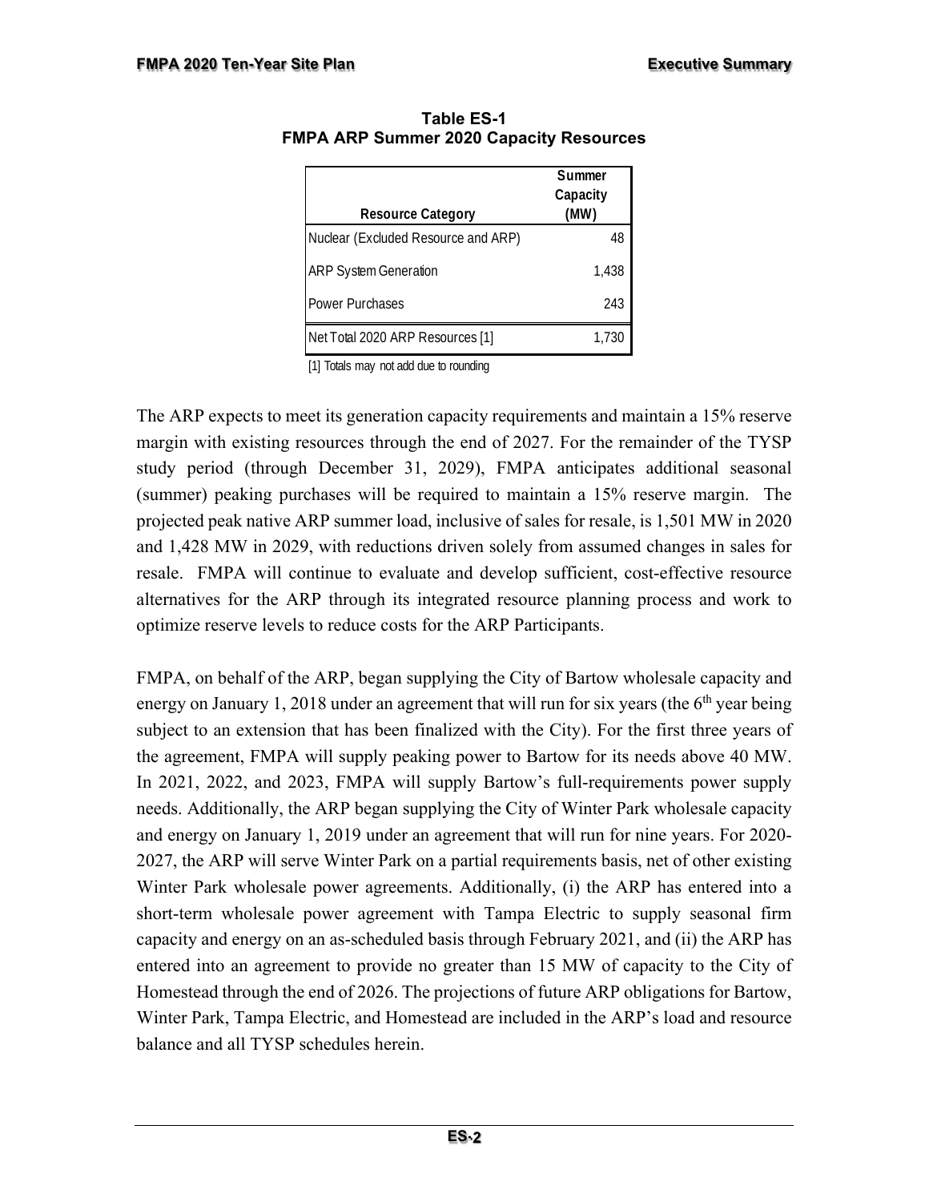**Table ES-1**
**FMPA ARP Summer 2020 Capacity Resources**

| Resource Category | Summer Capacity (MW) |
|---|---|
| Nuclear (Excluded Resource and ARP) | 48 |
| ARP System Generation | 1,438 |
| Power Purchases | 243 |
| Net Total 2020 ARP Resources [1] | 1,730 |

[1] Totals may not add due to rounding

The ARP expects to meet its generation capacity requirements and maintain a 15% reserve margin with existing resources through the end of 2027. For the remainder of the TYSP study period (through December 31, 2029), FMPA anticipates additional seasonal (summer) peaking purchases will be required to maintain a 15% reserve margin. The projected peak native ARP summer load, inclusive of sales for resale, is 1,501 MW in 2020 and 1,428 MW in 2029, with reductions driven solely from assumed changes in sales for resale. FMPA will continue to evaluate and develop sufficient, cost-effective resource alternatives for the ARP through its integrated resource planning process and work to optimize reserve levels to reduce costs for the ARP Participants.

FMPA, on behalf of the ARP, began supplying the City of Bartow wholesale capacity and energy on January 1, 2018 under an agreement that will run for six years (the 6th year being subject to an extension that has been finalized with the City). For the first three years of the agreement, FMPA will supply peaking power to Bartow for its needs above 40 MW. In 2021, 2022, and 2023, FMPA will supply Bartow's full-requirements power supply needs. Additionally, the ARP began supplying the City of Winter Park wholesale capacity and energy on January 1, 2019 under an agreement that will run for nine years. For 2020-2027, the ARP will serve Winter Park on a partial requirements basis, net of other existing Winter Park wholesale power agreements. Additionally, (i) the ARP has entered into a short-term wholesale power agreement with Tampa Electric to supply seasonal firm capacity and energy on an as-scheduled basis through February 2021, and (ii) the ARP has entered into an agreement to provide no greater than 15 MW of capacity to the City of Homestead through the end of 2026. The projections of future ARP obligations for Bartow, Winter Park, Tampa Electric, and Homestead are included in the ARP's load and resource balance and all TYSP schedules herein.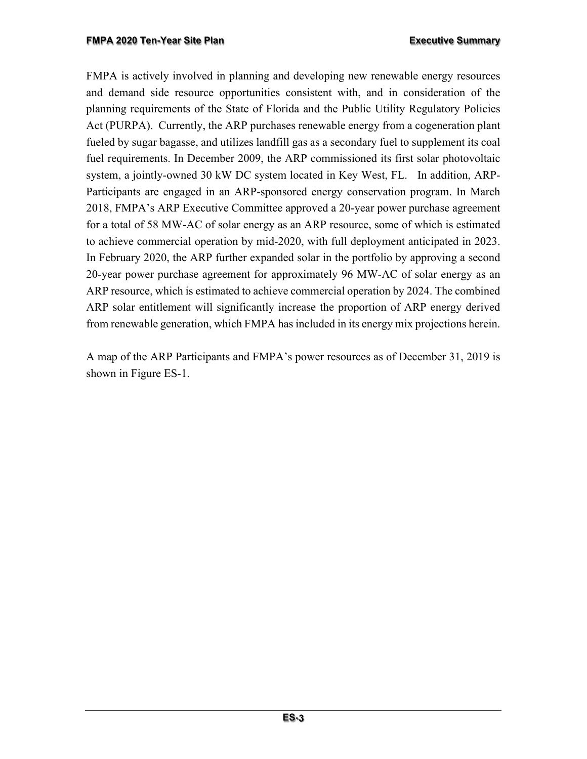FMPA is actively involved in planning and developing new renewable energy resources and demand side resource opportunities consistent with, and in consideration of the planning requirements of the State of Florida and the Public Utility Regulatory Policies Act (PURPA). Currently, the ARP purchases renewable energy from a cogeneration plant fueled by sugar bagasse, and utilizes landfill gas as a secondary fuel to supplement its coal fuel requirements. In December 2009, the ARP commissioned its first solar photovoltaic system, a jointly-owned 30 kW DC system located in Key West, FL. In addition, ARP-Participants are engaged in an ARP-sponsored energy conservation program. In March 2018, FMPA's ARP Executive Committee approved a 20-year power purchase agreement for a total of 58 MW-AC of solar energy as an ARP resource, some of which is estimated to achieve commercial operation by mid-2020, with full deployment anticipated in 2023. In February 2020, the ARP further expanded solar in the portfolio by approving a second 20-year power purchase agreement for approximately 96 MW-AC of solar energy as an ARP resource, which is estimated to achieve commercial operation by 2024. The combined ARP solar entitlement will significantly increase the proportion of ARP energy derived from renewable generation, which FMPA has included in its energy mix projections herein.

A map of the ARP Participants and FMPA's power resources as of December 31, 2019 is shown in Figure ES-1.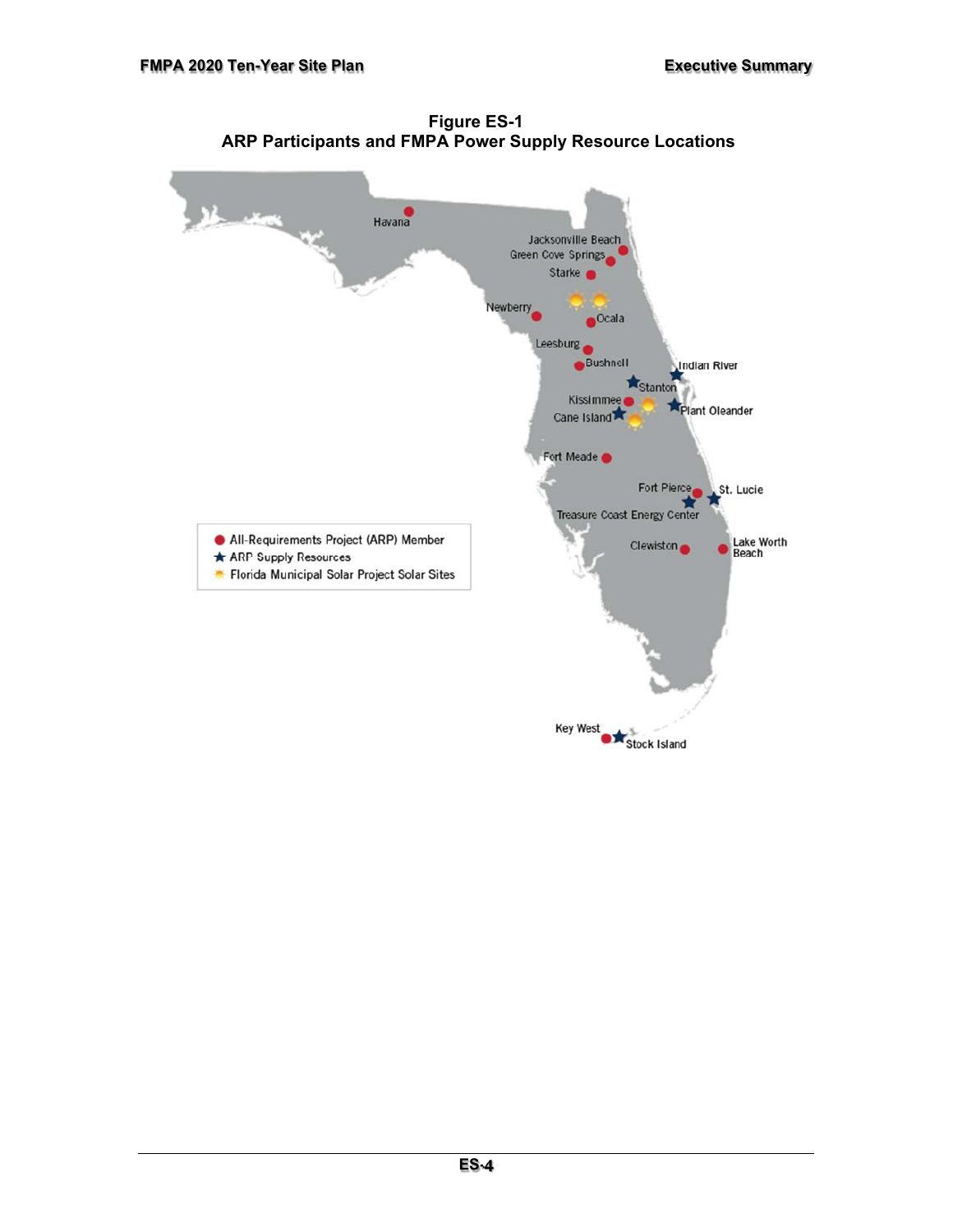**Figure ES-1**
**ARP Participants and FMPA Power Supply Resource Locations**

Havana

Jacksonville Beach

Green Cove Springs

Starke

Newberry

Ocala

Leesburg

Bushnell

Indian River

Stanton

Kissimmee

Plant Oleander

Cane Island

Fort Meade

Fort Pierce

St. Lucie

Treasure Coast Energy Center

Clewiston

Lake Worth Beach

Key West

Stock Island

- All-Requirements Project (ARP) Member
- ARP Supply Resources
- Florida Municipal Solar Project Solar Sites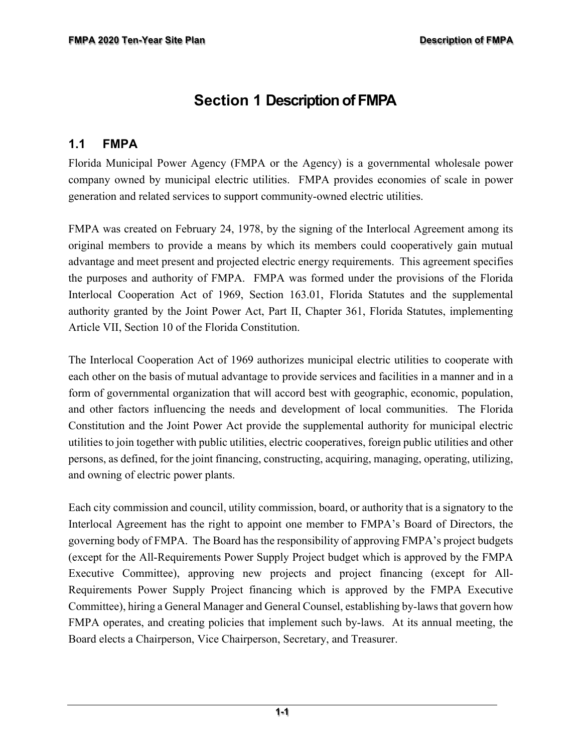# Section 1 Description of FMPA

## 1.1 FMPA

Florida Municipal Power Agency (FMPA or the Agency) is a governmental wholesale power company owned by municipal electric utilities. FMPA provides economies of scale in power generation and related services to support community-owned electric utilities.

FMPA was created on February 24, 1978, by the signing of the Interlocal Agreement among its original members to provide a means by which its members could cooperatively gain mutual advantage and meet present and projected electric energy requirements. This agreement specifies the purposes and authority of FMPA. FMPA was formed under the provisions of the Florida Interlocal Cooperation Act of 1969, Section 163.01, Florida Statutes and the supplemental authority granted by the Joint Power Act, Part II, Chapter 361, Florida Statutes, implementing Article VII, Section 10 of the Florida Constitution.

The Interlocal Cooperation Act of 1969 authorizes municipal electric utilities to cooperate with each other on the basis of mutual advantage to provide services and facilities in a manner and in a form of governmental organization that will accord best with geographic, economic, population, and other factors influencing the needs and development of local communities. The Florida Constitution and the Joint Power Act provide the supplemental authority for municipal electric utilities to join together with public utilities, electric cooperatives, foreign public utilities and other persons, as defined, for the joint financing, constructing, acquiring, managing, operating, utilizing, and owning of electric power plants.

Each city commission and council, utility commission, board, or authority that is a signatory to the Interlocal Agreement has the right to appoint one member to FMPA's Board of Directors, the governing body of FMPA. The Board has the responsibility of approving FMPA's project budgets (except for the All-Requirements Power Supply Project budget which is approved by the FMPA Executive Committee), approving new projects and project financing (except for All-Requirements Power Supply Project financing which is approved by the FMPA Executive Committee), hiring a General Manager and General Counsel, establishing by-laws that govern how FMPA operates, and creating policies that implement such by-laws. At its annual meeting, the Board elects a Chairperson, Vice Chairperson, Secretary, and Treasurer.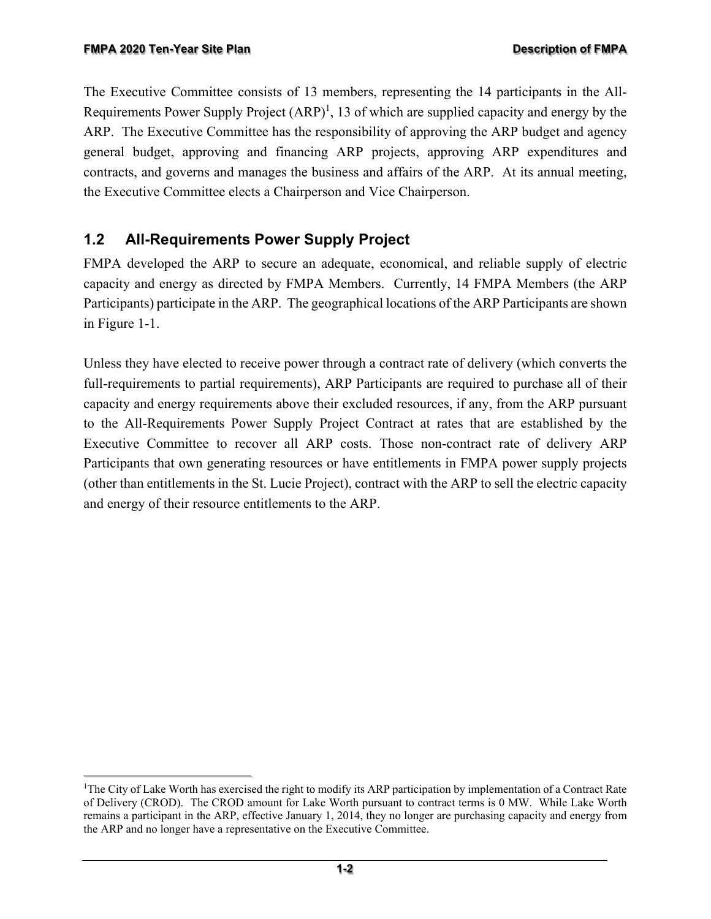The Executive Committee consists of 13 members, representing the 14 participants in the All-Requirements Power Supply Project (ARP)[1], 13 of which are supplied capacity and energy by the ARP. The Executive Committee has the responsibility of approving the ARP budget and agency general budget, approving and financing ARP projects, approving ARP expenditures and contracts, and governs and manages the business and affairs of the ARP. At its annual meeting, the Executive Committee elects a Chairperson and Vice Chairperson.

## 1.2 All-Requirements Power Supply Project

FMPA developed the ARP to secure an adequate, economical, and reliable supply of electric capacity and energy as directed by FMPA Members. Currently, 14 FMPA Members (the ARP Participants) participate in the ARP. The geographical locations of the ARP Participants are shown in Figure 1-1.

Unless they have elected to receive power through a contract rate of delivery (which converts the full-requirements to partial requirements), ARP Participants are required to purchase all of their capacity and energy requirements above their excluded resources, if any, from the ARP pursuant to the All-Requirements Power Supply Project Contract at rates that are established by the Executive Committee to recover all ARP costs. Those non-contract rate of delivery ARP Participants that own generating resources or have entitlements in FMPA power supply projects (other than entitlements in the St. Lucie Project), contract with the ARP to sell the electric capacity and energy of their resource entitlements to the ARP.

[1]The City of Lake Worth has exercised the right to modify its ARP participation by implementation of a Contract Rate of Delivery (CROD). The CROD amount for Lake Worth pursuant to contract terms is 0 MW. While Lake Worth remains a participant in the ARP, effective January 1, 2014, they no longer are purchasing capacity and energy from the ARP and no longer have a representative on the Executive Committee.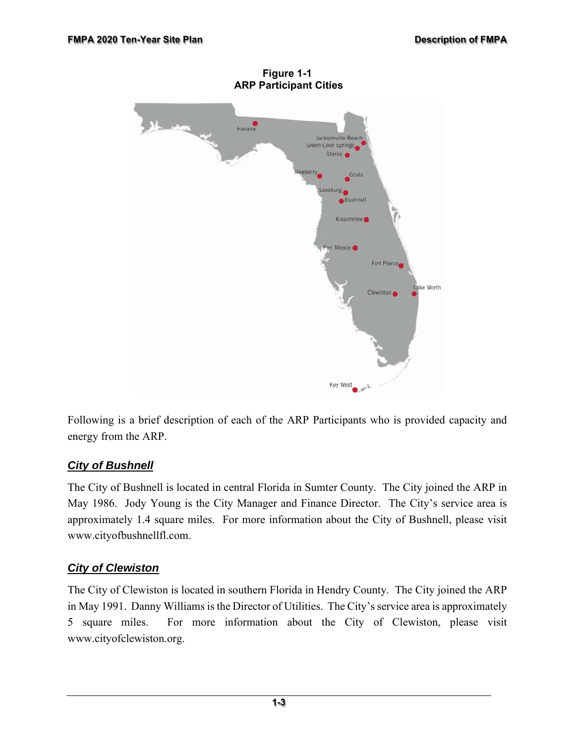**Figure 1-1**
**ARP Participant Cities**

Following is a brief description of each of the ARP Participants who is provided capacity and energy from the ARP.

### *City of Bushnell*

The City of Bushnell is located in central Florida in Sumter County. The City joined the ARP in May 1986. Jody Young is the City Manager and Finance Director. The City's service area is approximately 1.4 square miles. For more information about the City of Bushnell, please visit www.cityofbushnellfl.com.

### *City of Clewiston*

The City of Clewiston is located in southern Florida in Hendry County. The City joined the ARP in May 1991. Danny Williams is the Director of Utilities. The City's service area is approximately 5 square miles. For more information about the City of Clewiston, please visit www.cityofclewiston.org.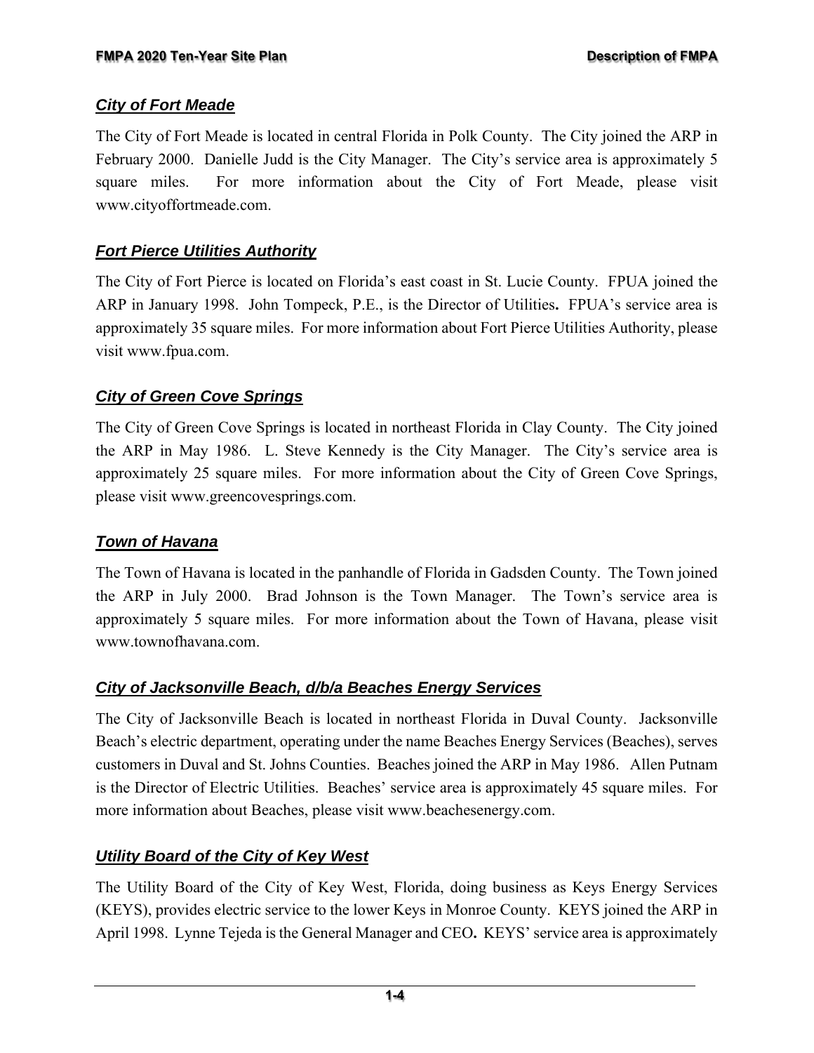### ***City of Fort Meade***

The City of Fort Meade is located in central Florida in Polk County. The City joined the ARP in February 2000. Danielle Judd is the City Manager. The City's service area is approximately 5 square miles. For more information about the City of Fort Meade, please visit www.cityoffortmeade.com.

### ***Fort Pierce Utilities Authority***

The City of Fort Pierce is located on Florida's east coast in St. Lucie County. FPUA joined the ARP in January 1998. John Tompeck, P.E., is the Director of Utilities**.** FPUA's service area is approximately 35 square miles. For more information about Fort Pierce Utilities Authority, please visit www.fpua.com.

### ***City of Green Cove Springs***

The City of Green Cove Springs is located in northeast Florida in Clay County. The City joined the ARP in May 1986. L. Steve Kennedy is the City Manager. The City's service area is approximately 25 square miles. For more information about the City of Green Cove Springs, please visit www.greencovesprings.com.

### ***Town of Havana***

The Town of Havana is located in the panhandle of Florida in Gadsden County. The Town joined the ARP in July 2000. Brad Johnson is the Town Manager. The Town's service area is approximately 5 square miles. For more information about the Town of Havana, please visit www.townofhavana.com.

### ***City of Jacksonville Beach, d/b/a Beaches Energy Services***

The City of Jacksonville Beach is located in northeast Florida in Duval County. Jacksonville Beach's electric department, operating under the name Beaches Energy Services (Beaches), serves customers in Duval and St. Johns Counties. Beaches joined the ARP in May 1986. Allen Putnam is the Director of Electric Utilities. Beaches' service area is approximately 45 square miles. For more information about Beaches, please visit www.beachesenergy.com.

### ***Utility Board of the City of Key West***

The Utility Board of the City of Key West, Florida, doing business as Keys Energy Services (KEYS), provides electric service to the lower Keys in Monroe County. KEYS joined the ARP in April 1998. Lynne Tejeda is the General Manager and CEO**.** KEYS' service area is approximately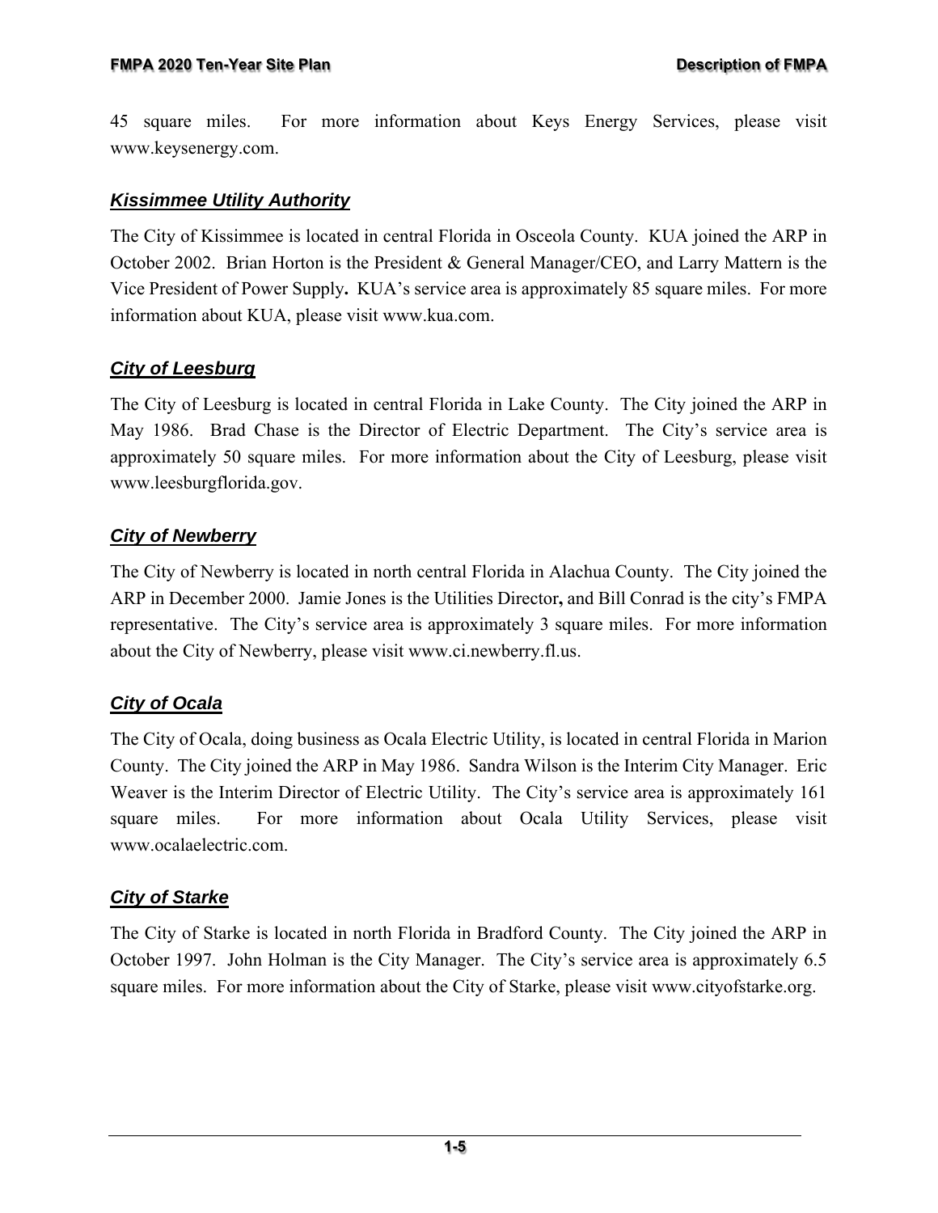45 square miles. For more information about Keys Energy Services, please visit www.keysenergy.com.

### *Kissimmee Utility Authority*

The City of Kissimmee is located in central Florida in Osceola County. KUA joined the ARP in October 2002. Brian Horton is the President & General Manager/CEO, and Larry Mattern is the Vice President of Power Supply. KUA's service area is approximately 85 square miles. For more information about KUA, please visit www.kua.com.

### *City of Leesburg*

The City of Leesburg is located in central Florida in Lake County. The City joined the ARP in May 1986. Brad Chase is the Director of Electric Department. The City's service area is approximately 50 square miles. For more information about the City of Leesburg, please visit www.leesburgflorida.gov.

### *City of Newberry*

The City of Newberry is located in north central Florida in Alachua County. The City joined the ARP in December 2000. Jamie Jones is the Utilities Director, and Bill Conrad is the city's FMPA representative. The City's service area is approximately 3 square miles. For more information about the City of Newberry, please visit www.ci.newberry.fl.us.

### *City of Ocala*

The City of Ocala, doing business as Ocala Electric Utility, is located in central Florida in Marion County. The City joined the ARP in May 1986. Sandra Wilson is the Interim City Manager. Eric Weaver is the Interim Director of Electric Utility. The City's service area is approximately 161 square miles. For more information about Ocala Utility Services, please visit www.ocalaelectric.com.

### *City of Starke*

The City of Starke is located in north Florida in Bradford County. The City joined the ARP in October 1997. John Holman is the City Manager. The City's service area is approximately 6.5 square miles. For more information about the City of Starke, please visit www.cityofstarke.org.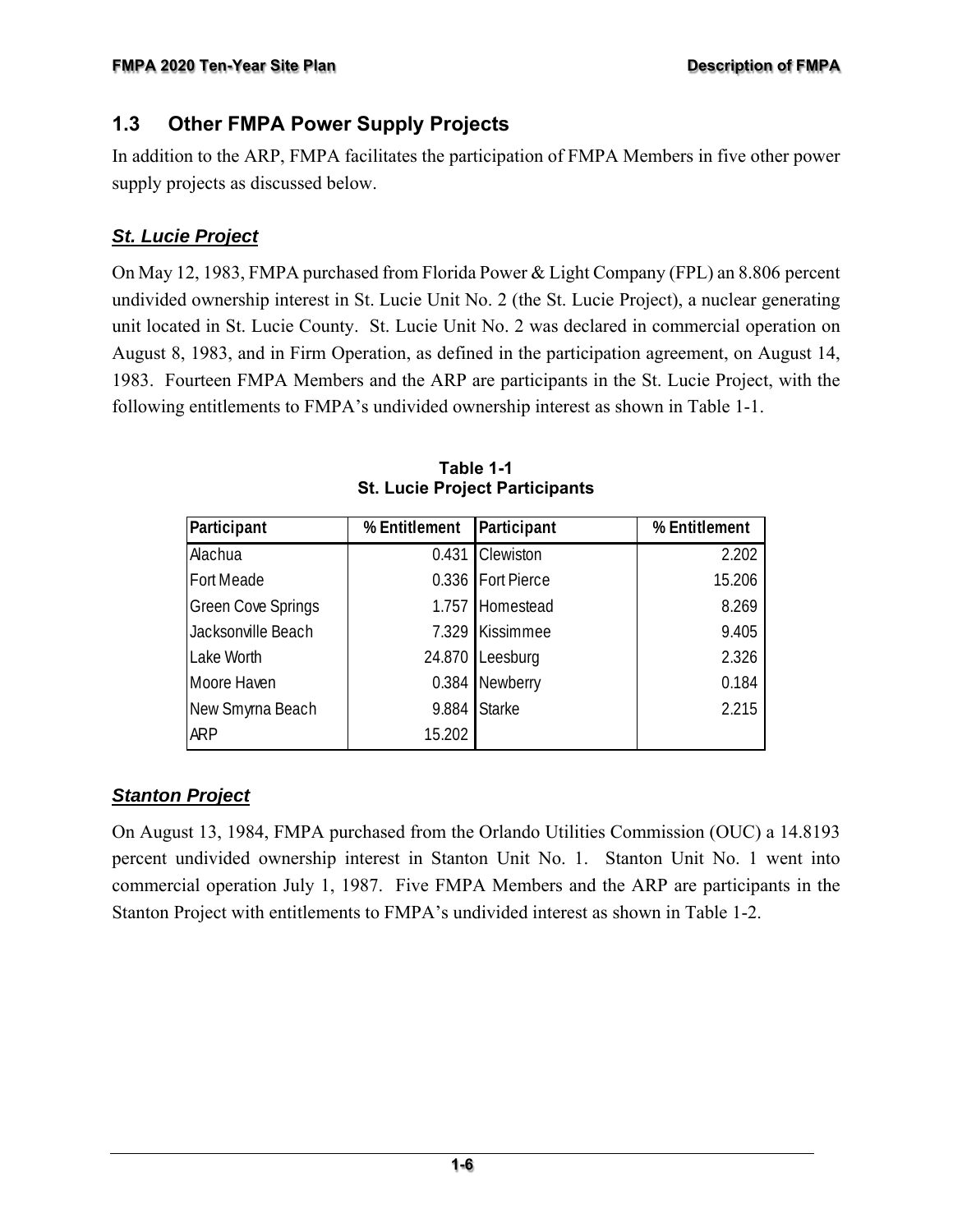## 1.3 Other FMPA Power Supply Projects

In addition to the ARP, FMPA facilitates the participation of FMPA Members in five other power supply projects as discussed below.

### ***St. Lucie Project***

On May 12, 1983, FMPA purchased from Florida Power & Light Company (FPL) an 8.806 percent undivided ownership interest in St. Lucie Unit No. 2 (the St. Lucie Project), a nuclear generating unit located in St. Lucie County. St. Lucie Unit No. 2 was declared in commercial operation on August 8, 1983, and in Firm Operation, as defined in the participation agreement, on August 14, 1983. Fourteen FMPA Members and the ARP are participants in the St. Lucie Project, with the following entitlements to FMPA's undivided ownership interest as shown in Table 1-1.

**Table 1-1**
**St. Lucie Project Participants**

| Participant | % Entitlement | Participant | % Entitlement |
|---|---|---|---|
| Alachua | 0.431 | Clewiston | 2.202 |
| Fort Meade | 0.336 | Fort Pierce | 15.206 |
| Green Cove Springs | 1.757 | Homestead | 8.269 |
| Jacksonville Beach | 7.329 | Kissimmee | 9.405 |
| Lake Worth | 24.870 | Leesburg | 2.326 |
| Moore Haven | 0.384 | Newberry | 0.184 |
| New Smyrna Beach | 9.884 | Starke | 2.215 |
| ARP | 15.202 | | |

### ***Stanton Project***

On August 13, 1984, FMPA purchased from the Orlando Utilities Commission (OUC) a 14.8193 percent undivided ownership interest in Stanton Unit No. 1. Stanton Unit No. 1 went into commercial operation July 1, 1987. Five FMPA Members and the ARP are participants in the Stanton Project with entitlements to FMPA's undivided interest as shown in Table 1-2.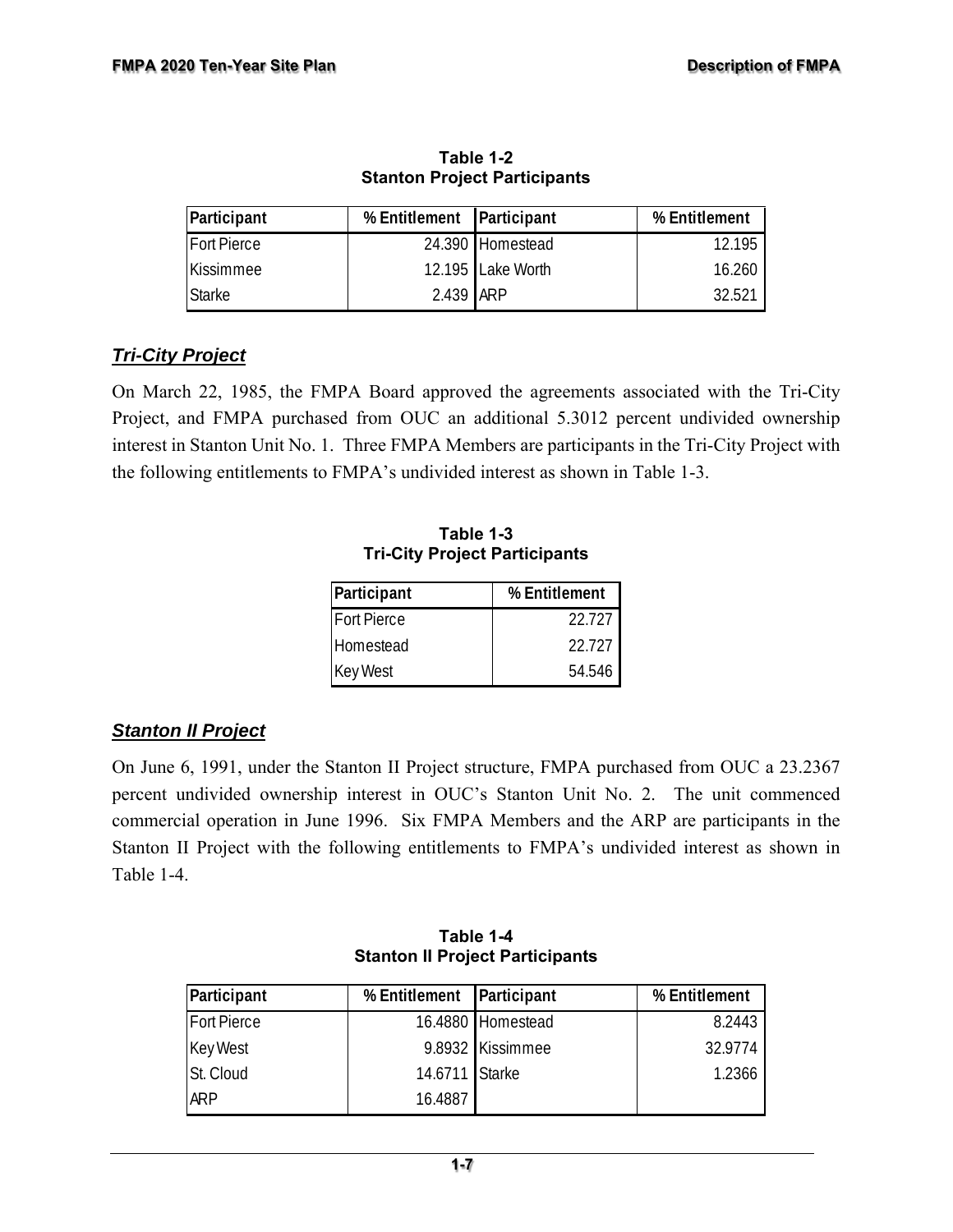**Table 1-2**
**Stanton Project Participants**

| Participant | % Entitlement | Participant | % Entitlement |
|---|---|---|---|
| Fort Pierce | 24.390 | Homestead | 12.195 |
| Kissimmee | 12.195 | Lake Worth | 16.260 |
| Starke | 2.439 | ARP | 32.521 |

### *Tri-City Project*

On March 22, 1985, the FMPA Board approved the agreements associated with the Tri-City Project, and FMPA purchased from OUC an additional 5.3012 percent undivided ownership interest in Stanton Unit No. 1. Three FMPA Members are participants in the Tri-City Project with the following entitlements to FMPA's undivided interest as shown in Table 1-3.

**Table 1-3**
**Tri-City Project Participants**

| Participant | % Entitlement |
|---|---|
| Fort Pierce | 22.727 |
| Homestead | 22.727 |
| Key West | 54.546 |

### *Stanton II Project*

On June 6, 1991, under the Stanton II Project structure, FMPA purchased from OUC a 23.2367 percent undivided ownership interest in OUC's Stanton Unit No. 2. The unit commenced commercial operation in June 1996. Six FMPA Members and the ARP are participants in the Stanton II Project with the following entitlements to FMPA's undivided interest as shown in Table 1-4.

**Table 1-4**
**Stanton II Project Participants**

| Participant | % Entitlement | Participant | % Entitlement |
|---|---|---|---|
| Fort Pierce | 16.4880 | Homestead | 8.2443 |
| Key West | 9.8932 | Kissimmee | 32.9774 |
| St. Cloud | 14.6711 | Starke | 1.2366 |
| ARP | 16.4887 | | |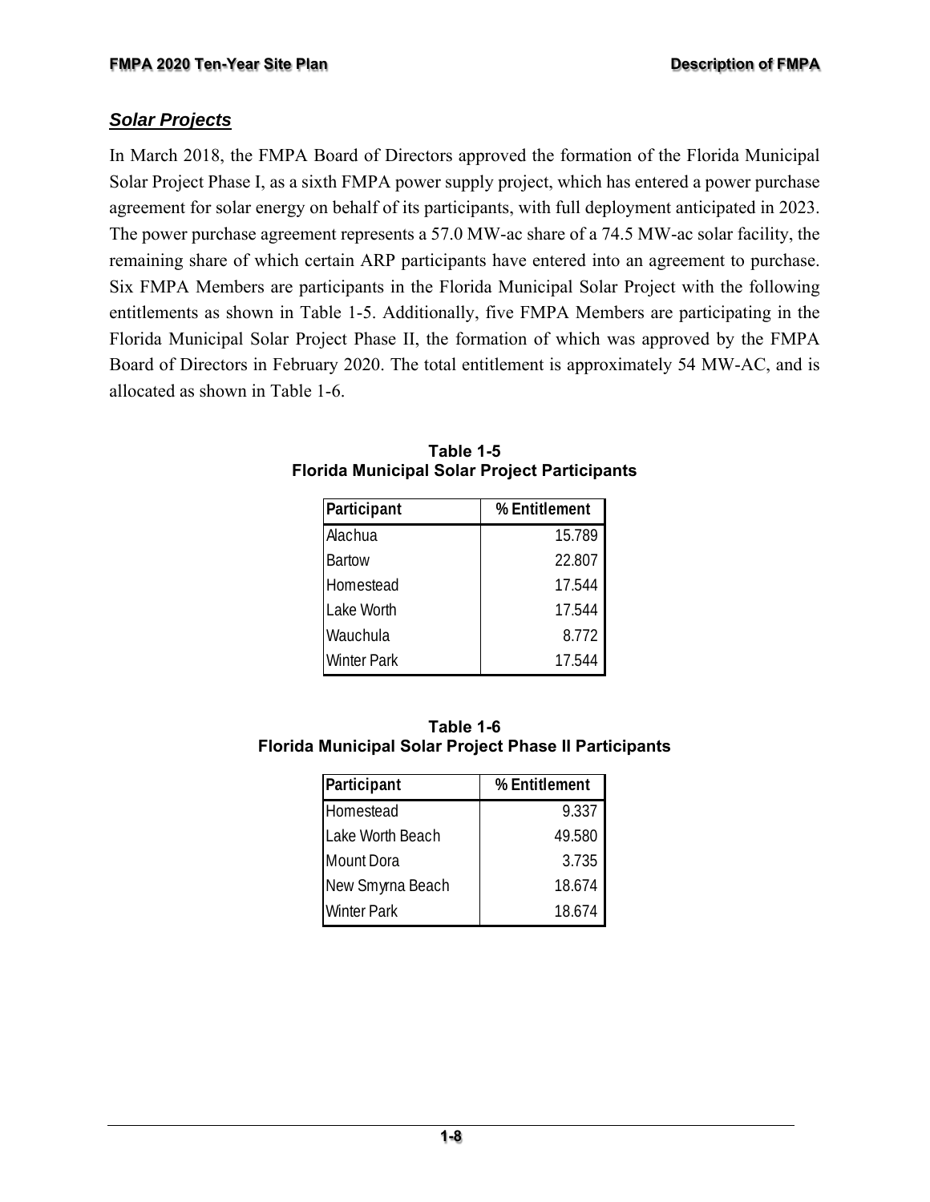## *Solar Projects*

In March 2018, the FMPA Board of Directors approved the formation of the Florida Municipal Solar Project Phase I, as a sixth FMPA power supply project, which has entered a power purchase agreement for solar energy on behalf of its participants, with full deployment anticipated in 2023. The power purchase agreement represents a 57.0 MW-ac share of a 74.5 MW-ac solar facility, the remaining share of which certain ARP participants have entered into an agreement to purchase. Six FMPA Members are participants in the Florida Municipal Solar Project with the following entitlements as shown in Table 1-5. Additionally, five FMPA Members are participating in the Florida Municipal Solar Project Phase II, the formation of which was approved by the FMPA Board of Directors in February 2020. The total entitlement is approximately 54 MW-AC, and is allocated as shown in Table 1-6.

**Table 1-5**
**Florida Municipal Solar Project Participants**

| Participant | % Entitlement |
|---|---|
| Alachua | 15.789 |
| Bartow | 22.807 |
| Homestead | 17.544 |
| Lake Worth | 17.544 |
| Wauchula | 8.772 |
| Winter Park | 17.544 |

**Table 1-6**
**Florida Municipal Solar Project Phase II Participants**

| Participant | % Entitlement |
|---|---|
| Homestead | 9.337 |
| Lake Worth Beach | 49.580 |
| Mount Dora | 3.735 |
| New Smyrna Beach | 18.674 |
| Winter Park | 18.674 |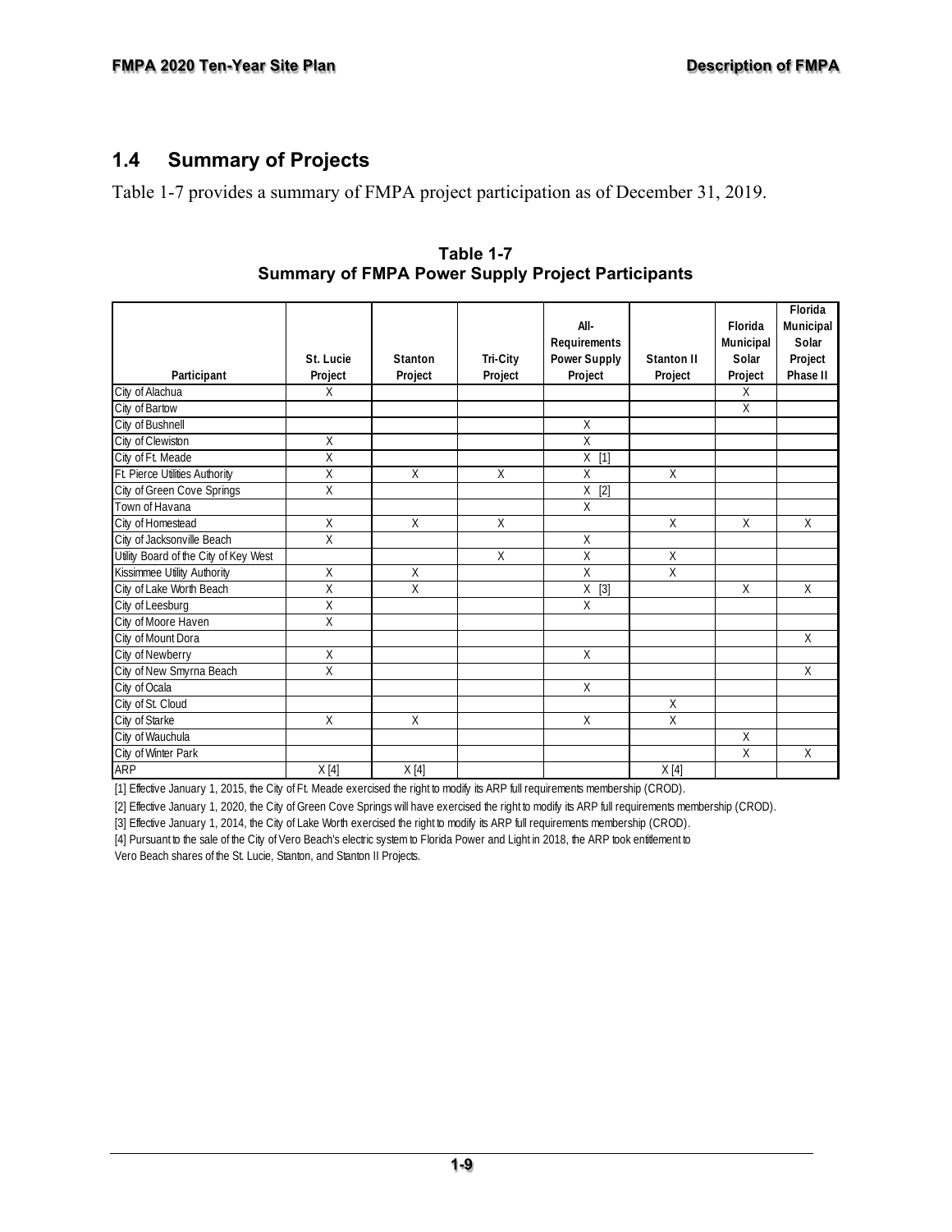## 1.4 Summary of Projects

Table 1-7 provides a summary of FMPA project participation as of December 31, 2019.

**Table 1-7**
**Summary of FMPA Power Supply Project Participants**

| Participant | St. Lucie Project | Stanton Project | Tri-City Project | All-Requirements Power Supply Project | Stanton II Project | Florida Municipal Solar Project | Florida Municipal Solar Project Phase II |
|---|---|---|---|---|---|---|---|
| City of Alachua | X | | | | | X | |
| City of Bartow | | | | | | X | |
| City of Bushnell | | | | X | | | |
| City of Clewiston | X | | | X | | | |
| City of Ft. Meade | X | | | X [1] | | | |
| Ft. Pierce Utilities Authority | X | X | X | X | X | | |
| City of Green Cove Springs | X | | | X [2] | | | |
| Town of Havana | | | | X | | | |
| City of Homestead | X | X | X | | X | X | X |
| City of Jacksonville Beach | X | | | X | | | |
| Utility Board of the City of Key West | | | X | X | X | | |
| Kissimmee Utility Authority | X | X | | X | X | | |
| City of Lake Worth Beach | X | X | | X [3] | | X | X |
| City of Leesburg | X | | | X | | | |
| City of Moore Haven | X | | | | | | |
| City of Mount Dora | | | | | | | X |
| City of Newberry | X | | | X | | | |
| City of New Smyrna Beach | X | | | | | | X |
| City of Ocala | | | | X | | | |
| City of St. Cloud | | | | | X | | |
| City of Starke | X | X | | X | X | | |
| City of Wauchula | | | | | | X | |
| City of Winter Park | | | | | | X | X |
| ARP | X [4] | X [4] | | | X [4] | | |

[1] Effective January 1, 2015, the City of Ft. Meade exercised the right to modify its ARP full requirements membership (CROD).

[2] Effective January 1, 2020, the City of Green Cove Springs will have exercised the right to modify its ARP full requirements membership (CROD).

[3] Effective January 1, 2014, the City of Lake Worth exercised the right to modify its ARP full requirements membership (CROD).

[4] Pursuant to the sale of the City of Vero Beach's electric system to Florida Power and Light in 2018, the ARP took entitlement to Vero Beach shares of the St. Lucie, Stanton, and Stanton II Projects.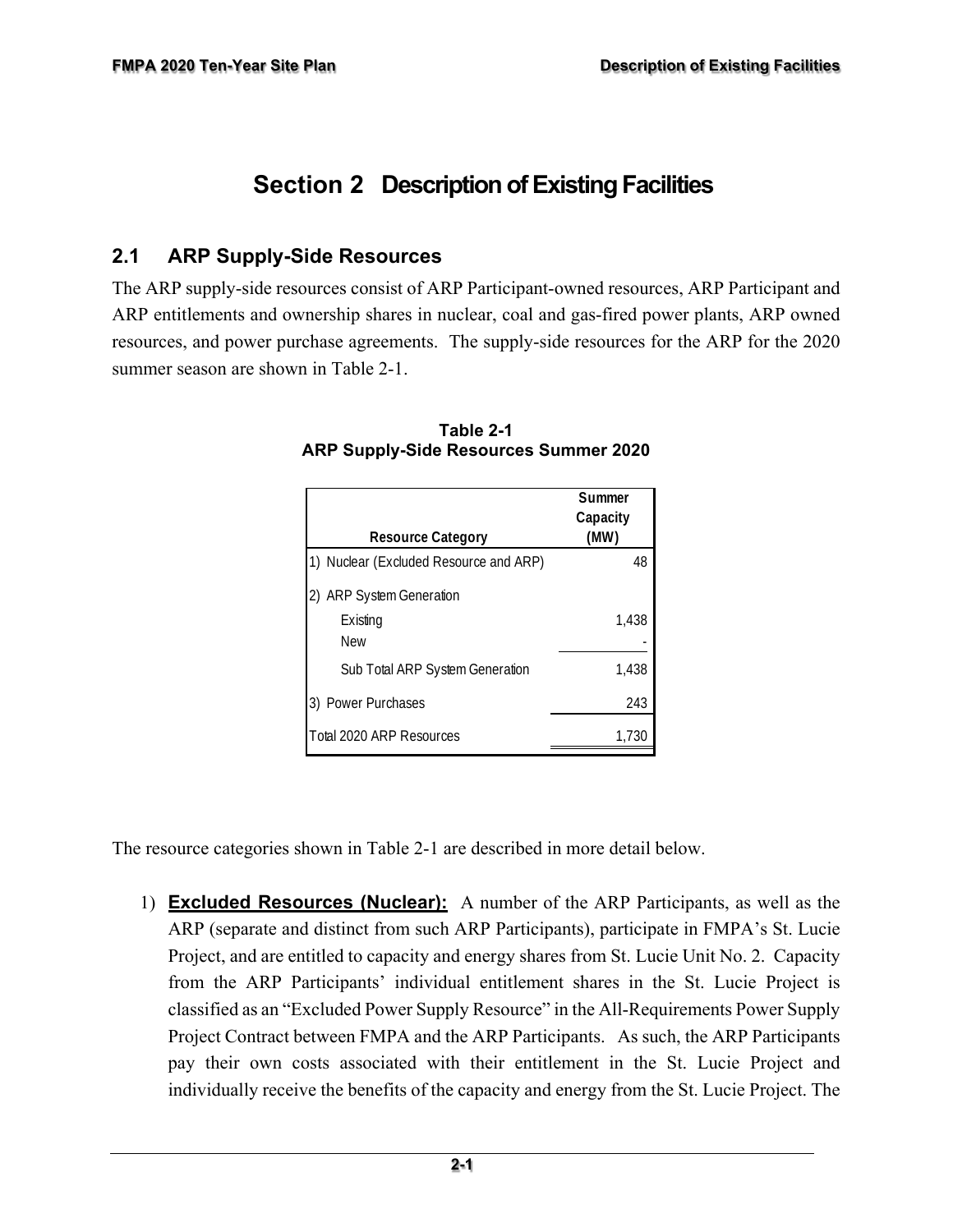# Section 2 Description of Existing Facilities

## 2.1 ARP Supply-Side Resources

The ARP supply-side resources consist of ARP Participant-owned resources, ARP Participant and ARP entitlements and ownership shares in nuclear, coal and gas-fired power plants, ARP owned resources, and power purchase agreements. The supply-side resources for the ARP for the 2020 summer season are shown in Table 2-1.

**Table 2-1**
**ARP Supply-Side Resources Summer 2020**

| Resource Category | Summer Capacity (MW) |
|---|---|
| 1) Nuclear (Excluded Resource and ARP) | 48 |
| 2) ARP System Generation | |
| Existing | 1,438 |
| New | - |
| Sub Total ARP System Generation | 1,438 |
| 3) Power Purchases | 243 |
| Total 2020 ARP Resources | 1,730 |

The resource categories shown in Table 2-1 are described in more detail below.

1) **Excluded Resources (Nuclear):** A number of the ARP Participants, as well as the ARP (separate and distinct from such ARP Participants), participate in FMPA's St. Lucie Project, and are entitled to capacity and energy shares from St. Lucie Unit No. 2. Capacity from the ARP Participants' individual entitlement shares in the St. Lucie Project is classified as an "Excluded Power Supply Resource" in the All-Requirements Power Supply Project Contract between FMPA and the ARP Participants. As such, the ARP Participants pay their own costs associated with their entitlement in the St. Lucie Project and individually receive the benefits of the capacity and energy from the St. Lucie Project. The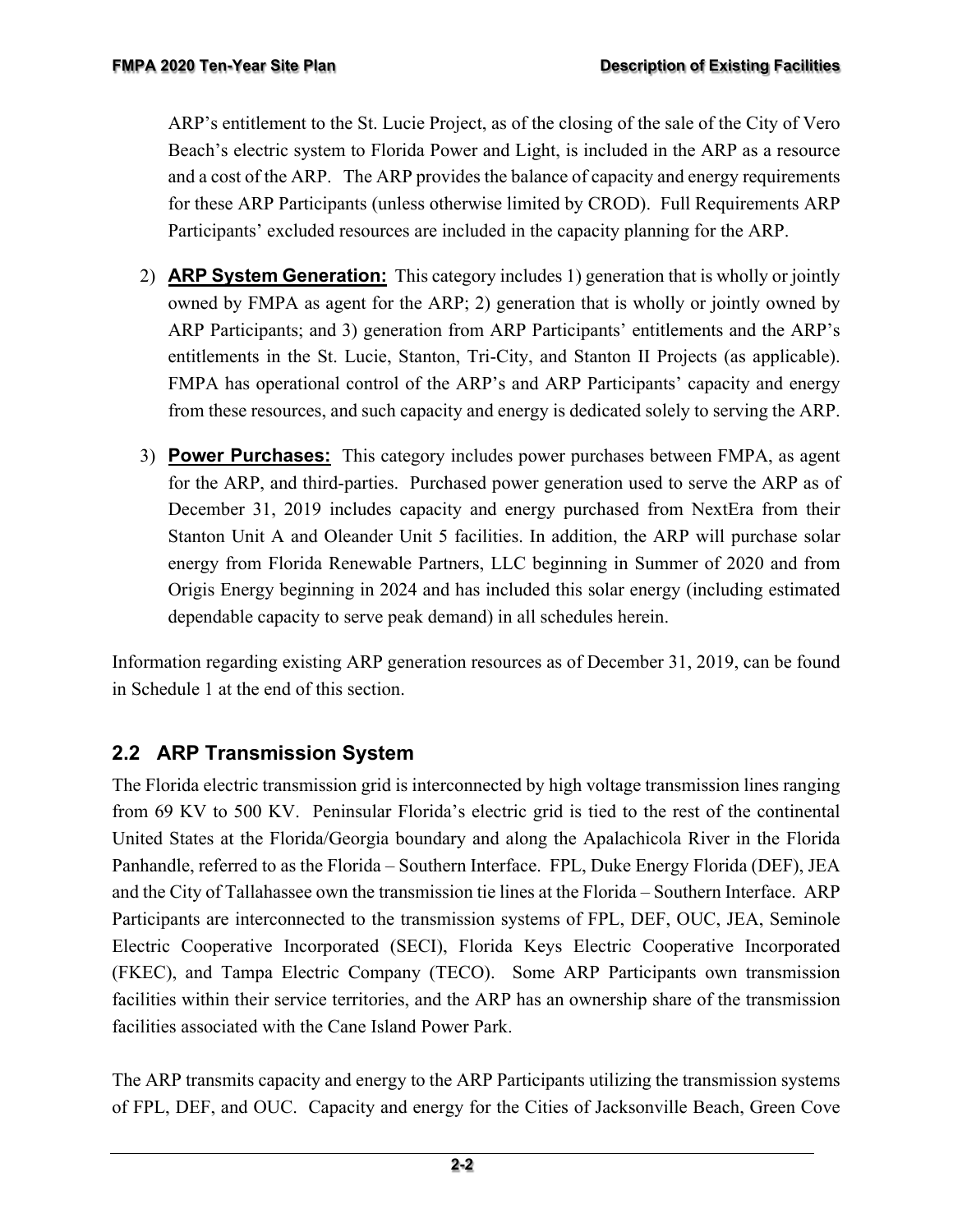ARP's entitlement to the St. Lucie Project, as of the closing of the sale of the City of Vero Beach's electric system to Florida Power and Light, is included in the ARP as a resource and a cost of the ARP. The ARP provides the balance of capacity and energy requirements for these ARP Participants (unless otherwise limited by CROD). Full Requirements ARP Participants' excluded resources are included in the capacity planning for the ARP.

2) **ARP System Generation:** This category includes 1) generation that is wholly or jointly owned by FMPA as agent for the ARP; 2) generation that is wholly or jointly owned by ARP Participants; and 3) generation from ARP Participants' entitlements and the ARP's entitlements in the St. Lucie, Stanton, Tri-City, and Stanton II Projects (as applicable). FMPA has operational control of the ARP's and ARP Participants' capacity and energy from these resources, and such capacity and energy is dedicated solely to serving the ARP.

3) **Power Purchases:** This category includes power purchases between FMPA, as agent for the ARP, and third-parties. Purchased power generation used to serve the ARP as of December 31, 2019 includes capacity and energy purchased from NextEra from their Stanton Unit A and Oleander Unit 5 facilities. In addition, the ARP will purchase solar energy from Florida Renewable Partners, LLC beginning in Summer of 2020 and from Origis Energy beginning in 2024 and has included this solar energy (including estimated dependable capacity to serve peak demand) in all schedules herein.

Information regarding existing ARP generation resources as of December 31, 2019, can be found in Schedule 1 at the end of this section.

## 2.2 ARP Transmission System

The Florida electric transmission grid is interconnected by high voltage transmission lines ranging from 69 KV to 500 KV. Peninsular Florida's electric grid is tied to the rest of the continental United States at the Florida/Georgia boundary and along the Apalachicola River in the Florida Panhandle, referred to as the Florida – Southern Interface. FPL, Duke Energy Florida (DEF), JEA and the City of Tallahassee own the transmission tie lines at the Florida – Southern Interface. ARP Participants are interconnected to the transmission systems of FPL, DEF, OUC, JEA, Seminole Electric Cooperative Incorporated (SECI), Florida Keys Electric Cooperative Incorporated (FKEC), and Tampa Electric Company (TECO). Some ARP Participants own transmission facilities within their service territories, and the ARP has an ownership share of the transmission facilities associated with the Cane Island Power Park.

The ARP transmits capacity and energy to the ARP Participants utilizing the transmission systems of FPL, DEF, and OUC. Capacity and energy for the Cities of Jacksonville Beach, Green Cove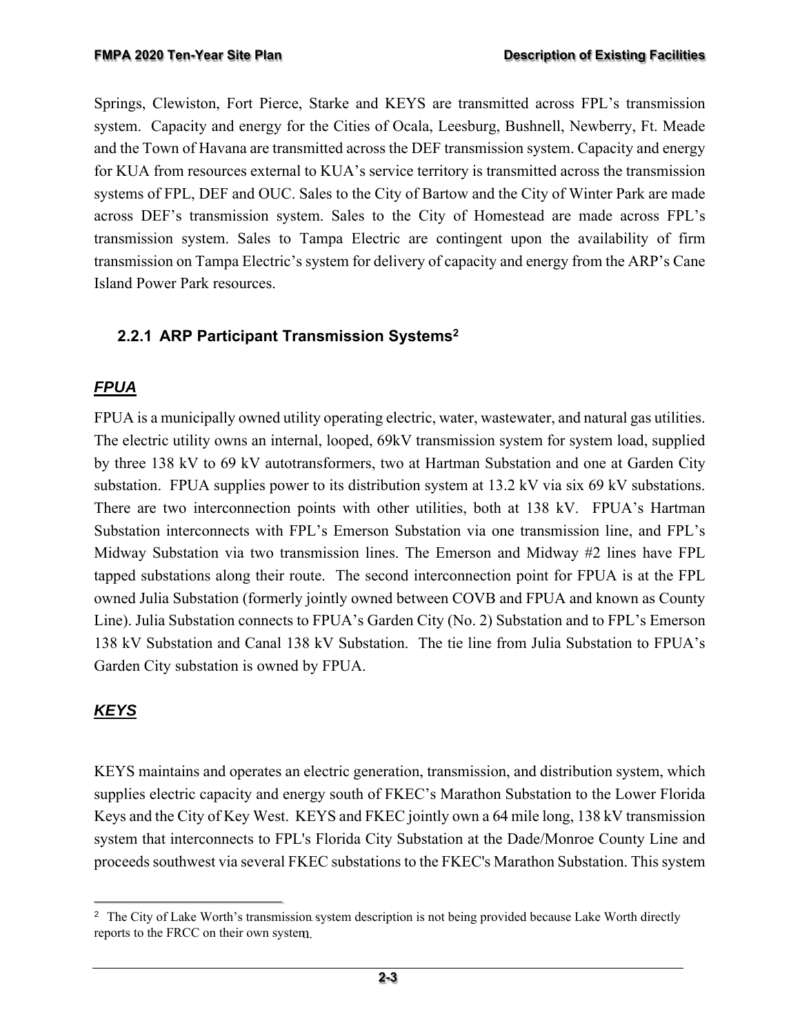Springs, Clewiston, Fort Pierce, Starke and KEYS are transmitted across FPL's transmission system. Capacity and energy for the Cities of Ocala, Leesburg, Bushnell, Newberry, Ft. Meade and the Town of Havana are transmitted across the DEF transmission system. Capacity and energy for KUA from resources external to KUA's service territory is transmitted across the transmission systems of FPL, DEF and OUC. Sales to the City of Bartow and the City of Winter Park are made across DEF's transmission system. Sales to the City of Homestead are made across FPL's transmission system. Sales to Tampa Electric are contingent upon the availability of firm transmission on Tampa Electric's system for delivery of capacity and energy from the ARP's Cane Island Power Park resources.

### 2.2.1 ARP Participant Transmission Systems[2]

***FPUA***

FPUA is a municipally owned utility operating electric, water, wastewater, and natural gas utilities. The electric utility owns an internal, looped, 69kV transmission system for system load, supplied by three 138 kV to 69 kV autotransformers, two at Hartman Substation and one at Garden City substation. FPUA supplies power to its distribution system at 13.2 kV via six 69 kV substations. There are two interconnection points with other utilities, both at 138 kV. FPUA's Hartman Substation interconnects with FPL's Emerson Substation via one transmission line, and FPL's Midway Substation via two transmission lines. The Emerson and Midway #2 lines have FPL tapped substations along their route. The second interconnection point for FPUA is at the FPL owned Julia Substation (formerly jointly owned between COVB and FPUA and known as County Line). Julia Substation connects to FPUA's Garden City (No. 2) Substation and to FPL's Emerson 138 kV Substation and Canal 138 kV Substation. The tie line from Julia Substation to FPUA's Garden City substation is owned by FPUA.

***KEYS***

KEYS maintains and operates an electric generation, transmission, and distribution system, which supplies electric capacity and energy south of FKEC's Marathon Substation to the Lower Florida Keys and the City of Key West. KEYS and FKEC jointly own a 64 mile long, 138 kV transmission system that interconnects to FPL's Florida City Substation at the Dade/Monroe County Line and proceeds southwest via several FKEC substations to the FKEC's Marathon Substation. This system

[2] The City of Lake Worth's transmission system description is not being provided because Lake Worth directly reports to the FRCC on their own system.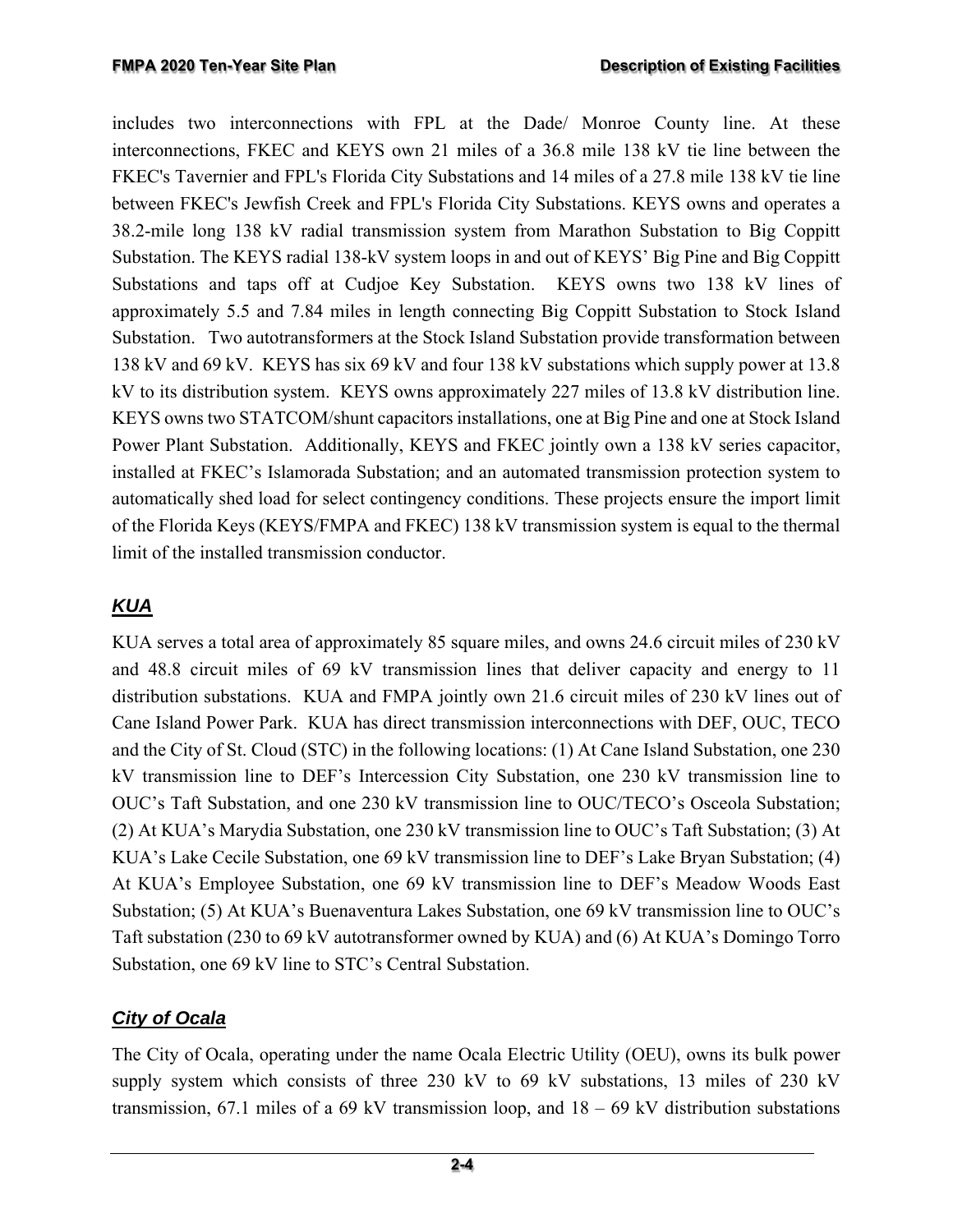includes two interconnections with FPL at the Dade/ Monroe County line. At these interconnections, FKEC and KEYS own 21 miles of a 36.8 mile 138 kV tie line between the FKEC's Tavernier and FPL's Florida City Substations and 14 miles of a 27.8 mile 138 kV tie line between FKEC's Jewfish Creek and FPL's Florida City Substations. KEYS owns and operates a 38.2-mile long 138 kV radial transmission system from Marathon Substation to Big Coppitt Substation. The KEYS radial 138-kV system loops in and out of KEYS' Big Pine and Big Coppitt Substations and taps off at Cudjoe Key Substation. KEYS owns two 138 kV lines of approximately 5.5 and 7.84 miles in length connecting Big Coppitt Substation to Stock Island Substation. Two autotransformers at the Stock Island Substation provide transformation between 138 kV and 69 kV. KEYS has six 69 kV and four 138 kV substations which supply power at 13.8 kV to its distribution system. KEYS owns approximately 227 miles of 13.8 kV distribution line. KEYS owns two STATCOM/shunt capacitors installations, one at Big Pine and one at Stock Island Power Plant Substation. Additionally, KEYS and FKEC jointly own a 138 kV series capacitor, installed at FKEC's Islamorada Substation; and an automated transmission protection system to automatically shed load for select contingency conditions. These projects ensure the import limit of the Florida Keys (KEYS/FMPA and FKEC) 138 kV transmission system is equal to the thermal limit of the installed transmission conductor.

### ***KUA***

KUA serves a total area of approximately 85 square miles, and owns 24.6 circuit miles of 230 kV and 48.8 circuit miles of 69 kV transmission lines that deliver capacity and energy to 11 distribution substations. KUA and FMPA jointly own 21.6 circuit miles of 230 kV lines out of Cane Island Power Park. KUA has direct transmission interconnections with DEF, OUC, TECO and the City of St. Cloud (STC) in the following locations: (1) At Cane Island Substation, one 230 kV transmission line to DEF's Intercession City Substation, one 230 kV transmission line to OUC's Taft Substation, and one 230 kV transmission line to OUC/TECO's Osceola Substation; (2) At KUA's Marydia Substation, one 230 kV transmission line to OUC's Taft Substation; (3) At KUA's Lake Cecile Substation, one 69 kV transmission line to DEF's Lake Bryan Substation; (4) At KUA's Employee Substation, one 69 kV transmission line to DEF's Meadow Woods East Substation; (5) At KUA's Buenaventura Lakes Substation, one 69 kV transmission line to OUC's Taft substation (230 to 69 kV autotransformer owned by KUA) and (6) At KUA's Domingo Torro Substation, one 69 kV line to STC's Central Substation.

### ***City of Ocala***

The City of Ocala, operating under the name Ocala Electric Utility (OEU), owns its bulk power supply system which consists of three 230 kV to 69 kV substations, 13 miles of 230 kV transmission, 67.1 miles of a 69 kV transmission loop, and 18 – 69 kV distribution substations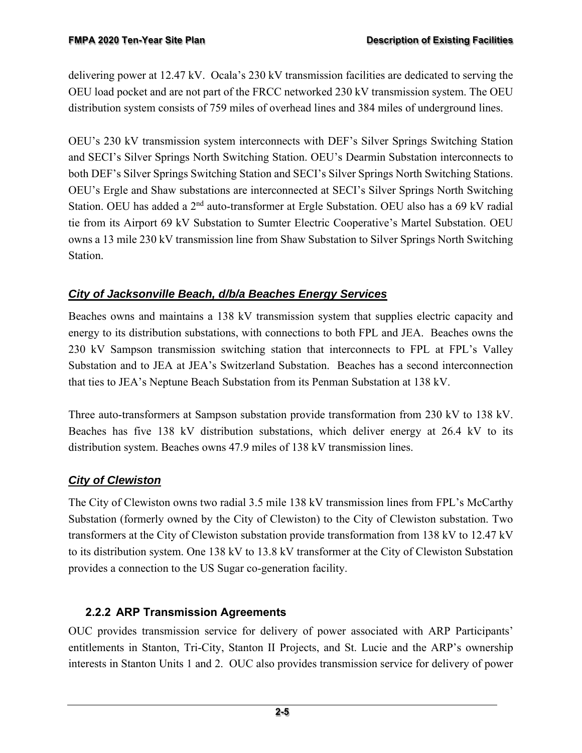delivering power at 12.47 kV. Ocala's 230 kV transmission facilities are dedicated to serving the OEU load pocket and are not part of the FRCC networked 230 kV transmission system. The OEU distribution system consists of 759 miles of overhead lines and 384 miles of underground lines.

OEU's 230 kV transmission system interconnects with DEF's Silver Springs Switching Station and SECI's Silver Springs North Switching Station. OEU's Dearmin Substation interconnects to both DEF's Silver Springs Switching Station and SECI's Silver Springs North Switching Stations. OEU's Ergle and Shaw substations are interconnected at SECI's Silver Springs North Switching Station. OEU has added a 2nd auto-transformer at Ergle Substation. OEU also has a 69 kV radial tie from its Airport 69 kV Substation to Sumter Electric Cooperative's Martel Substation. OEU owns a 13 mile 230 kV transmission line from Shaw Substation to Silver Springs North Switching Station.

#### ***City of Jacksonville Beach, d/b/a Beaches Energy Services***

Beaches owns and maintains a 138 kV transmission system that supplies electric capacity and energy to its distribution substations, with connections to both FPL and JEA. Beaches owns the 230 kV Sampson transmission switching station that interconnects to FPL at FPL's Valley Substation and to JEA at JEA's Switzerland Substation. Beaches has a second interconnection that ties to JEA's Neptune Beach Substation from its Penman Substation at 138 kV.

Three auto-transformers at Sampson substation provide transformation from 230 kV to 138 kV. Beaches has five 138 kV distribution substations, which deliver energy at 26.4 kV to its distribution system. Beaches owns 47.9 miles of 138 kV transmission lines.

#### ***City of Clewiston***

The City of Clewiston owns two radial 3.5 mile 138 kV transmission lines from FPL's McCarthy Substation (formerly owned by the City of Clewiston) to the City of Clewiston substation. Two transformers at the City of Clewiston substation provide transformation from 138 kV to 12.47 kV to its distribution system. One 138 kV to 13.8 kV transformer at the City of Clewiston Substation provides a connection to the US Sugar co-generation facility.

### 2.2.2 ARP Transmission Agreements

OUC provides transmission service for delivery of power associated with ARP Participants' entitlements in Stanton, Tri-City, Stanton II Projects, and St. Lucie and the ARP's ownership interests in Stanton Units 1 and 2. OUC also provides transmission service for delivery of power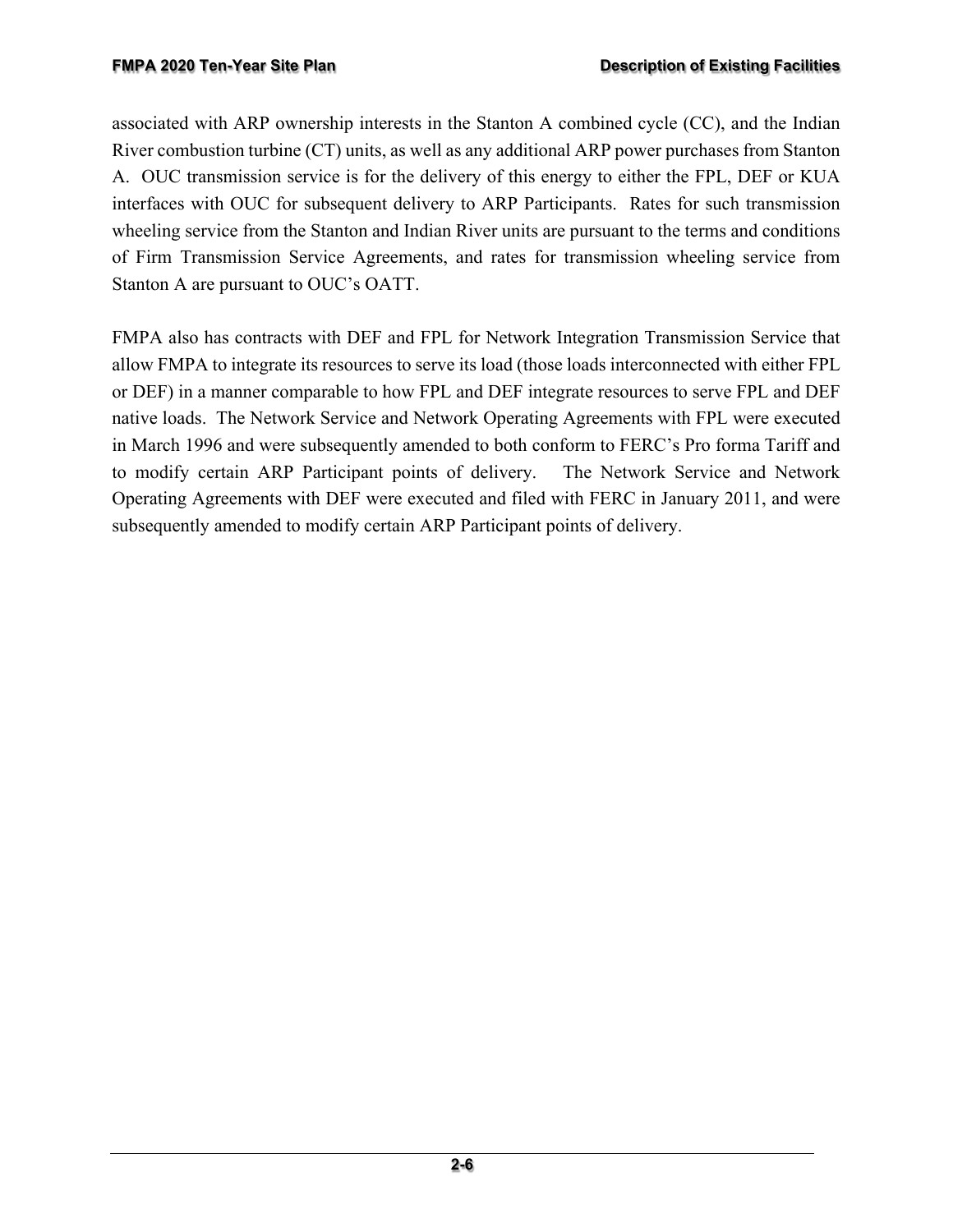associated with ARP ownership interests in the Stanton A combined cycle (CC), and the Indian River combustion turbine (CT) units, as well as any additional ARP power purchases from Stanton A. OUC transmission service is for the delivery of this energy to either the FPL, DEF or KUA interfaces with OUC for subsequent delivery to ARP Participants. Rates for such transmission wheeling service from the Stanton and Indian River units are pursuant to the terms and conditions of Firm Transmission Service Agreements, and rates for transmission wheeling service from Stanton A are pursuant to OUC's OATT.

FMPA also has contracts with DEF and FPL for Network Integration Transmission Service that allow FMPA to integrate its resources to serve its load (those loads interconnected with either FPL or DEF) in a manner comparable to how FPL and DEF integrate resources to serve FPL and DEF native loads. The Network Service and Network Operating Agreements with FPL were executed in March 1996 and were subsequently amended to both conform to FERC's Pro forma Tariff and to modify certain ARP Participant points of delivery. The Network Service and Network Operating Agreements with DEF were executed and filed with FERC in January 2011, and were subsequently amended to modify certain ARP Participant points of delivery.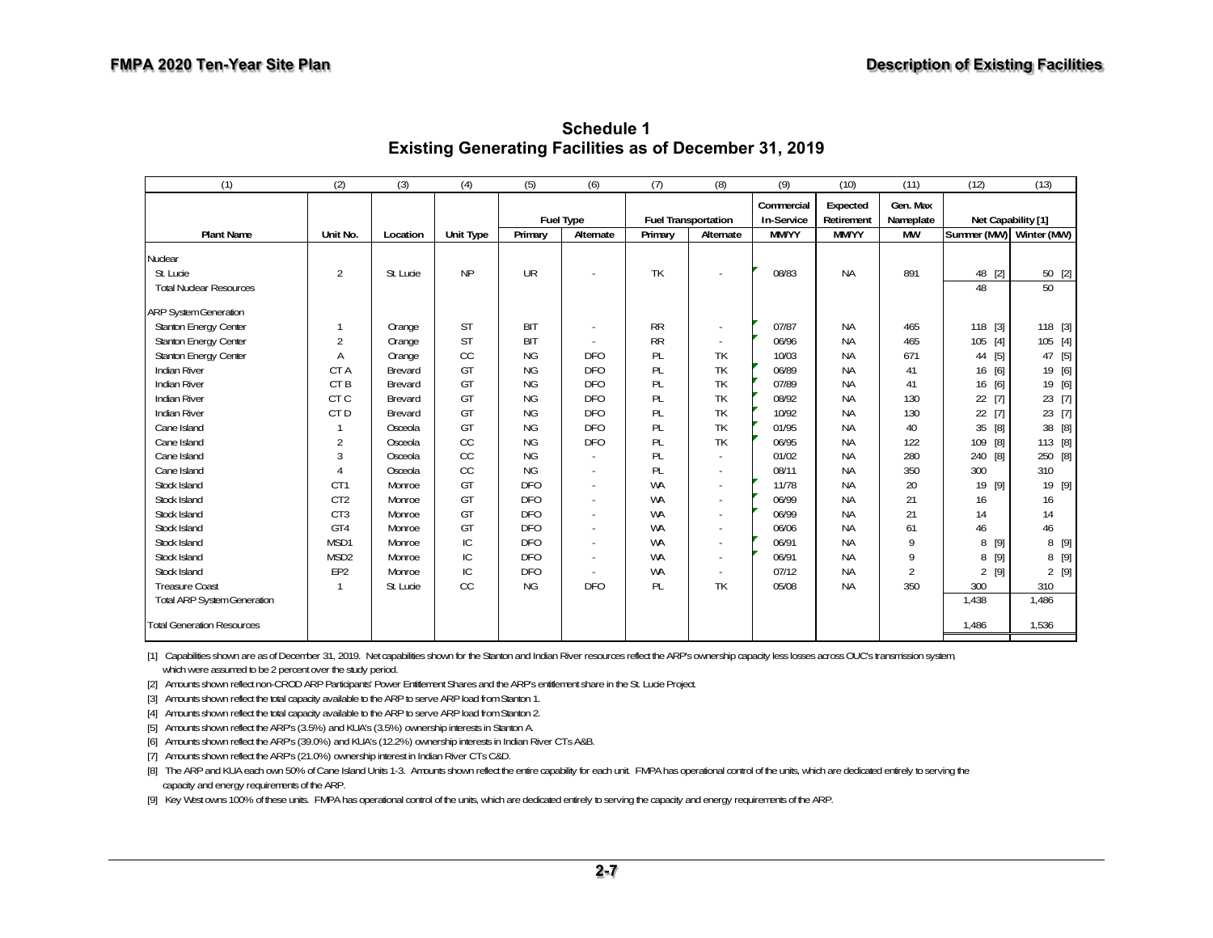## Schedule 1
## Existing Generating Facilities as of December 31, 2019

| (1) | (2) | (3) | (4) | (5) | (6) | (7) | (8) | (9) | (10) | (11) | (12) | (13) |
|---|---|---|---|---|---|---|---|---|---|---|---|---|
| | | | | Fuel Type | | Fuel Transportation | | Commercial In-Service | Expected Retirement | Gen. Max Nameplate | Net Capability [1] | |
| Plant Name | Unit No. | Location | Unit Type | Primary | Alternate | Primary | Alternate | MM/YY | MM/YY | MW | Summer (MW) | Winter (MW) |
| Nuclear | | | | | | | | | | | | |
| St. Lucie | 2 | St. Lucie | NP | UR | - | TK | - | 08/83 | NA | 891 | 48 [2] | 50 [2] |
| Total Nuclear Resources | | | | | | | | | | | 48 | 50 |
| ARP System Generation | | | | | | | | | | | | |
| Stanton Energy Center | 1 | Orange | ST | BIT | - | RR | - | 07/87 | NA | 465 | 118 [3] | 118 [3] |
| Stanton Energy Center | 2 | Orange | ST | BIT | - | RR | - | 06/96 | NA | 465 | 105 [4] | 105 [4] |
| Stanton Energy Center | A | Orange | CC | NG | DFO | PL | TK | 10/03 | NA | 671 | 44 [5] | 47 [5] |
| Indian River | CT A | Brevard | GT | NG | DFO | PL | TK | 06/89 | NA | 41 | 16 [6] | 19 [6] |
| Indian River | CT B | Brevard | GT | NG | DFO | PL | TK | 07/89 | NA | 41 | 16 [6] | 19 [6] |
| Indian River | CT C | Brevard | GT | NG | DFO | PL | TK | 08/92 | NA | 130 | 22 [7] | 23 [7] |
| Indian River | CT D | Brevard | GT | NG | DFO | PL | TK | 10/92 | NA | 130 | 22 [7] | 23 [7] |
| Cane Island | 1 | Osceola | GT | NG | DFO | PL | TK | 01/95 | NA | 40 | 35 [8] | 38 [8] |
| Cane Island | 2 | Osceola | CC | NG | DFO | PL | TK | 06/95 | NA | 122 | 109 [8] | 113 [8] |
| Cane Island | 3 | Osceola | CC | NG | - | PL | - | 01/02 | NA | 280 | 240 [8] | 250 [8] |
| Cane Island | 4 | Osceola | CC | NG | - | PL | - | 08/11 | NA | 350 | 300 | 310 |
| Stock Island | CT1 | Monroe | GT | DFO | - | WA | - | 11/78 | NA | 20 | 19 [9] | 19 [9] |
| Stock Island | CT2 | Monroe | GT | DFO | - | WA | - | 06/99 | NA | 21 | 16 | 16 |
| Stock Island | CT3 | Monroe | GT | DFO | - | WA | - | 06/99 | NA | 21 | 14 | 14 |
| Stock Island | GT4 | Monroe | GT | DFO | - | WA | - | 06/06 | NA | 61 | 46 | 46 |
| Stock Island | MSD1 | Monroe | IC | DFO | - | WA | - | 06/91 | NA | 9 | 8 [9] | 8 [9] |
| Stock Island | MSD2 | Monroe | IC | DFO | - | WA | - | 06/91 | NA | 9 | 8 [9] | 8 [9] |
| Stock Island | EP2 | Monroe | IC | DFO | - | WA | - | 07/12 | NA | 2 | 2 [9] | 2 [9] |
| Treasure Coast | 1 | St. Lucie | CC | NG | DFO | PL | TK | 05/08 | NA | 350 | 300 | 310 |
| Total ARP System Generation | | | | | | | | | | | 1,438 | 1,486 |
| Total Generation Resources | | | | | | | | | | | 1,486 | 1,536 |

[1] Capabilities shown are as of December 31, 2019. Net capabilities shown for the Stanton and Indian River resources reflect the ARP's ownership capacity less losses across OUC's transmission system, which were assumed to be 2 percent over the study period.

[2] Amounts shown reflect non-CROD ARP Participants' Power Entitlement Shares and the ARP's entitlement share in the St. Lucie Project.

[3] Amounts shown reflect the total capacity available to the ARP to serve ARP load from Stanton 1.

[4] Amounts shown reflect the total capacity available to the ARP to serve ARP load from Stanton 2.

[5] Amounts shown reflect the ARP's (3.5%) and KUA's (3.5%) ownership interests in Stanton A.

[6] Amounts shown reflect the ARP's (39.0%) and KUA's (12.2%) ownership interests in Indian River CTs A&B.

[7] Amounts shown reflect the ARP's (21.0%) ownership interest in Indian River CTs C&D.

[8] The ARP and KUA each own 50% of Cane Island Units 1-3. Amounts shown reflect the entire capability for each unit. FMPA has operational control of the units, which are dedicated entirely to serving the capacity and energy requirements of the ARP.

[9] Key West owns 100% of these units. FMPA has operational control of the units, which are dedicated entirely to serving the capacity and energy requirements of the ARP.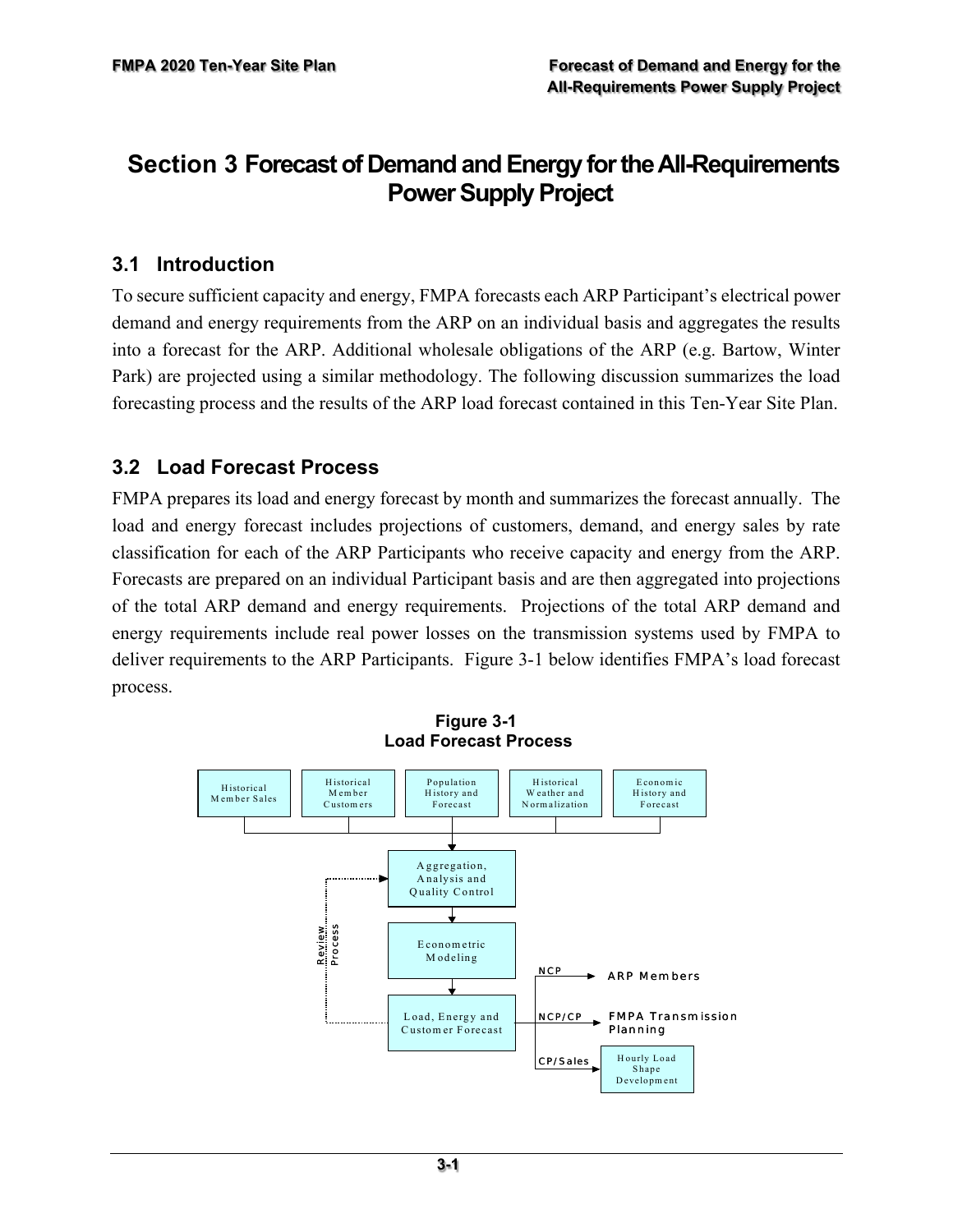# Section 3 Forecast of Demand and Energy for the All-Requirements Power Supply Project

## 3.1 Introduction

To secure sufficient capacity and energy, FMPA forecasts each ARP Participant's electrical power demand and energy requirements from the ARP on an individual basis and aggregates the results into a forecast for the ARP. Additional wholesale obligations of the ARP (e.g. Bartow, Winter Park) are projected using a similar methodology. The following discussion summarizes the load forecasting process and the results of the ARP load forecast contained in this Ten-Year Site Plan.

## 3.2 Load Forecast Process

FMPA prepares its load and energy forecast by month and summarizes the forecast annually. The load and energy forecast includes projections of customers, demand, and energy sales by rate classification for each of the ARP Participants who receive capacity and energy from the ARP. Forecasts are prepared on an individual Participant basis and are then aggregated into projections of the total ARP demand and energy requirements. Projections of the total ARP demand and energy requirements include real power losses on the transmission systems used by FMPA to deliver requirements to the ARP Participants. Figure 3-1 below identifies FMPA's load forecast process.

**Figure 3-1**
**Load Forecast Process**

Historical Member Sales | Historical Member Customers | Population History and Forecast | Historical Weather and Normalization | Economic History and Forecast

Aggregation, Analysis and Quality Control

Econometric Modeling

Load, Energy and Customer Forecast

Review Process

NCP → ARP Members

NCP/CP → FMPA Transmission Planning

CP/Sales → Hourly Load Shape Development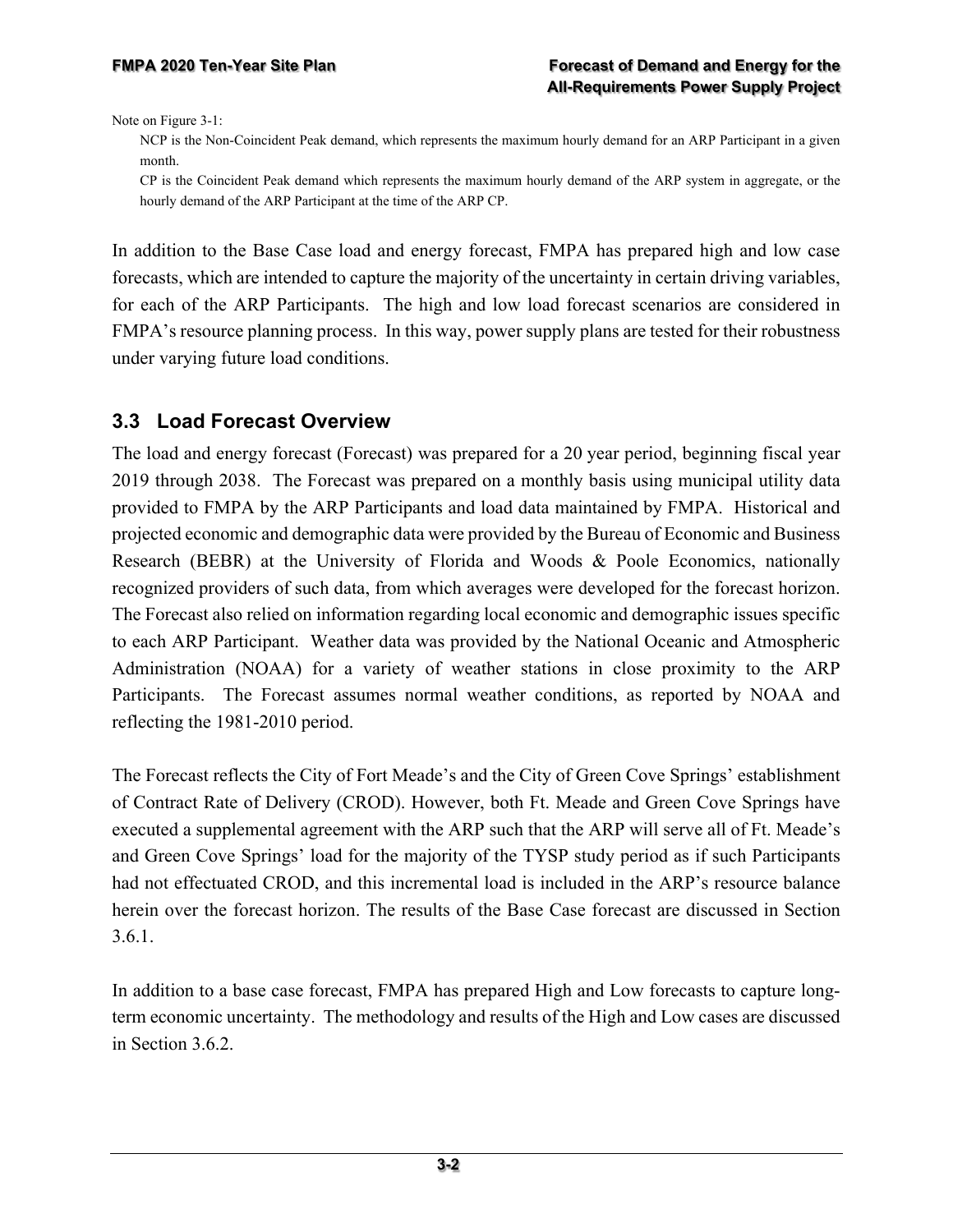Note on Figure 3-1:

NCP is the Non-Coincident Peak demand, which represents the maximum hourly demand for an ARP Participant in a given month.

CP is the Coincident Peak demand which represents the maximum hourly demand of the ARP system in aggregate, or the hourly demand of the ARP Participant at the time of the ARP CP.

In addition to the Base Case load and energy forecast, FMPA has prepared high and low case forecasts, which are intended to capture the majority of the uncertainty in certain driving variables, for each of the ARP Participants. The high and low load forecast scenarios are considered in FMPA's resource planning process. In this way, power supply plans are tested for their robustness under varying future load conditions.

## 3.3 Load Forecast Overview

The load and energy forecast (Forecast) was prepared for a 20 year period, beginning fiscal year 2019 through 2038. The Forecast was prepared on a monthly basis using municipal utility data provided to FMPA by the ARP Participants and load data maintained by FMPA. Historical and projected economic and demographic data were provided by the Bureau of Economic and Business Research (BEBR) at the University of Florida and Woods & Poole Economics, nationally recognized providers of such data, from which averages were developed for the forecast horizon. The Forecast also relied on information regarding local economic and demographic issues specific to each ARP Participant. Weather data was provided by the National Oceanic and Atmospheric Administration (NOAA) for a variety of weather stations in close proximity to the ARP Participants. The Forecast assumes normal weather conditions, as reported by NOAA and reflecting the 1981-2010 period.

The Forecast reflects the City of Fort Meade's and the City of Green Cove Springs' establishment of Contract Rate of Delivery (CROD). However, both Ft. Meade and Green Cove Springs have executed a supplemental agreement with the ARP such that the ARP will serve all of Ft. Meade's and Green Cove Springs' load for the majority of the TYSP study period as if such Participants had not effectuated CROD, and this incremental load is included in the ARP's resource balance herein over the forecast horizon. The results of the Base Case forecast are discussed in Section 3.6.1.

In addition to a base case forecast, FMPA has prepared High and Low forecasts to capture long-term economic uncertainty. The methodology and results of the High and Low cases are discussed in Section 3.6.2.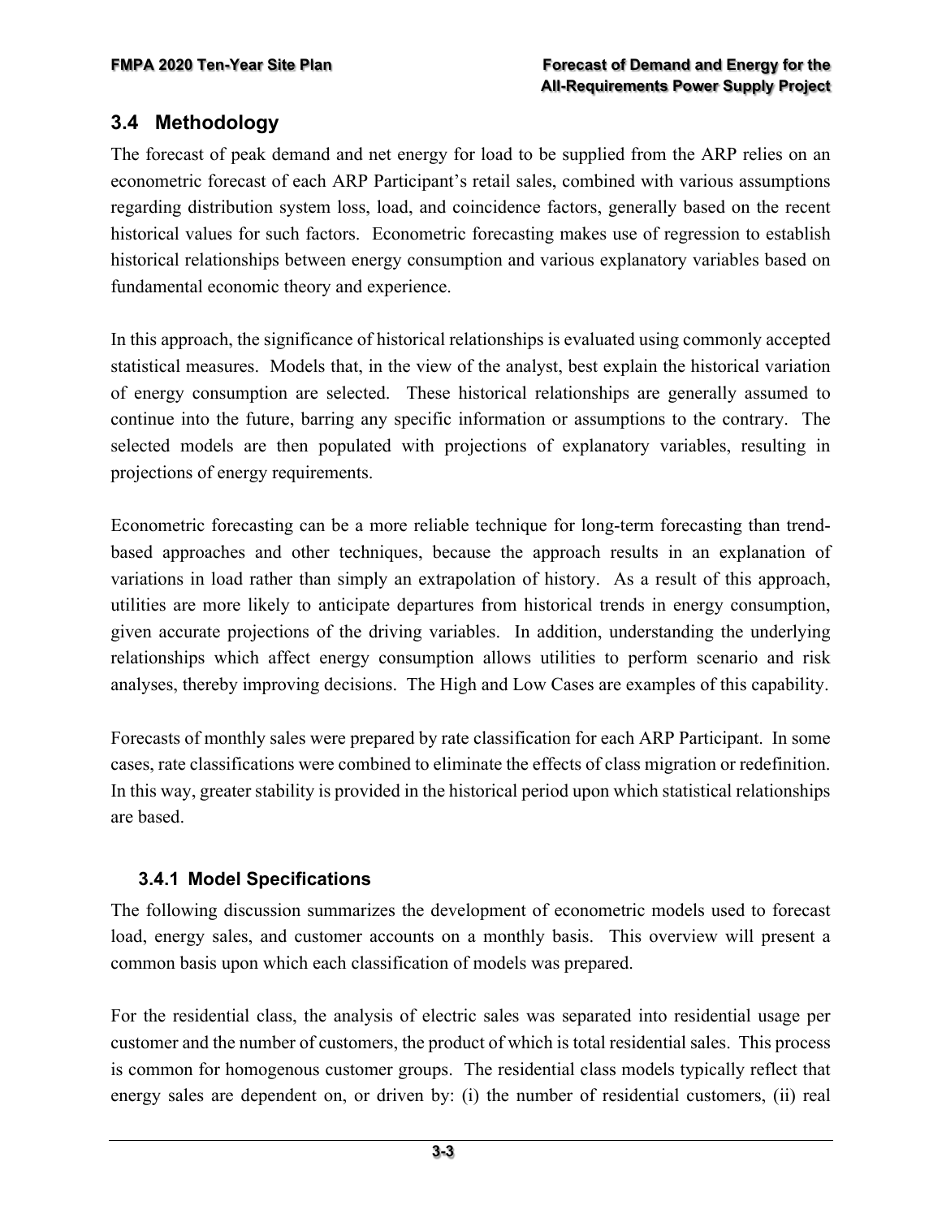## 3.4 Methodology

The forecast of peak demand and net energy for load to be supplied from the ARP relies on an econometric forecast of each ARP Participant's retail sales, combined with various assumptions regarding distribution system loss, load, and coincidence factors, generally based on the recent historical values for such factors. Econometric forecasting makes use of regression to establish historical relationships between energy consumption and various explanatory variables based on fundamental economic theory and experience.

In this approach, the significance of historical relationships is evaluated using commonly accepted statistical measures. Models that, in the view of the analyst, best explain the historical variation of energy consumption are selected. These historical relationships are generally assumed to continue into the future, barring any specific information or assumptions to the contrary. The selected models are then populated with projections of explanatory variables, resulting in projections of energy requirements.

Econometric forecasting can be a more reliable technique for long-term forecasting than trend-based approaches and other techniques, because the approach results in an explanation of variations in load rather than simply an extrapolation of history. As a result of this approach, utilities are more likely to anticipate departures from historical trends in energy consumption, given accurate projections of the driving variables. In addition, understanding the underlying relationships which affect energy consumption allows utilities to perform scenario and risk analyses, thereby improving decisions. The High and Low Cases are examples of this capability.

Forecasts of monthly sales were prepared by rate classification for each ARP Participant. In some cases, rate classifications were combined to eliminate the effects of class migration or redefinition. In this way, greater stability is provided in the historical period upon which statistical relationships are based.

### 3.4.1 Model Specifications

The following discussion summarizes the development of econometric models used to forecast load, energy sales, and customer accounts on a monthly basis. This overview will present a common basis upon which each classification of models was prepared.

For the residential class, the analysis of electric sales was separated into residential usage per customer and the number of customers, the product of which is total residential sales. This process is common for homogenous customer groups. The residential class models typically reflect that energy sales are dependent on, or driven by: (i) the number of residential customers, (ii) real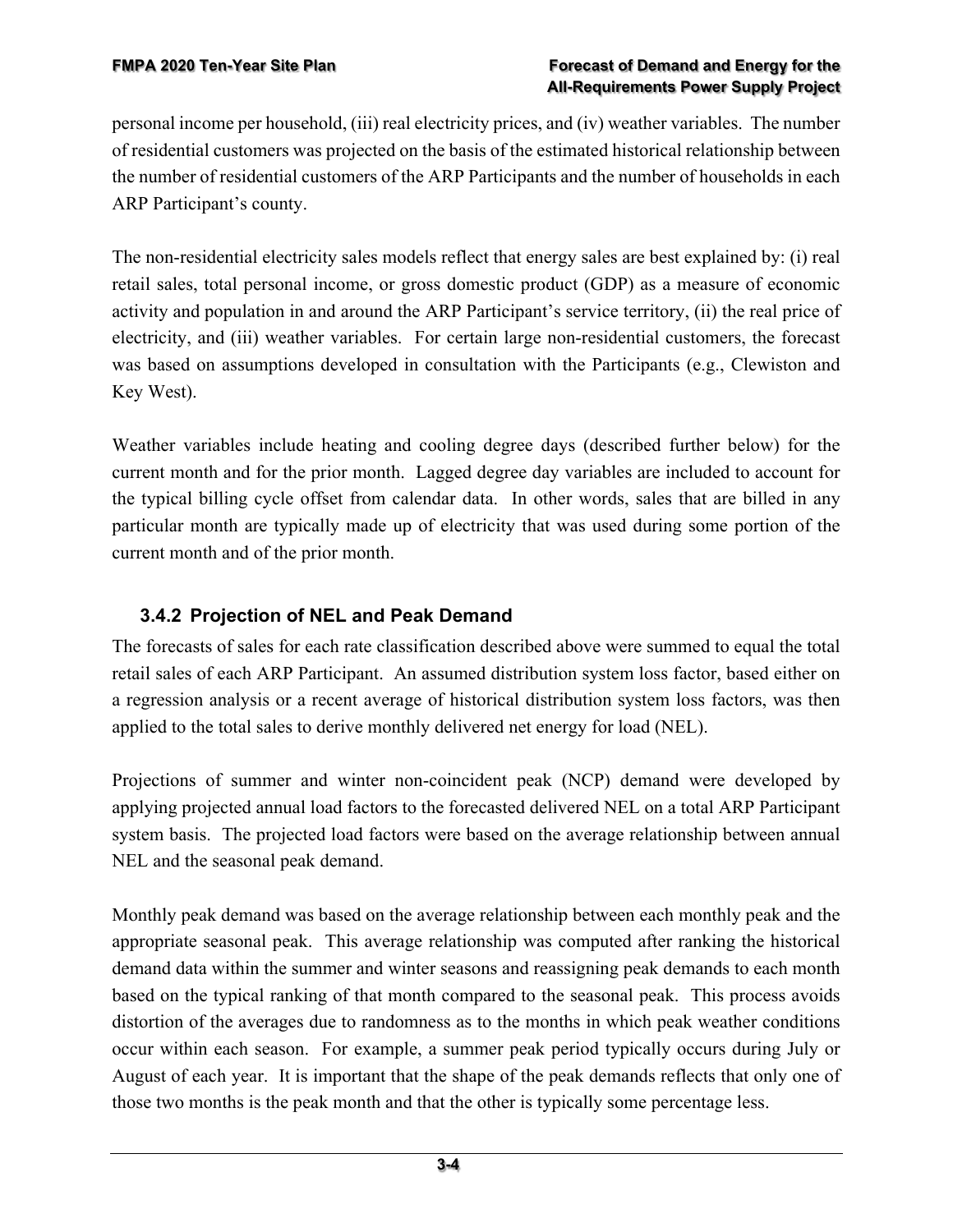personal income per household, (iii) real electricity prices, and (iv) weather variables. The number of residential customers was projected on the basis of the estimated historical relationship between the number of residential customers of the ARP Participants and the number of households in each ARP Participant's county.

The non-residential electricity sales models reflect that energy sales are best explained by: (i) real retail sales, total personal income, or gross domestic product (GDP) as a measure of economic activity and population in and around the ARP Participant's service territory, (ii) the real price of electricity, and (iii) weather variables. For certain large non-residential customers, the forecast was based on assumptions developed in consultation with the Participants (e.g., Clewiston and Key West).

Weather variables include heating and cooling degree days (described further below) for the current month and for the prior month. Lagged degree day variables are included to account for the typical billing cycle offset from calendar data. In other words, sales that are billed in any particular month are typically made up of electricity that was used during some portion of the current month and of the prior month.

### 3.4.2 Projection of NEL and Peak Demand

The forecasts of sales for each rate classification described above were summed to equal the total retail sales of each ARP Participant. An assumed distribution system loss factor, based either on a regression analysis or a recent average of historical distribution system loss factors, was then applied to the total sales to derive monthly delivered net energy for load (NEL).

Projections of summer and winter non-coincident peak (NCP) demand were developed by applying projected annual load factors to the forecasted delivered NEL on a total ARP Participant system basis. The projected load factors were based on the average relationship between annual NEL and the seasonal peak demand.

Monthly peak demand was based on the average relationship between each monthly peak and the appropriate seasonal peak. This average relationship was computed after ranking the historical demand data within the summer and winter seasons and reassigning peak demands to each month based on the typical ranking of that month compared to the seasonal peak. This process avoids distortion of the averages due to randomness as to the months in which peak weather conditions occur within each season. For example, a summer peak period typically occurs during July or August of each year. It is important that the shape of the peak demands reflects that only one of those two months is the peak month and that the other is typically some percentage less.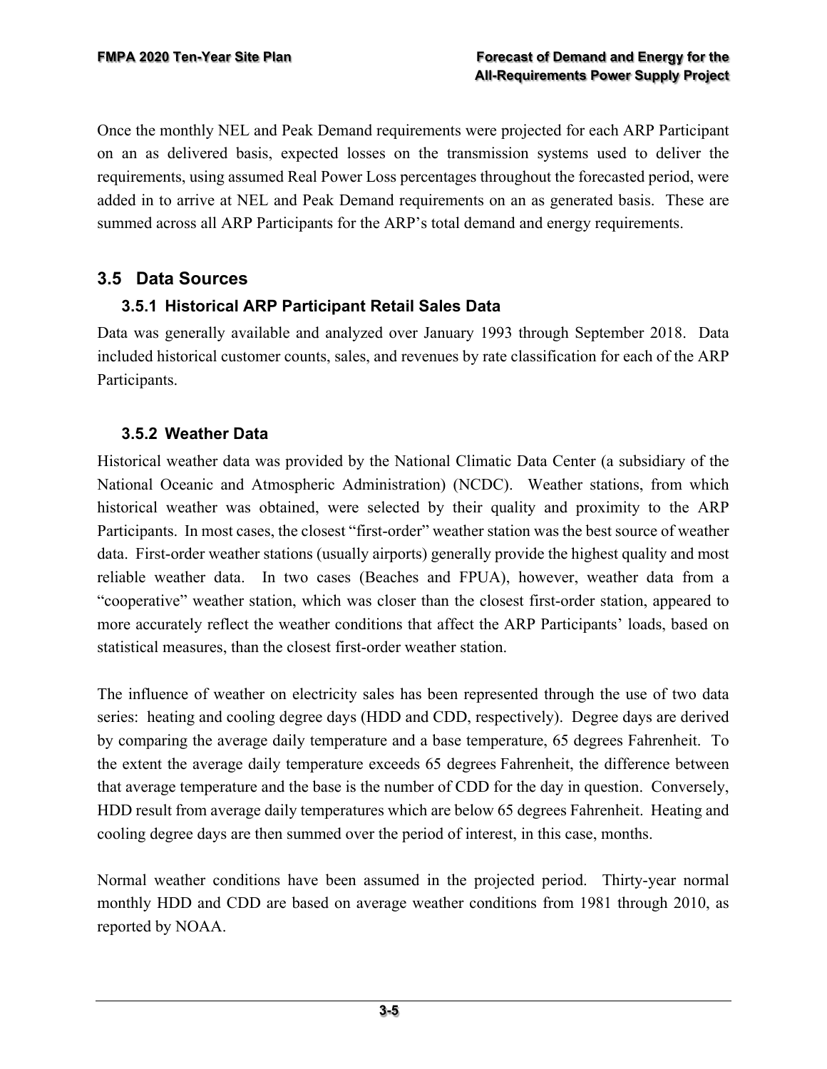Once the monthly NEL and Peak Demand requirements were projected for each ARP Participant on an as delivered basis, expected losses on the transmission systems used to deliver the requirements, using assumed Real Power Loss percentages throughout the forecasted period, were added in to arrive at NEL and Peak Demand requirements on an as generated basis. These are summed across all ARP Participants for the ARP's total demand and energy requirements.

## 3.5 Data Sources

### 3.5.1 Historical ARP Participant Retail Sales Data

Data was generally available and analyzed over January 1993 through September 2018. Data included historical customer counts, sales, and revenues by rate classification for each of the ARP Participants.

### 3.5.2 Weather Data

Historical weather data was provided by the National Climatic Data Center (a subsidiary of the National Oceanic and Atmospheric Administration) (NCDC). Weather stations, from which historical weather was obtained, were selected by their quality and proximity to the ARP Participants. In most cases, the closest "first-order" weather station was the best source of weather data. First-order weather stations (usually airports) generally provide the highest quality and most reliable weather data. In two cases (Beaches and FPUA), however, weather data from a "cooperative" weather station, which was closer than the closest first-order station, appeared to more accurately reflect the weather conditions that affect the ARP Participants' loads, based on statistical measures, than the closest first-order weather station.

The influence of weather on electricity sales has been represented through the use of two data series: heating and cooling degree days (HDD and CDD, respectively). Degree days are derived by comparing the average daily temperature and a base temperature, 65 degrees Fahrenheit. To the extent the average daily temperature exceeds 65 degrees Fahrenheit, the difference between that average temperature and the base is the number of CDD for the day in question. Conversely, HDD result from average daily temperatures which are below 65 degrees Fahrenheit. Heating and cooling degree days are then summed over the period of interest, in this case, months.

Normal weather conditions have been assumed in the projected period. Thirty-year normal monthly HDD and CDD are based on average weather conditions from 1981 through 2010, as reported by NOAA.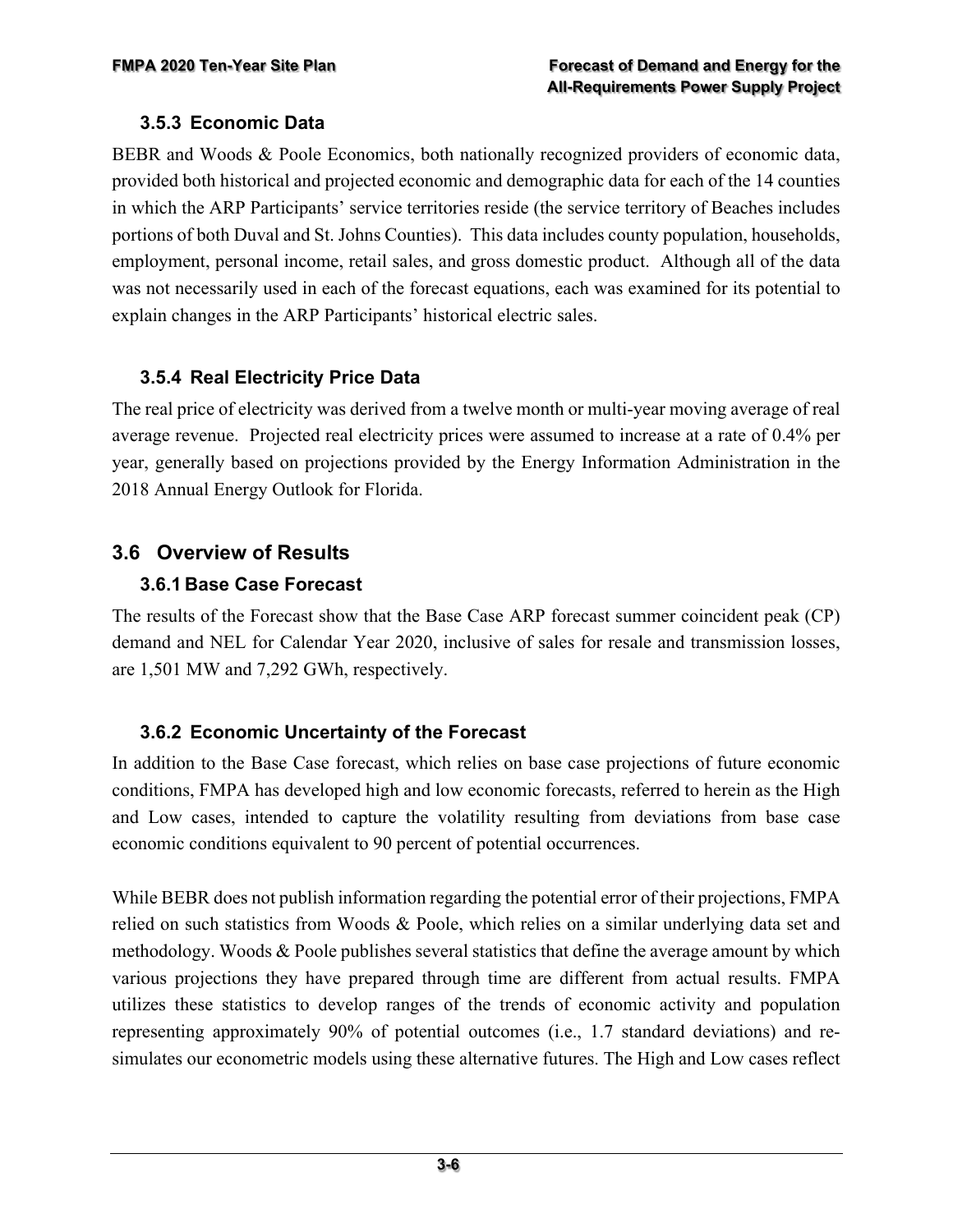### 3.5.3 Economic Data

BEBR and Woods & Poole Economics, both nationally recognized providers of economic data, provided both historical and projected economic and demographic data for each of the 14 counties in which the ARP Participants' service territories reside (the service territory of Beaches includes portions of both Duval and St. Johns Counties). This data includes county population, households, employment, personal income, retail sales, and gross domestic product. Although all of the data was not necessarily used in each of the forecast equations, each was examined for its potential to explain changes in the ARP Participants' historical electric sales.

### 3.5.4 Real Electricity Price Data

The real price of electricity was derived from a twelve month or multi-year moving average of real average revenue. Projected real electricity prices were assumed to increase at a rate of 0.4% per year, generally based on projections provided by the Energy Information Administration in the 2018 Annual Energy Outlook for Florida.

## 3.6 Overview of Results

### 3.6.1 Base Case Forecast

The results of the Forecast show that the Base Case ARP forecast summer coincident peak (CP) demand and NEL for Calendar Year 2020, inclusive of sales for resale and transmission losses, are 1,501 MW and 7,292 GWh, respectively.

### 3.6.2 Economic Uncertainty of the Forecast

In addition to the Base Case forecast, which relies on base case projections of future economic conditions, FMPA has developed high and low economic forecasts, referred to herein as the High and Low cases, intended to capture the volatility resulting from deviations from base case economic conditions equivalent to 90 percent of potential occurrences.

While BEBR does not publish information regarding the potential error of their projections, FMPA relied on such statistics from Woods & Poole, which relies on a similar underlying data set and methodology. Woods & Poole publishes several statistics that define the average amount by which various projections they have prepared through time are different from actual results. FMPA utilizes these statistics to develop ranges of the trends of economic activity and population representing approximately 90% of potential outcomes (i.e., 1.7 standard deviations) and re-simulates our econometric models using these alternative futures. The High and Low cases reflect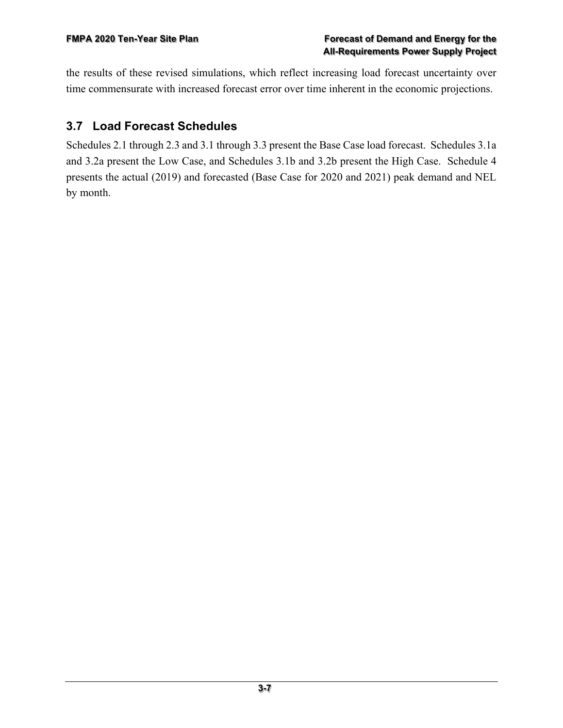the results of these revised simulations, which reflect increasing load forecast uncertainty over time commensurate with increased forecast error over time inherent in the economic projections.

## 3.7 Load Forecast Schedules

Schedules 2.1 through 2.3 and 3.1 through 3.3 present the Base Case load forecast. Schedules 3.1a and 3.2a present the Low Case, and Schedules 3.1b and 3.2b present the High Case. Schedule 4 presents the actual (2019) and forecasted (Base Case for 2020 and 2021) peak demand and NEL by month.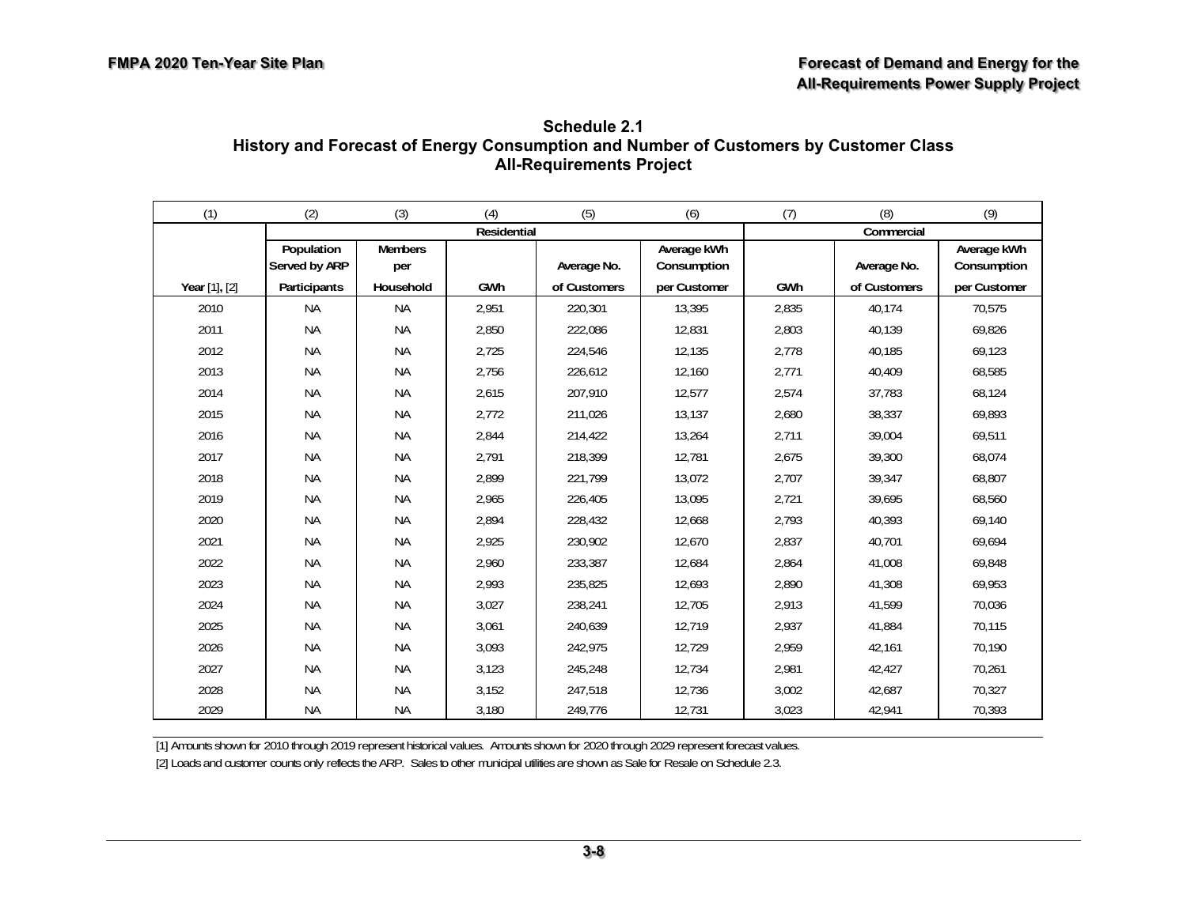## Schedule 2.1
## History and Forecast of Energy Consumption and Number of Customers by Customer Class
## All-Requirements Project

| (1) | (2) | (3) | (4) | (5) | (6) | (7) | (8) | (9) |
|---|---|---|---|---|---|---|---|---|
| | Residential | | | | | Commercial | | |
| Year [1], [2] | Population Served by ARP Participants | Members per Household | GWh | Average No. of Customers | Average kWh Consumption per Customer | GWh | Average No. of Customers | Average kWh Consumption per Customer |
| 2010 | NA | NA | 2,951 | 220,301 | 13,395 | 2,835 | 40,174 | 70,575 |
| 2011 | NA | NA | 2,850 | 222,086 | 12,831 | 2,803 | 40,139 | 69,826 |
| 2012 | NA | NA | 2,725 | 224,546 | 12,135 | 2,778 | 40,185 | 69,123 |
| 2013 | NA | NA | 2,756 | 226,612 | 12,160 | 2,771 | 40,409 | 68,585 |
| 2014 | NA | NA | 2,615 | 207,910 | 12,577 | 2,574 | 37,783 | 68,124 |
| 2015 | NA | NA | 2,772 | 211,026 | 13,137 | 2,680 | 38,337 | 69,893 |
| 2016 | NA | NA | 2,844 | 214,422 | 13,264 | 2,711 | 39,004 | 69,511 |
| 2017 | NA | NA | 2,791 | 218,399 | 12,781 | 2,675 | 39,300 | 68,074 |
| 2018 | NA | NA | 2,899 | 221,799 | 13,072 | 2,707 | 39,347 | 68,807 |
| 2019 | NA | NA | 2,965 | 226,405 | 13,095 | 2,721 | 39,695 | 68,560 |
| 2020 | NA | NA | 2,894 | 228,432 | 12,668 | 2,793 | 40,393 | 69,140 |
| 2021 | NA | NA | 2,925 | 230,902 | 12,670 | 2,837 | 40,701 | 69,694 |
| 2022 | NA | NA | 2,960 | 233,387 | 12,684 | 2,864 | 41,008 | 69,848 |
| 2023 | NA | NA | 2,993 | 235,825 | 12,693 | 2,890 | 41,308 | 69,953 |
| 2024 | NA | NA | 3,027 | 238,241 | 12,705 | 2,913 | 41,599 | 70,036 |
| 2025 | NA | NA | 3,061 | 240,639 | 12,719 | 2,937 | 41,884 | 70,115 |
| 2026 | NA | NA | 3,093 | 242,975 | 12,729 | 2,959 | 42,161 | 70,190 |
| 2027 | NA | NA | 3,123 | 245,248 | 12,734 | 2,981 | 42,427 | 70,261 |
| 2028 | NA | NA | 3,152 | 247,518 | 12,736 | 3,002 | 42,687 | 70,327 |
| 2029 | NA | NA | 3,180 | 249,776 | 12,731 | 3,023 | 42,941 | 70,393 |

[1] Amounts shown for 2010 through 2019 represent historical values. Amounts shown for 2020 through 2029 represent forecast values.

[2] Loads and customer counts only reflects the ARP. Sales to other municipal utilities are shown as Sale for Resale on Schedule 2.3.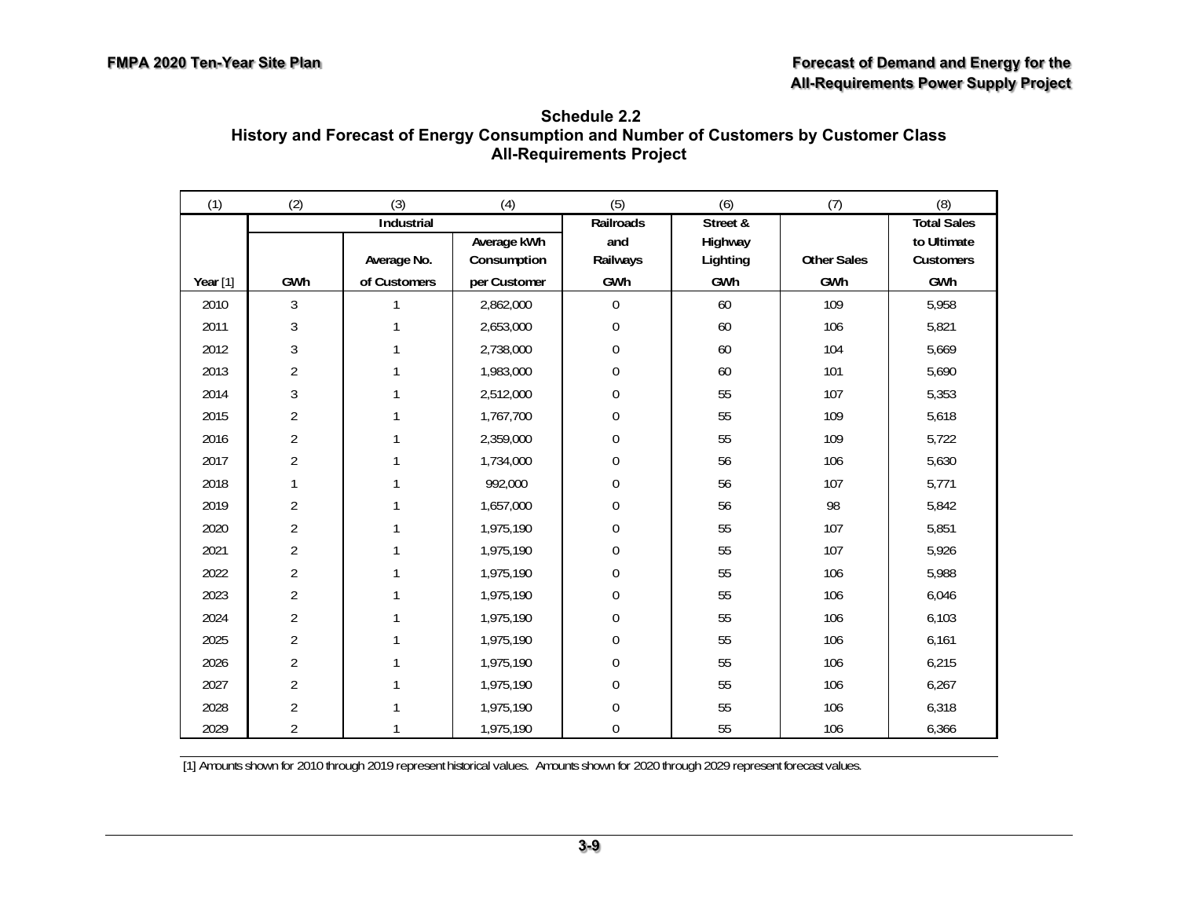# Schedule 2.2
## History and Forecast of Energy Consumption and Number of Customers by Customer Class
## All-Requirements Project

| (1) | (2) | (3) | (4) | (5) | (6) | (7) | (8) |
|---|---|---|---|---|---|---|---|
| | Industrial | | | Railroads and Railways | Street & Highway Lighting | Other Sales | Total Sales to Ultimate Customers |
| Year [1] | GWh | Average No. of Customers | Average kWh Consumption per Customer | GWh | GWh | GWh | GWh |
| 2010 | 3 | 1 | 2,862,000 | 0 | 60 | 109 | 5,958 |
| 2011 | 3 | 1 | 2,653,000 | 0 | 60 | 106 | 5,821 |
| 2012 | 3 | 1 | 2,738,000 | 0 | 60 | 104 | 5,669 |
| 2013 | 2 | 1 | 1,983,000 | 0 | 60 | 101 | 5,690 |
| 2014 | 3 | 1 | 2,512,000 | 0 | 55 | 107 | 5,353 |
| 2015 | 2 | 1 | 1,767,700 | 0 | 55 | 109 | 5,618 |
| 2016 | 2 | 1 | 2,359,000 | 0 | 55 | 109 | 5,722 |
| 2017 | 2 | 1 | 1,734,000 | 0 | 56 | 106 | 5,630 |
| 2018 | 1 | 1 | 992,000 | 0 | 56 | 107 | 5,771 |
| 2019 | 2 | 1 | 1,657,000 | 0 | 56 | 98 | 5,842 |
| 2020 | 2 | 1 | 1,975,190 | 0 | 55 | 107 | 5,851 |
| 2021 | 2 | 1 | 1,975,190 | 0 | 55 | 107 | 5,926 |
| 2022 | 2 | 1 | 1,975,190 | 0 | 55 | 106 | 5,988 |
| 2023 | 2 | 1 | 1,975,190 | 0 | 55 | 106 | 6,046 |
| 2024 | 2 | 1 | 1,975,190 | 0 | 55 | 106 | 6,103 |
| 2025 | 2 | 1 | 1,975,190 | 0 | 55 | 106 | 6,161 |
| 2026 | 2 | 1 | 1,975,190 | 0 | 55 | 106 | 6,215 |
| 2027 | 2 | 1 | 1,975,190 | 0 | 55 | 106 | 6,267 |
| 2028 | 2 | 1 | 1,975,190 | 0 | 55 | 106 | 6,318 |
| 2029 | 2 | 1 | 1,975,190 | 0 | 55 | 106 | 6,366 |

[1] Amounts shown for 2010 through 2019 represent historical values. Amounts shown for 2020 through 2029 represent forecast values.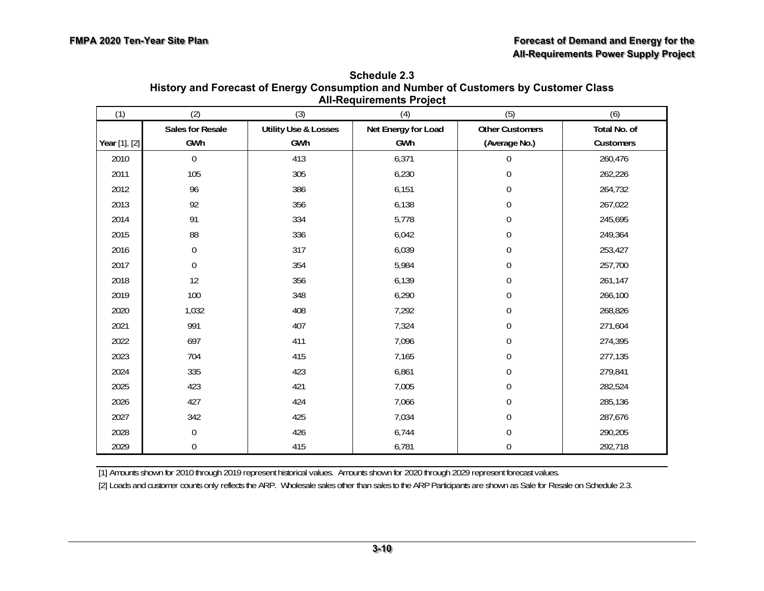**Schedule 2.3**
**History and Forecast of Energy Consumption and Number of Customers by Customer Class**
**All-Requirements Project**

| (1) | (2) | (3) | (4) | (5) | (6) |
|---|---|---|---|---|---|
| Year [1], [2] | Sales for Resale GWh | Utility Use & Losses GWh | Net Energy for Load GWh | Other Customers (Average No.) | Total No. of Customers |
| 2010 | 0 | 413 | 6,371 | 0 | 260,476 |
| 2011 | 105 | 305 | 6,230 | 0 | 262,226 |
| 2012 | 96 | 386 | 6,151 | 0 | 264,732 |
| 2013 | 92 | 356 | 6,138 | 0 | 267,022 |
| 2014 | 91 | 334 | 5,778 | 0 | 245,695 |
| 2015 | 88 | 336 | 6,042 | 0 | 249,364 |
| 2016 | 0 | 317 | 6,039 | 0 | 253,427 |
| 2017 | 0 | 354 | 5,984 | 0 | 257,700 |
| 2018 | 12 | 356 | 6,139 | 0 | 261,147 |
| 2019 | 100 | 348 | 6,290 | 0 | 266,100 |
| 2020 | 1,032 | 408 | 7,292 | 0 | 268,826 |
| 2021 | 991 | 407 | 7,324 | 0 | 271,604 |
| 2022 | 697 | 411 | 7,096 | 0 | 274,395 |
| 2023 | 704 | 415 | 7,165 | 0 | 277,135 |
| 2024 | 335 | 423 | 6,861 | 0 | 279,841 |
| 2025 | 423 | 421 | 7,005 | 0 | 282,524 |
| 2026 | 427 | 424 | 7,066 | 0 | 285,136 |
| 2027 | 342 | 425 | 7,034 | 0 | 287,676 |
| 2028 | 0 | 426 | 6,744 | 0 | 290,205 |
| 2029 | 0 | 415 | 6,781 | 0 | 292,718 |

[1] Amounts shown for 2010 through 2019 represent historical values. Amounts shown for 2020 through 2029 represent forecast values.

[2] Loads and customer counts only reflects the ARP. Wholesale sales other than sales to the ARP Participants are shown as Sale for Resale on Schedule 2.3.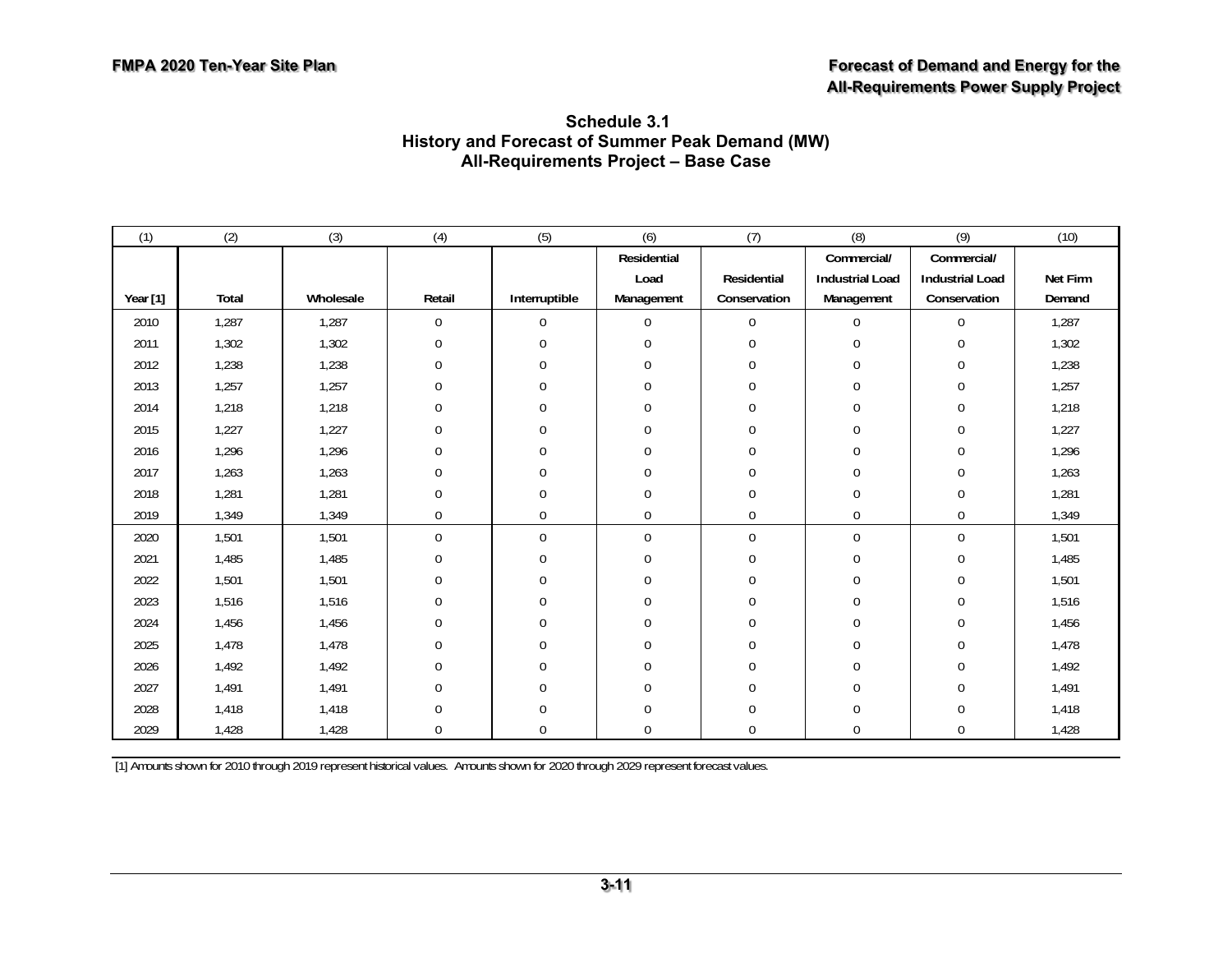### Schedule 3.1
### History and Forecast of Summer Peak Demand (MW)
### All-Requirements Project – Base Case

| (1) | (2) | (3) | (4) | (5) | (6) | (7) | (8) | (9) | (10) |
|---|---|---|---|---|---|---|---|---|---|
| Year [1] | Total | Wholesale | Retail | Interruptible | Residential Load Management | Residential Conservation | Commercial/ Industrial Load Management | Commercial/ Industrial Load Conservation | Net Firm Demand |
| 2010 | 1,287 | 1,287 | 0 | 0 | 0 | 0 | 0 | 0 | 1,287 |
| 2011 | 1,302 | 1,302 | 0 | 0 | 0 | 0 | 0 | 0 | 1,302 |
| 2012 | 1,238 | 1,238 | 0 | 0 | 0 | 0 | 0 | 0 | 1,238 |
| 2013 | 1,257 | 1,257 | 0 | 0 | 0 | 0 | 0 | 0 | 1,257 |
| 2014 | 1,218 | 1,218 | 0 | 0 | 0 | 0 | 0 | 0 | 1,218 |
| 2015 | 1,227 | 1,227 | 0 | 0 | 0 | 0 | 0 | 0 | 1,227 |
| 2016 | 1,296 | 1,296 | 0 | 0 | 0 | 0 | 0 | 0 | 1,296 |
| 2017 | 1,263 | 1,263 | 0 | 0 | 0 | 0 | 0 | 0 | 1,263 |
| 2018 | 1,281 | 1,281 | 0 | 0 | 0 | 0 | 0 | 0 | 1,281 |
| 2019 | 1,349 | 1,349 | 0 | 0 | 0 | 0 | 0 | 0 | 1,349 |
| 2020 | 1,501 | 1,501 | 0 | 0 | 0 | 0 | 0 | 0 | 1,501 |
| 2021 | 1,485 | 1,485 | 0 | 0 | 0 | 0 | 0 | 0 | 1,485 |
| 2022 | 1,501 | 1,501 | 0 | 0 | 0 | 0 | 0 | 0 | 1,501 |
| 2023 | 1,516 | 1,516 | 0 | 0 | 0 | 0 | 0 | 0 | 1,516 |
| 2024 | 1,456 | 1,456 | 0 | 0 | 0 | 0 | 0 | 0 | 1,456 |
| 2025 | 1,478 | 1,478 | 0 | 0 | 0 | 0 | 0 | 0 | 1,478 |
| 2026 | 1,492 | 1,492 | 0 | 0 | 0 | 0 | 0 | 0 | 1,492 |
| 2027 | 1,491 | 1,491 | 0 | 0 | 0 | 0 | 0 | 0 | 1,491 |
| 2028 | 1,418 | 1,418 | 0 | 0 | 0 | 0 | 0 | 0 | 1,418 |
| 2029 | 1,428 | 1,428 | 0 | 0 | 0 | 0 | 0 | 0 | 1,428 |

[1] Amounts shown for 2010 through 2019 represent historical values. Amounts shown for 2020 through 2029 represent forecast values.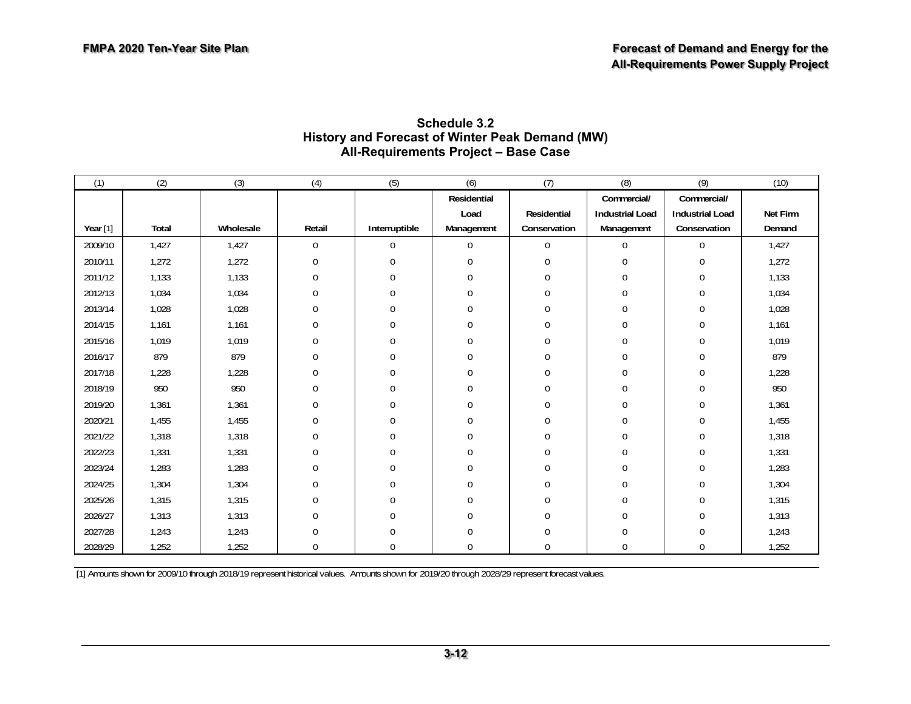## Schedule 3.2
## History and Forecast of Winter Peak Demand (MW)
## All-Requirements Project – Base Case

| (1) | (2) | (3) | (4) | (5) | (6) | (7) | (8) | (9) | (10) |
|---|---|---|---|---|---|---|---|---|---|
| Year [1] | Total | Wholesale | Retail | Interruptible | Residential Load Management | Residential Conservation | Commercial/ Industrial Load Management | Commercial/ Industrial Load Conservation | Net Firm Demand |
| 2009/10 | 1,427 | 1,427 | 0 | 0 | 0 | 0 | 0 | 0 | 1,427 |
| 2010/11 | 1,272 | 1,272 | 0 | 0 | 0 | 0 | 0 | 0 | 1,272 |
| 2011/12 | 1,133 | 1,133 | 0 | 0 | 0 | 0 | 0 | 0 | 1,133 |
| 2012/13 | 1,034 | 1,034 | 0 | 0 | 0 | 0 | 0 | 0 | 1,034 |
| 2013/14 | 1,028 | 1,028 | 0 | 0 | 0 | 0 | 0 | 0 | 1,028 |
| 2014/15 | 1,161 | 1,161 | 0 | 0 | 0 | 0 | 0 | 0 | 1,161 |
| 2015/16 | 1,019 | 1,019 | 0 | 0 | 0 | 0 | 0 | 0 | 1,019 |
| 2016/17 | 879 | 879 | 0 | 0 | 0 | 0 | 0 | 0 | 879 |
| 2017/18 | 1,228 | 1,228 | 0 | 0 | 0 | 0 | 0 | 0 | 1,228 |
| 2018/19 | 950 | 950 | 0 | 0 | 0 | 0 | 0 | 0 | 950 |
| 2019/20 | 1,361 | 1,361 | 0 | 0 | 0 | 0 | 0 | 0 | 1,361 |
| 2020/21 | 1,455 | 1,455 | 0 | 0 | 0 | 0 | 0 | 0 | 1,455 |
| 2021/22 | 1,318 | 1,318 | 0 | 0 | 0 | 0 | 0 | 0 | 1,318 |
| 2022/23 | 1,331 | 1,331 | 0 | 0 | 0 | 0 | 0 | 0 | 1,331 |
| 2023/24 | 1,283 | 1,283 | 0 | 0 | 0 | 0 | 0 | 0 | 1,283 |
| 2024/25 | 1,304 | 1,304 | 0 | 0 | 0 | 0 | 0 | 0 | 1,304 |
| 2025/26 | 1,315 | 1,315 | 0 | 0 | 0 | 0 | 0 | 0 | 1,315 |
| 2026/27 | 1,313 | 1,313 | 0 | 0 | 0 | 0 | 0 | 0 | 1,313 |
| 2027/28 | 1,243 | 1,243 | 0 | 0 | 0 | 0 | 0 | 0 | 1,243 |
| 2028/29 | 1,252 | 1,252 | 0 | 0 | 0 | 0 | 0 | 0 | 1,252 |

[1] Amounts shown for 2009/10 through 2018/19 represent historical values. Amounts shown for 2019/20 through 2028/29 represent forecast values.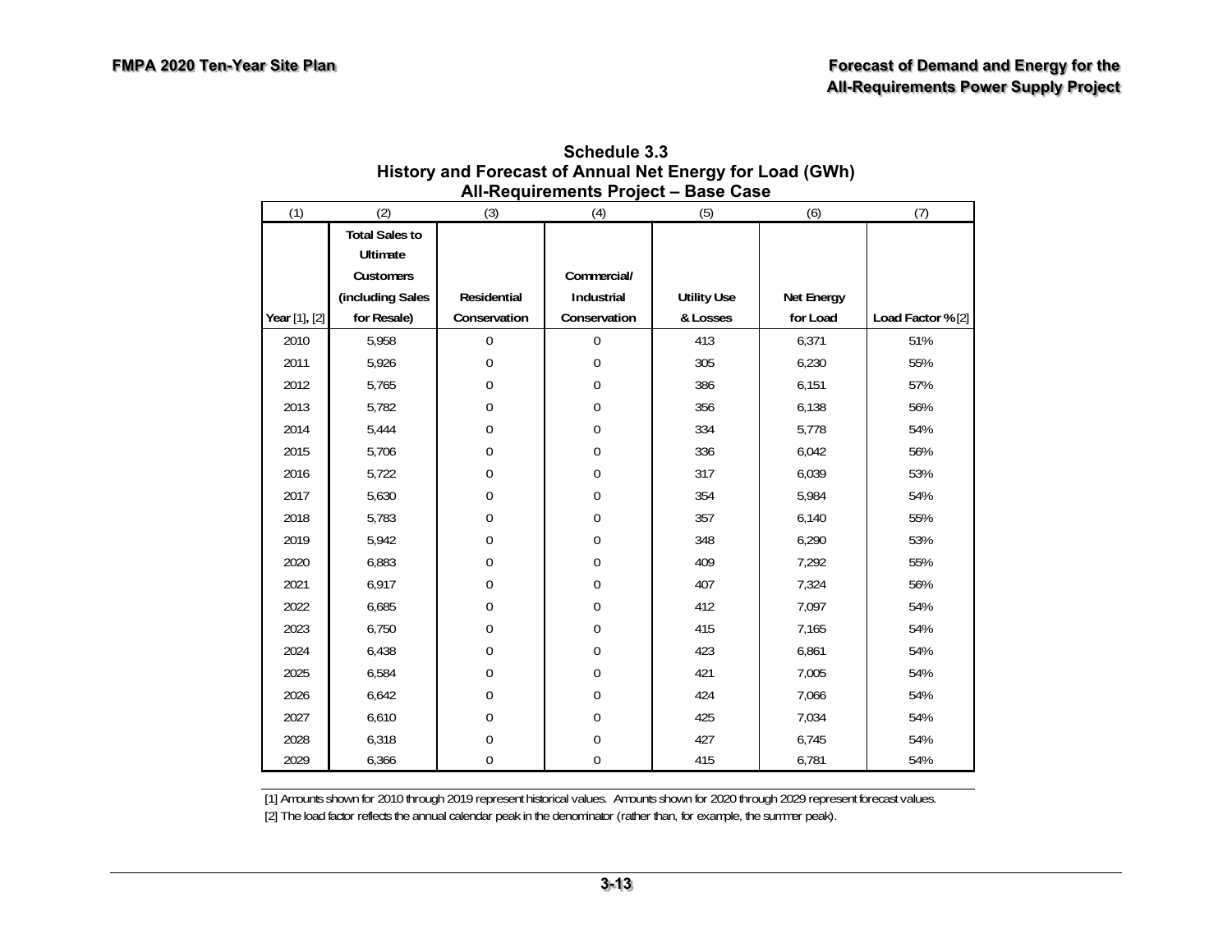## Schedule 3.3
## History and Forecast of Annual Net Energy for Load (GWh)
## All-Requirements Project – Base Case

| (1) | (2) | (3) | (4) | (5) | (6) | (7) |
|---|---|---|---|---|---|---|
| Year [1], [2] | Total Sales to Ultimate Customers (including Sales for Resale) | Residential Conservation | Commercial/ Industrial Conservation | Utility Use & Losses | Net Energy for Load | Load Factor % [2] |
| 2010 | 5,958 | 0 | 0 | 413 | 6,371 | 51% |
| 2011 | 5,926 | 0 | 0 | 305 | 6,230 | 55% |
| 2012 | 5,765 | 0 | 0 | 386 | 6,151 | 57% |
| 2013 | 5,782 | 0 | 0 | 356 | 6,138 | 56% |
| 2014 | 5,444 | 0 | 0 | 334 | 5,778 | 54% |
| 2015 | 5,706 | 0 | 0 | 336 | 6,042 | 56% |
| 2016 | 5,722 | 0 | 0 | 317 | 6,039 | 53% |
| 2017 | 5,630 | 0 | 0 | 354 | 5,984 | 54% |
| 2018 | 5,783 | 0 | 0 | 357 | 6,140 | 55% |
| 2019 | 5,942 | 0 | 0 | 348 | 6,290 | 53% |
| 2020 | 6,883 | 0 | 0 | 409 | 7,292 | 55% |
| 2021 | 6,917 | 0 | 0 | 407 | 7,324 | 56% |
| 2022 | 6,685 | 0 | 0 | 412 | 7,097 | 54% |
| 2023 | 6,750 | 0 | 0 | 415 | 7,165 | 54% |
| 2024 | 6,438 | 0 | 0 | 423 | 6,861 | 54% |
| 2025 | 6,584 | 0 | 0 | 421 | 7,005 | 54% |
| 2026 | 6,642 | 0 | 0 | 424 | 7,066 | 54% |
| 2027 | 6,610 | 0 | 0 | 425 | 7,034 | 54% |
| 2028 | 6,318 | 0 | 0 | 427 | 6,745 | 54% |
| 2029 | 6,366 | 0 | 0 | 415 | 6,781 | 54% |

[1] Amounts shown for 2010 through 2019 represent historical values. Amounts shown for 2020 through 2029 represent forecast values.
[2] The load factor reflects the annual calendar peak in the denominator (rather than, for example, the summer peak).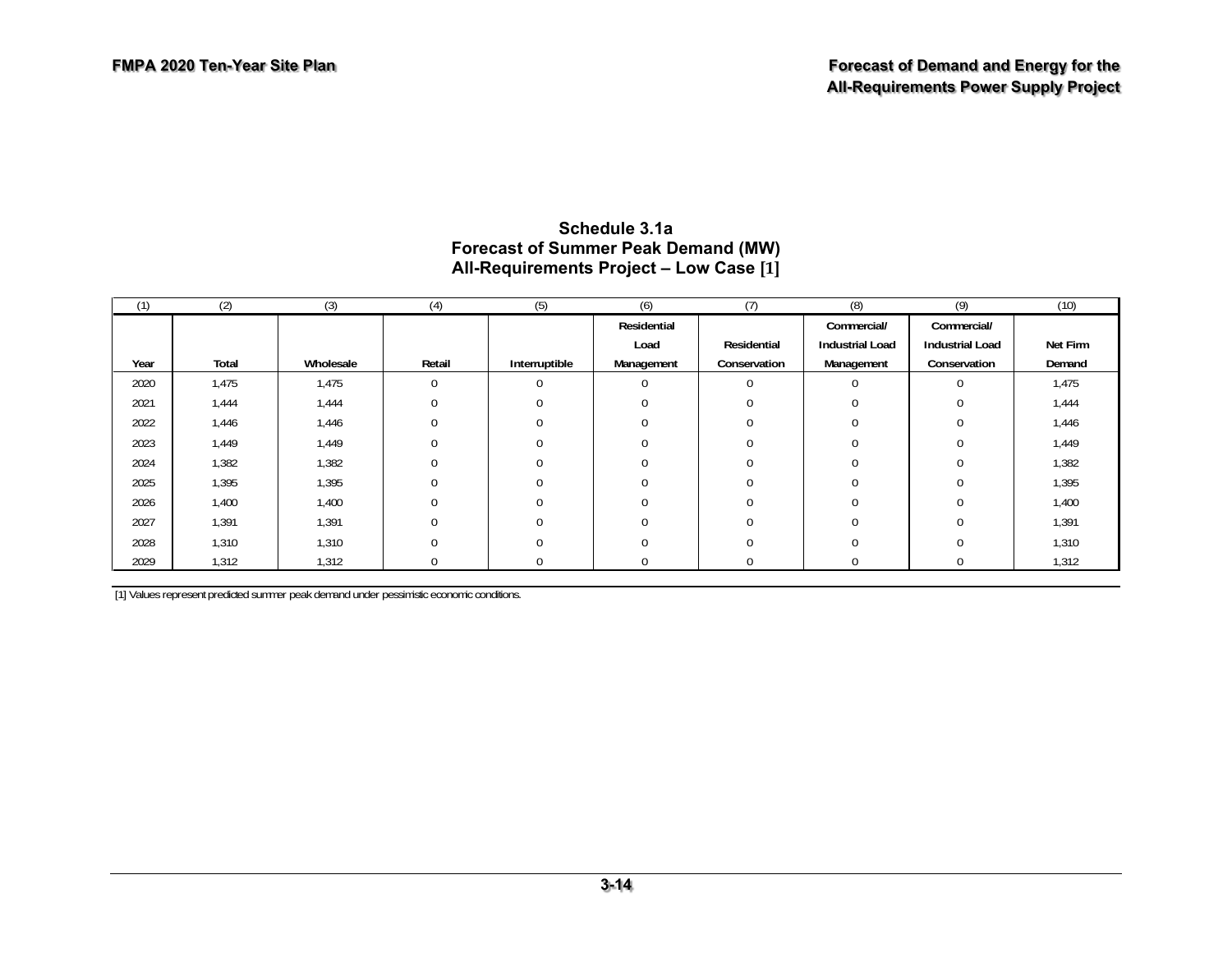### Schedule 3.1a
### Forecast of Summer Peak Demand (MW)
### All-Requirements Project – Low Case [1]

| (1) | (2) | (3) | (4) | (5) | (6) | (7) | (8) | (9) | (10) |
|---|---|---|---|---|---|---|---|---|---|
| Year | Total | Wholesale | Retail | Interruptible | Residential Load Management | Residential Conservation | Commercial/ Industrial Load Management | Commercial/ Industrial Load Conservation | Net Firm Demand |
| 2020 | 1,475 | 1,475 | 0 | 0 | 0 | 0 | 0 | 0 | 1,475 |
| 2021 | 1,444 | 1,444 | 0 | 0 | 0 | 0 | 0 | 0 | 1,444 |
| 2022 | 1,446 | 1,446 | 0 | 0 | 0 | 0 | 0 | 0 | 1,446 |
| 2023 | 1,449 | 1,449 | 0 | 0 | 0 | 0 | 0 | 0 | 1,449 |
| 2024 | 1,382 | 1,382 | 0 | 0 | 0 | 0 | 0 | 0 | 1,382 |
| 2025 | 1,395 | 1,395 | 0 | 0 | 0 | 0 | 0 | 0 | 1,395 |
| 2026 | 1,400 | 1,400 | 0 | 0 | 0 | 0 | 0 | 0 | 1,400 |
| 2027 | 1,391 | 1,391 | 0 | 0 | 0 | 0 | 0 | 0 | 1,391 |
| 2028 | 1,310 | 1,310 | 0 | 0 | 0 | 0 | 0 | 0 | 1,310 |
| 2029 | 1,312 | 1,312 | 0 | 0 | 0 | 0 | 0 | 0 | 1,312 |

[1] Values represent predicted summer peak demand under pessimistic economic conditions.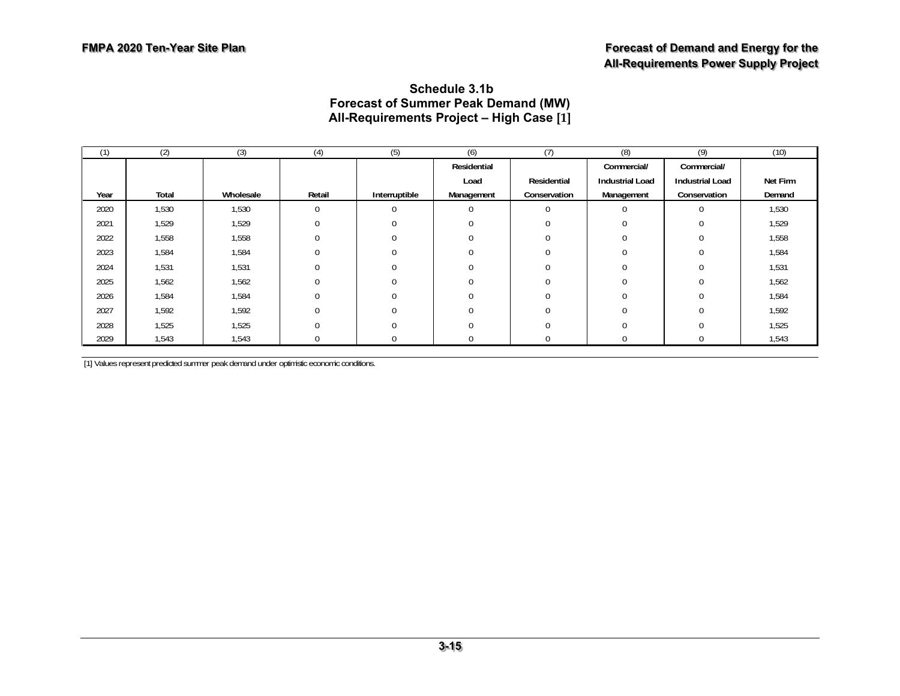## Schedule 3.1b
## Forecast of Summer Peak Demand (MW)
## All-Requirements Project – High Case [1]

| (1) | (2) | (3) | (4) | (5) | (6) | (7) | (8) | (9) | (10) |
|---|---|---|---|---|---|---|---|---|---|
| Year | Total | Wholesale | Retail | Interruptible | Residential Load Management | Residential Conservation | Commercial/ Industrial Load Management | Commercial/ Industrial Load Conservation | Net Firm Demand |
| 2020 | 1,530 | 1,530 | 0 | 0 | 0 | 0 | 0 | 0 | 1,530 |
| 2021 | 1,529 | 1,529 | 0 | 0 | 0 | 0 | 0 | 0 | 1,529 |
| 2022 | 1,558 | 1,558 | 0 | 0 | 0 | 0 | 0 | 0 | 1,558 |
| 2023 | 1,584 | 1,584 | 0 | 0 | 0 | 0 | 0 | 0 | 1,584 |
| 2024 | 1,531 | 1,531 | 0 | 0 | 0 | 0 | 0 | 0 | 1,531 |
| 2025 | 1,562 | 1,562 | 0 | 0 | 0 | 0 | 0 | 0 | 1,562 |
| 2026 | 1,584 | 1,584 | 0 | 0 | 0 | 0 | 0 | 0 | 1,584 |
| 2027 | 1,592 | 1,592 | 0 | 0 | 0 | 0 | 0 | 0 | 1,592 |
| 2028 | 1,525 | 1,525 | 0 | 0 | 0 | 0 | 0 | 0 | 1,525 |
| 2029 | 1,543 | 1,543 | 0 | 0 | 0 | 0 | 0 | 0 | 1,543 |

[1] Values represent predicted summer peak demand under optimistic economic conditions.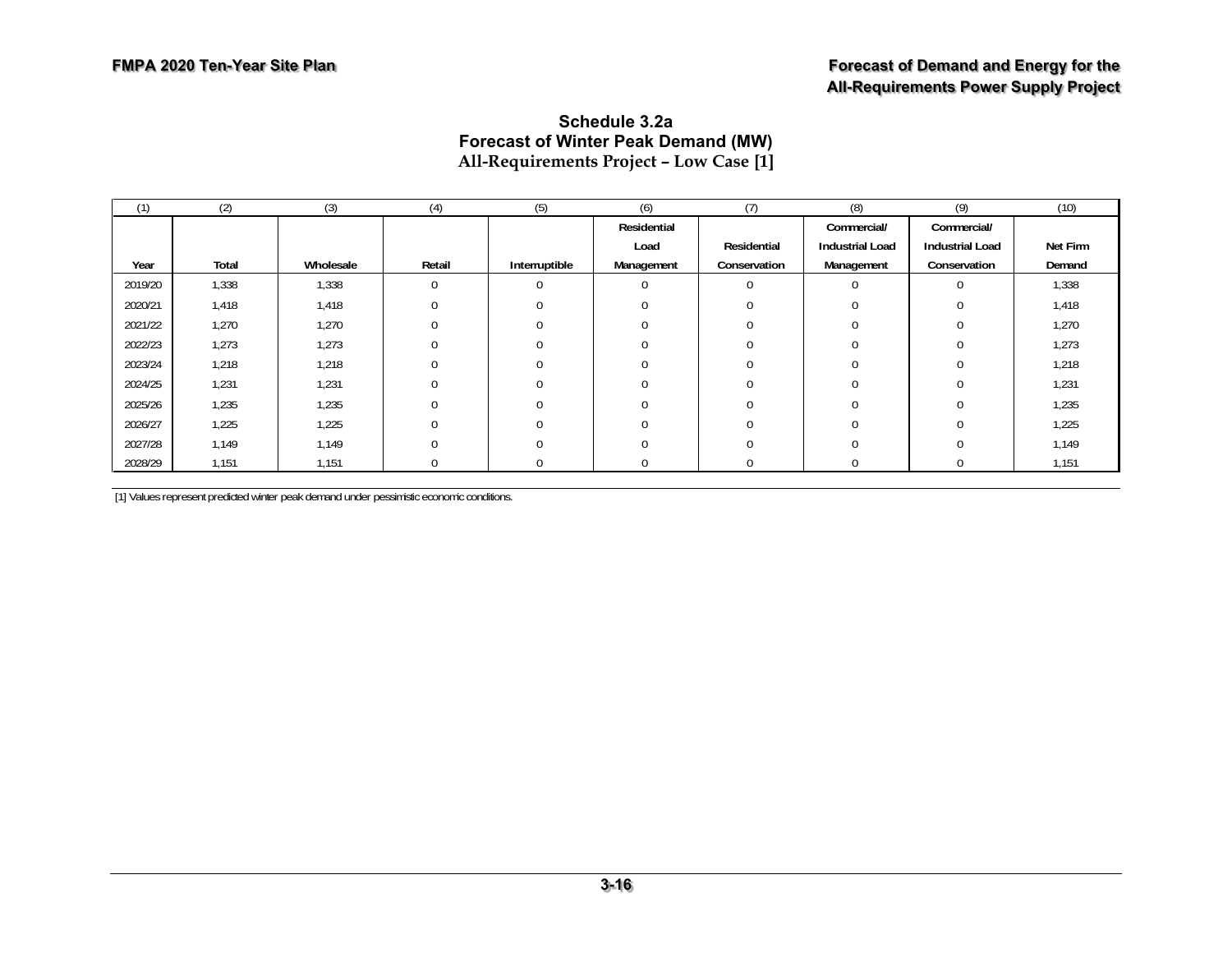## Schedule 3.2a
## Forecast of Winter Peak Demand (MW)
### All-Requirements Project – Low Case [1]

| (1) | (2) | (3) | (4) | (5) | (6) | (7) | (8) | (9) | (10) |
|---|---|---|---|---|---|---|---|---|---|
| Year | Total | Wholesale | Retail | Interruptible | Residential Load Management | Residential Conservation | Commercial/ Industrial Load Management | Commercial/ Industrial Load Conservation | Net Firm Demand |
| 2019/20 | 1,338 | 1,338 | 0 | 0 | 0 | 0 | 0 | 0 | 1,338 |
| 2020/21 | 1,418 | 1,418 | 0 | 0 | 0 | 0 | 0 | 0 | 1,418 |
| 2021/22 | 1,270 | 1,270 | 0 | 0 | 0 | 0 | 0 | 0 | 1,270 |
| 2022/23 | 1,273 | 1,273 | 0 | 0 | 0 | 0 | 0 | 0 | 1,273 |
| 2023/24 | 1,218 | 1,218 | 0 | 0 | 0 | 0 | 0 | 0 | 1,218 |
| 2024/25 | 1,231 | 1,231 | 0 | 0 | 0 | 0 | 0 | 0 | 1,231 |
| 2025/26 | 1,235 | 1,235 | 0 | 0 | 0 | 0 | 0 | 0 | 1,235 |
| 2026/27 | 1,225 | 1,225 | 0 | 0 | 0 | 0 | 0 | 0 | 1,225 |
| 2027/28 | 1,149 | 1,149 | 0 | 0 | 0 | 0 | 0 | 0 | 1,149 |
| 2028/29 | 1,151 | 1,151 | 0 | 0 | 0 | 0 | 0 | 0 | 1,151 |

[1] Values represent predicted winter peak demand under pessimistic economic conditions.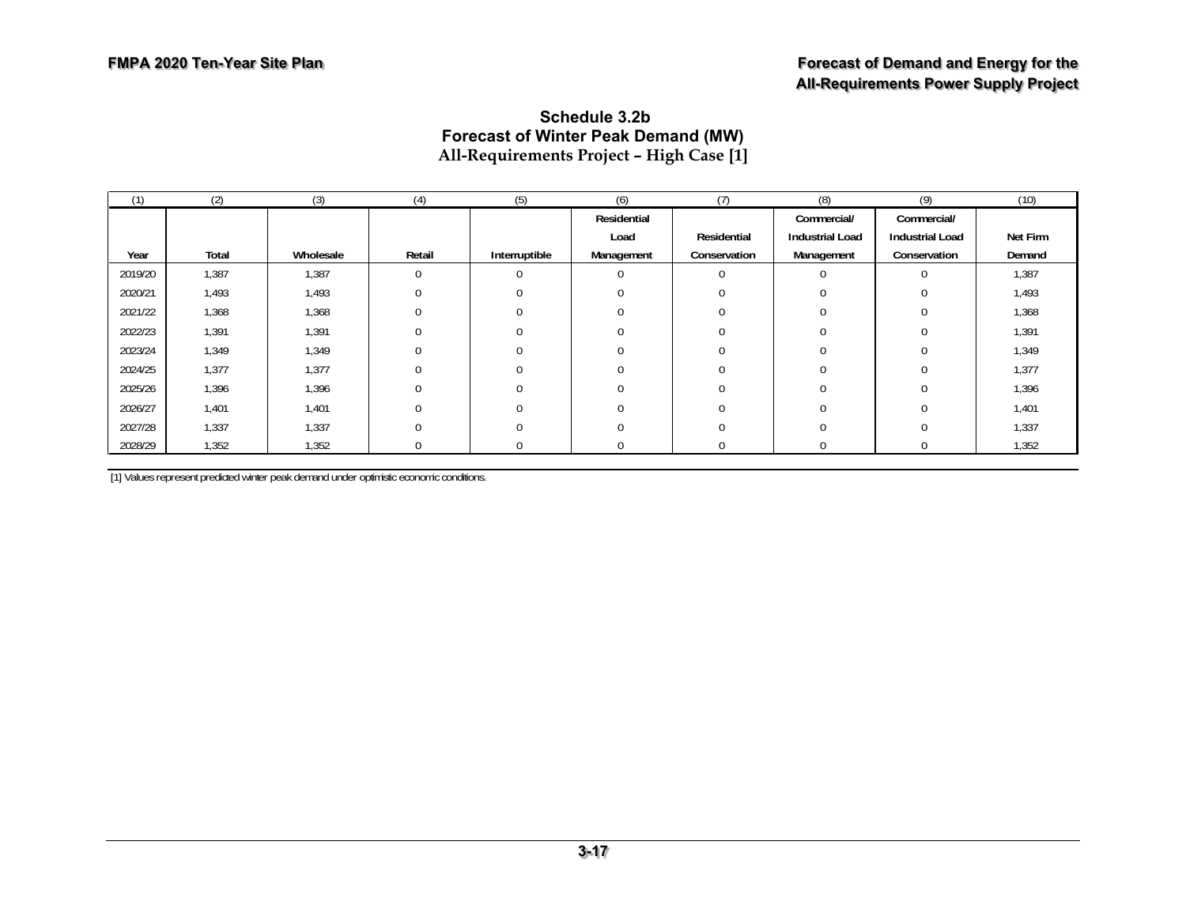# Schedule 3.2b
## Forecast of Winter Peak Demand (MW)
### All-Requirements Project – High Case [1]

| (1) | (2) | (3) | (4) | (5) | (6) | (7) | (8) | (9) | (10) |
|---|---|---|---|---|---|---|---|---|---|
| Year | Total | Wholesale | Retail | Interruptible | Residential Load Management | Residential Conservation | Commercial/ Industrial Load Management | Commercial/ Industrial Load Conservation | Net Firm Demand |
| 2019/20 | 1,387 | 1,387 | 0 | 0 | 0 | 0 | 0 | 0 | 1,387 |
| 2020/21 | 1,493 | 1,493 | 0 | 0 | 0 | 0 | 0 | 0 | 1,493 |
| 2021/22 | 1,368 | 1,368 | 0 | 0 | 0 | 0 | 0 | 0 | 1,368 |
| 2022/23 | 1,391 | 1,391 | 0 | 0 | 0 | 0 | 0 | 0 | 1,391 |
| 2023/24 | 1,349 | 1,349 | 0 | 0 | 0 | 0 | 0 | 0 | 1,349 |
| 2024/25 | 1,377 | 1,377 | 0 | 0 | 0 | 0 | 0 | 0 | 1,377 |
| 2025/26 | 1,396 | 1,396 | 0 | 0 | 0 | 0 | 0 | 0 | 1,396 |
| 2026/27 | 1,401 | 1,401 | 0 | 0 | 0 | 0 | 0 | 0 | 1,401 |
| 2027/28 | 1,337 | 1,337 | 0 | 0 | 0 | 0 | 0 | 0 | 1,337 |
| 2028/29 | 1,352 | 1,352 | 0 | 0 | 0 | 0 | 0 | 0 | 1,352 |

[1] Values represent predicted winter peak demand under optimistic economic conditions.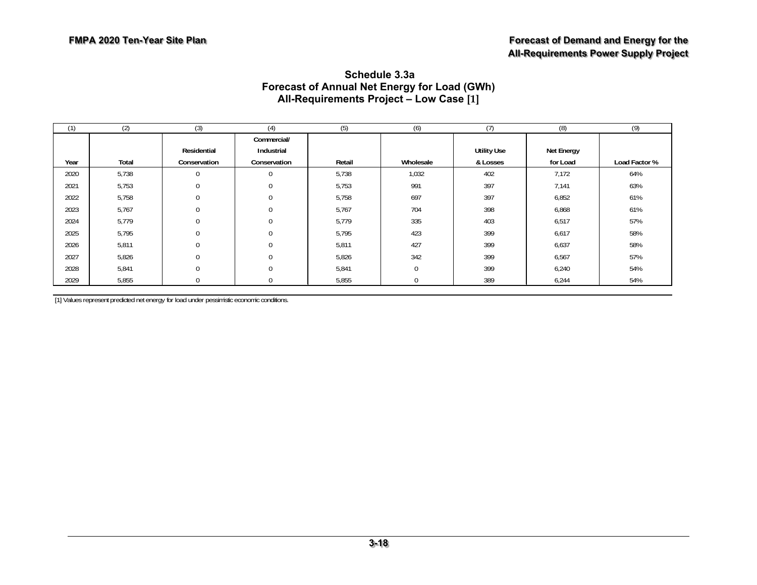## Schedule 3.3a
## Forecast of Annual Net Energy for Load (GWh)
## All-Requirements Project – Low Case [1]

| (1) | (2) | (3) | (4) | (5) | (6) | (7) | (8) | (9) |
|---|---|---|---|---|---|---|---|---|
| Year | Total | Residential Conservation | Commercial/ Industrial Conservation | Retail | Wholesale | Utility Use & Losses | Net Energy for Load | Load Factor % |
| 2020 | 5,738 | 0 | 0 | 5,738 | 1,032 | 402 | 7,172 | 64% |
| 2021 | 5,753 | 0 | 0 | 5,753 | 991 | 397 | 7,141 | 63% |
| 2022 | 5,758 | 0 | 0 | 5,758 | 697 | 397 | 6,852 | 61% |
| 2023 | 5,767 | 0 | 0 | 5,767 | 704 | 398 | 6,868 | 61% |
| 2024 | 5,779 | 0 | 0 | 5,779 | 335 | 403 | 6,517 | 57% |
| 2025 | 5,795 | 0 | 0 | 5,795 | 423 | 399 | 6,617 | 58% |
| 2026 | 5,811 | 0 | 0 | 5,811 | 427 | 399 | 6,637 | 58% |
| 2027 | 5,826 | 0 | 0 | 5,826 | 342 | 399 | 6,567 | 57% |
| 2028 | 5,841 | 0 | 0 | 5,841 | 0 | 399 | 6,240 | 54% |
| 2029 | 5,855 | 0 | 0 | 5,855 | 0 | 389 | 6,244 | 54% |

[1] Values represent predicted net energy for load under pessimistic economic conditions.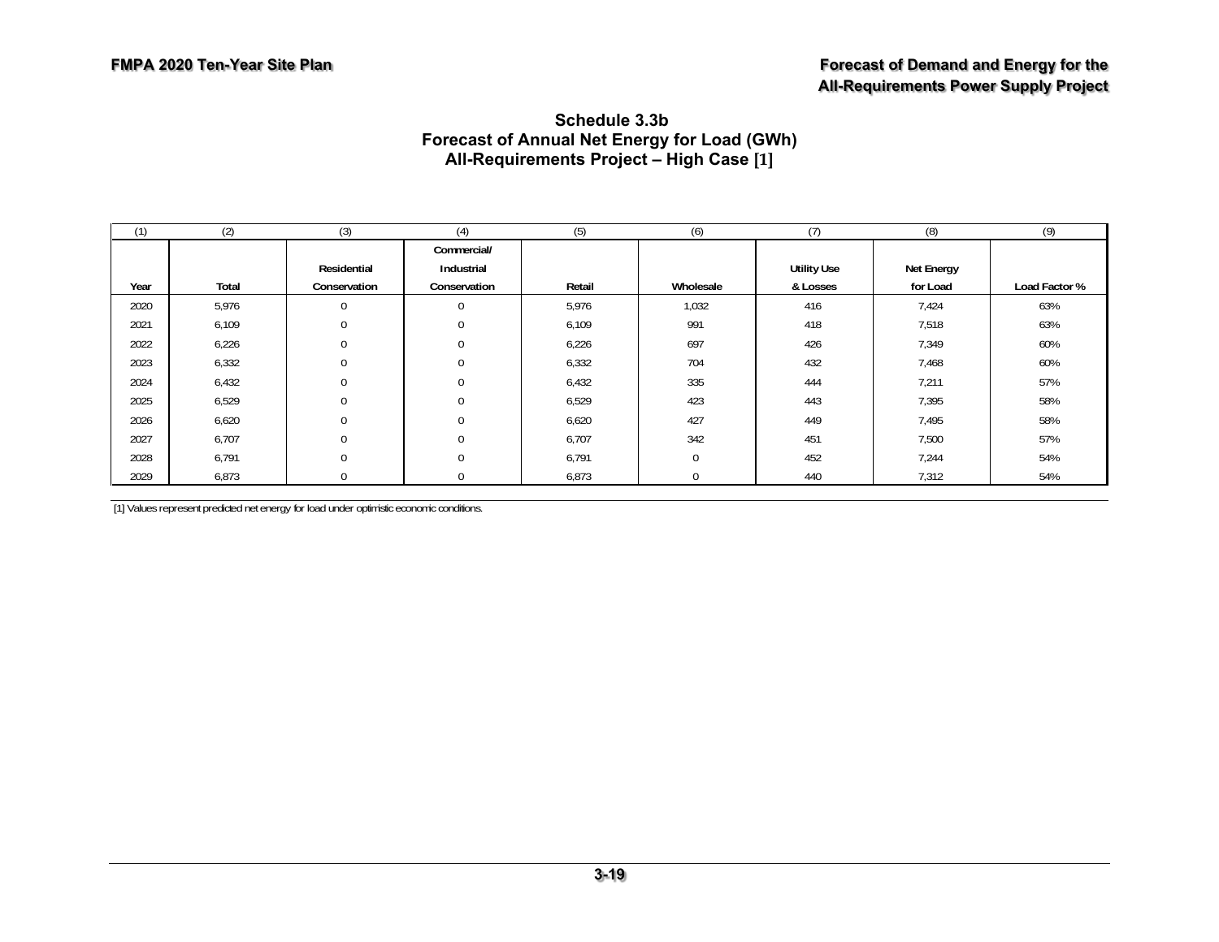## Schedule 3.3b
## Forecast of Annual Net Energy for Load (GWh)
## All-Requirements Project – High Case [1]

| (1) | (2) | (3) | (4) | (5) | (6) | (7) | (8) | (9) |
|---|---|---|---|---|---|---|---|---|
| Year | Total | Residential Conservation | Commercial/ Industrial Conservation | Retail | Wholesale | Utility Use & Losses | Net Energy for Load | Load Factor % |
| 2020 | 5,976 | 0 | 0 | 5,976 | 1,032 | 416 | 7,424 | 63% |
| 2021 | 6,109 | 0 | 0 | 6,109 | 991 | 418 | 7,518 | 63% |
| 2022 | 6,226 | 0 | 0 | 6,226 | 697 | 426 | 7,349 | 60% |
| 2023 | 6,332 | 0 | 0 | 6,332 | 704 | 432 | 7,468 | 60% |
| 2024 | 6,432 | 0 | 0 | 6,432 | 335 | 444 | 7,211 | 57% |
| 2025 | 6,529 | 0 | 0 | 6,529 | 423 | 443 | 7,395 | 58% |
| 2026 | 6,620 | 0 | 0 | 6,620 | 427 | 449 | 7,495 | 58% |
| 2027 | 6,707 | 0 | 0 | 6,707 | 342 | 451 | 7,500 | 57% |
| 2028 | 6,791 | 0 | 0 | 6,791 | 0 | 452 | 7,244 | 54% |
| 2029 | 6,873 | 0 | 0 | 6,873 | 0 | 440 | 7,312 | 54% |

[1] Values represent predicted net energy for load under optimistic economic conditions.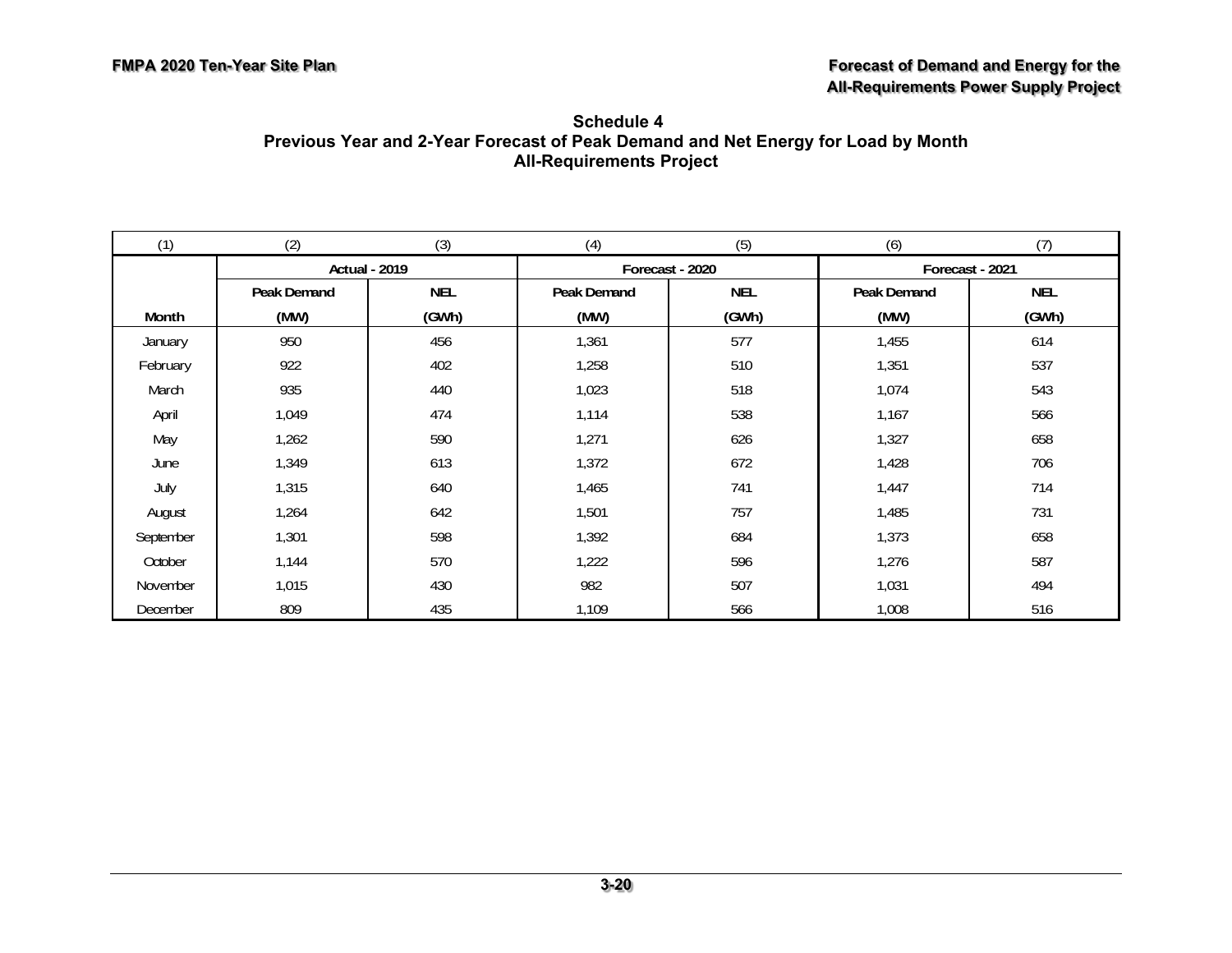## Schedule 4
## Previous Year and 2-Year Forecast of Peak Demand and Net Energy for Load by Month
## All-Requirements Project

| (1) | (2) | (3) | (4) | (5) | (6) | (7) |
|---|---|---|---|---|---|---|
| | Actual - 2019 | | Forecast - 2020 | | Forecast - 2021 | |
| | Peak Demand | NEL | Peak Demand | NEL | Peak Demand | NEL |
| Month | (MW) | (GWh) | (MW) | (GWh) | (MW) | (GWh) |
| January | 950 | 456 | 1,361 | 577 | 1,455 | 614 |
| February | 922 | 402 | 1,258 | 510 | 1,351 | 537 |
| March | 935 | 440 | 1,023 | 518 | 1,074 | 543 |
| April | 1,049 | 474 | 1,114 | 538 | 1,167 | 566 |
| May | 1,262 | 590 | 1,271 | 626 | 1,327 | 658 |
| June | 1,349 | 613 | 1,372 | 672 | 1,428 | 706 |
| July | 1,315 | 640 | 1,465 | 741 | 1,447 | 714 |
| August | 1,264 | 642 | 1,501 | 757 | 1,485 | 731 |
| September | 1,301 | 598 | 1,392 | 684 | 1,373 | 658 |
| October | 1,144 | 570 | 1,222 | 596 | 1,276 | 587 |
| November | 1,015 | 430 | 982 | 507 | 1,031 | 494 |
| December | 809 | 435 | 1,109 | 566 | 1,008 | 516 |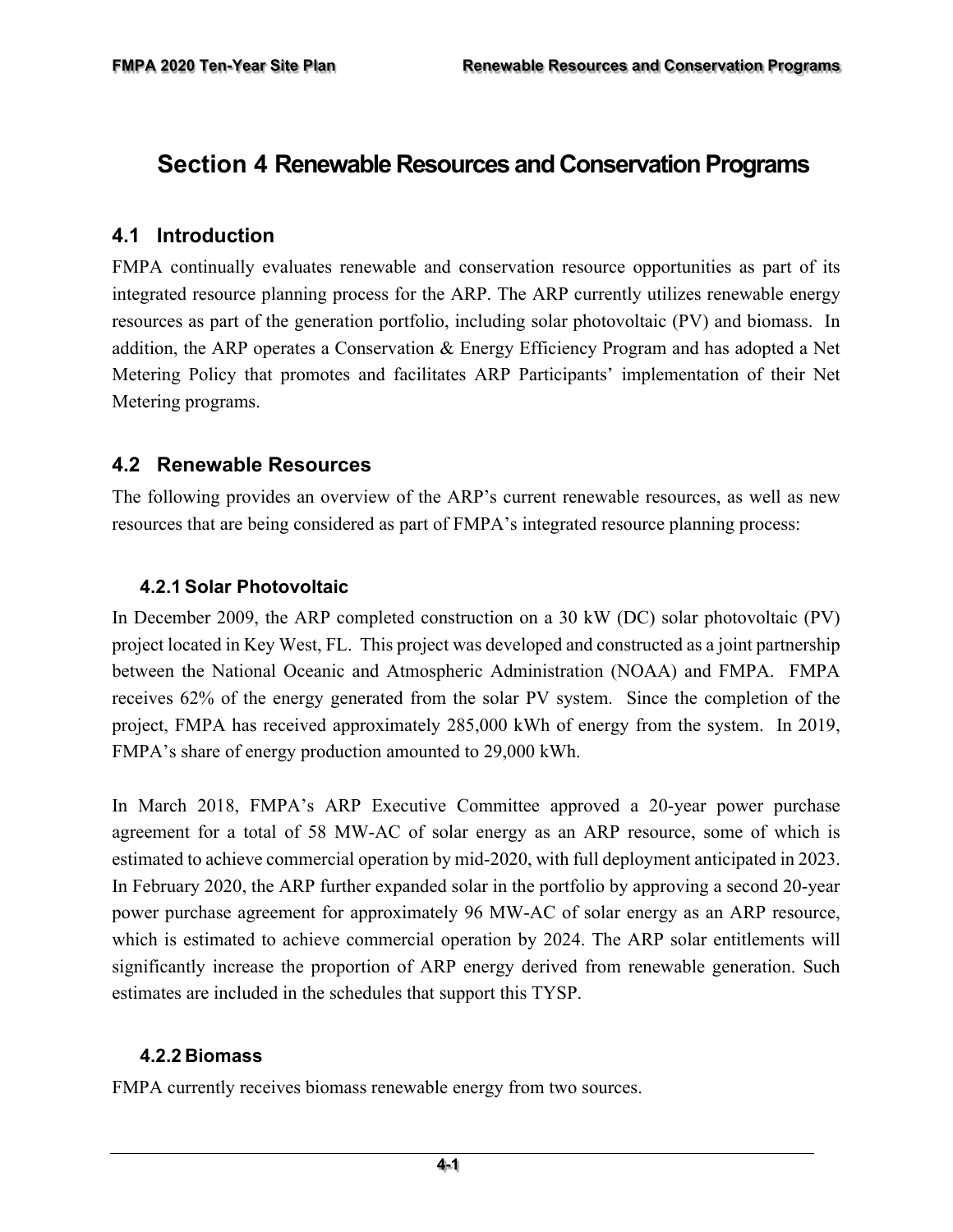# Section 4 Renewable Resources and Conservation Programs

## 4.1 Introduction

FMPA continually evaluates renewable and conservation resource opportunities as part of its integrated resource planning process for the ARP. The ARP currently utilizes renewable energy resources as part of the generation portfolio, including solar photovoltaic (PV) and biomass. In addition, the ARP operates a Conservation & Energy Efficiency Program and has adopted a Net Metering Policy that promotes and facilitates ARP Participants' implementation of their Net Metering programs.

## 4.2 Renewable Resources

The following provides an overview of the ARP's current renewable resources, as well as new resources that are being considered as part of FMPA's integrated resource planning process:

### 4.2.1 Solar Photovoltaic

In December 2009, the ARP completed construction on a 30 kW (DC) solar photovoltaic (PV) project located in Key West, FL. This project was developed and constructed as a joint partnership between the National Oceanic and Atmospheric Administration (NOAA) and FMPA. FMPA receives 62% of the energy generated from the solar PV system. Since the completion of the project, FMPA has received approximately 285,000 kWh of energy from the system. In 2019, FMPA's share of energy production amounted to 29,000 kWh.

In March 2018, FMPA's ARP Executive Committee approved a 20-year power purchase agreement for a total of 58 MW-AC of solar energy as an ARP resource, some of which is estimated to achieve commercial operation by mid-2020, with full deployment anticipated in 2023. In February 2020, the ARP further expanded solar in the portfolio by approving a second 20-year power purchase agreement for approximately 96 MW-AC of solar energy as an ARP resource, which is estimated to achieve commercial operation by 2024. The ARP solar entitlements will significantly increase the proportion of ARP energy derived from renewable generation. Such estimates are included in the schedules that support this TYSP.

### 4.2.2 Biomass

FMPA currently receives biomass renewable energy from two sources.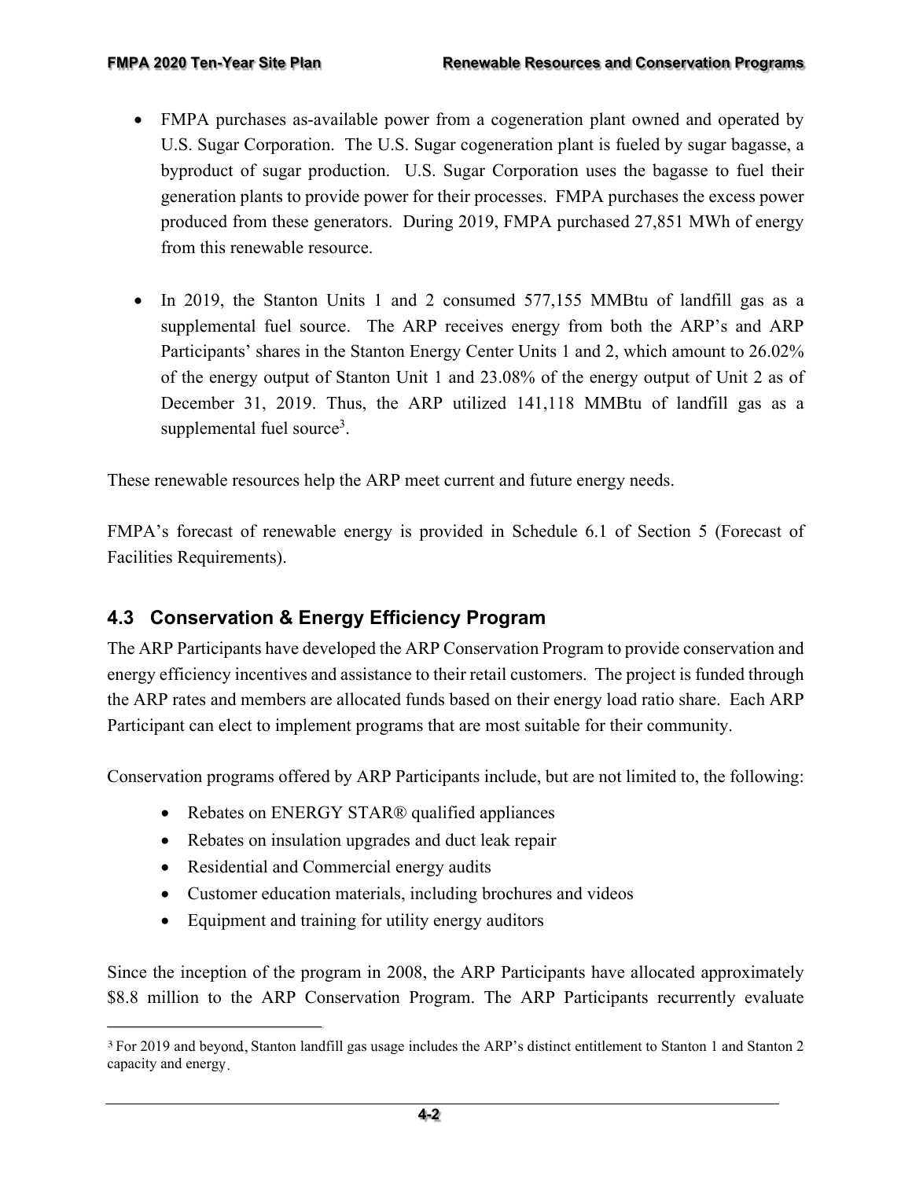- FMPA purchases as-available power from a cogeneration plant owned and operated by U.S. Sugar Corporation. The U.S. Sugar cogeneration plant is fueled by sugar bagasse, a byproduct of sugar production. U.S. Sugar Corporation uses the bagasse to fuel their generation plants to provide power for their processes. FMPA purchases the excess power produced from these generators. During 2019, FMPA purchased 27,851 MWh of energy from this renewable resource.

- In 2019, the Stanton Units 1 and 2 consumed 577,155 MMBtu of landfill gas as a supplemental fuel source. The ARP receives energy from both the ARP's and ARP Participants' shares in the Stanton Energy Center Units 1 and 2, which amount to 26.02% of the energy output of Stanton Unit 1 and 23.08% of the energy output of Unit 2 as of December 31, 2019. Thus, the ARP utilized 141,118 MMBtu of landfill gas as a supplemental fuel source[3].

These renewable resources help the ARP meet current and future energy needs.

FMPA's forecast of renewable energy is provided in Schedule 6.1 of Section 5 (Forecast of Facilities Requirements).

## 4.3 Conservation & Energy Efficiency Program

The ARP Participants have developed the ARP Conservation Program to provide conservation and energy efficiency incentives and assistance to their retail customers. The project is funded through the ARP rates and members are allocated funds based on their energy load ratio share. Each ARP Participant can elect to implement programs that are most suitable for their community.

Conservation programs offered by ARP Participants include, but are not limited to, the following:

- Rebates on ENERGY STAR® qualified appliances
- Rebates on insulation upgrades and duct leak repair
- Residential and Commercial energy audits
- Customer education materials, including brochures and videos
- Equipment and training for utility energy auditors

Since the inception of the program in 2008, the ARP Participants have allocated approximately $8.8 million to the ARP Conservation Program. The ARP Participants recurrently evaluate

[3] For 2019 and beyond, Stanton landfill gas usage includes the ARP's distinct entitlement to Stanton 1 and Stanton 2 capacity and energy.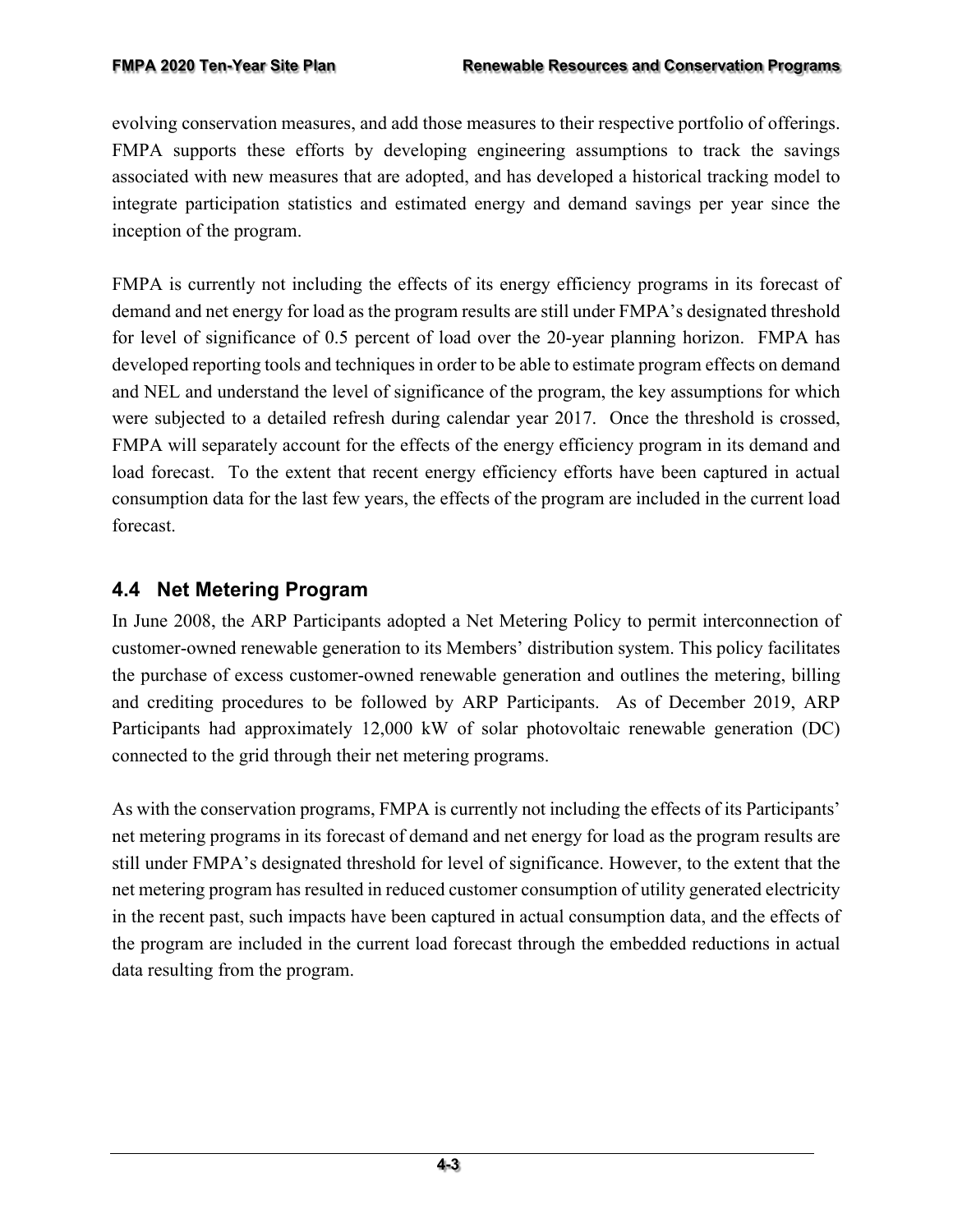evolving conservation measures, and add those measures to their respective portfolio of offerings. FMPA supports these efforts by developing engineering assumptions to track the savings associated with new measures that are adopted, and has developed a historical tracking model to integrate participation statistics and estimated energy and demand savings per year since the inception of the program.

FMPA is currently not including the effects of its energy efficiency programs in its forecast of demand and net energy for load as the program results are still under FMPA's designated threshold for level of significance of 0.5 percent of load over the 20-year planning horizon. FMPA has developed reporting tools and techniques in order to be able to estimate program effects on demand and NEL and understand the level of significance of the program, the key assumptions for which were subjected to a detailed refresh during calendar year 2017. Once the threshold is crossed, FMPA will separately account for the effects of the energy efficiency program in its demand and load forecast. To the extent that recent energy efficiency efforts have been captured in actual consumption data for the last few years, the effects of the program are included in the current load forecast.

## 4.4 Net Metering Program

In June 2008, the ARP Participants adopted a Net Metering Policy to permit interconnection of customer-owned renewable generation to its Members' distribution system. This policy facilitates the purchase of excess customer-owned renewable generation and outlines the metering, billing and crediting procedures to be followed by ARP Participants. As of December 2019, ARP Participants had approximately 12,000 kW of solar photovoltaic renewable generation (DC) connected to the grid through their net metering programs.

As with the conservation programs, FMPA is currently not including the effects of its Participants' net metering programs in its forecast of demand and net energy for load as the program results are still under FMPA's designated threshold for level of significance. However, to the extent that the net metering program has resulted in reduced customer consumption of utility generated electricity in the recent past, such impacts have been captured in actual consumption data, and the effects of the program are included in the current load forecast through the embedded reductions in actual data resulting from the program.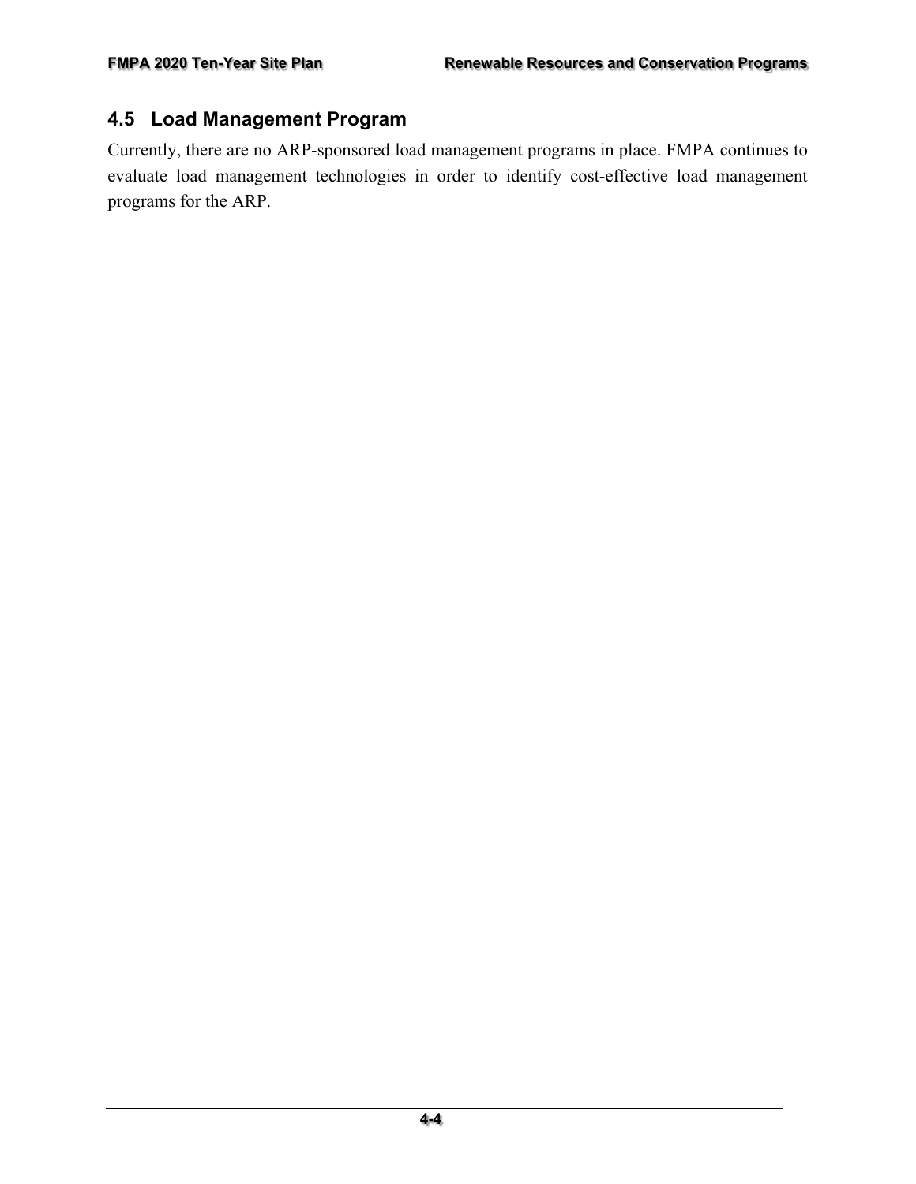## 4.5 Load Management Program

Currently, there are no ARP-sponsored load management programs in place. FMPA continues to evaluate load management technologies in order to identify cost-effective load management programs for the ARP.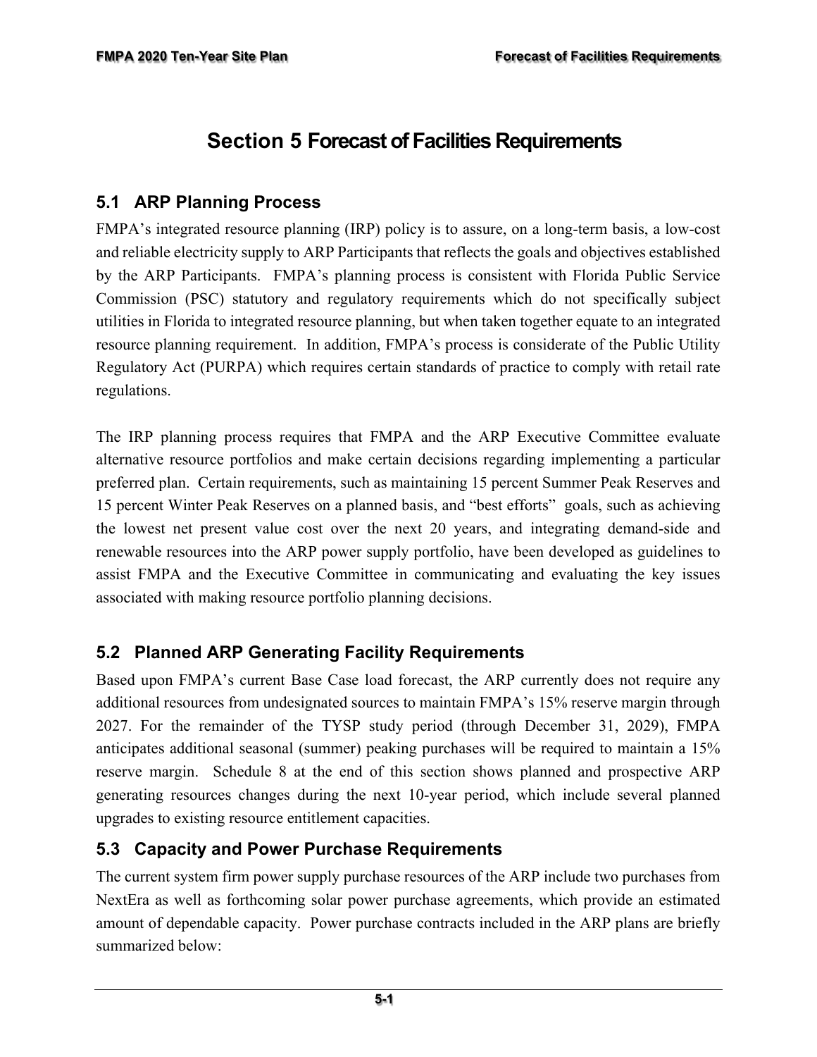# Section 5 Forecast of Facilities Requirements

## 5.1 ARP Planning Process

FMPA's integrated resource planning (IRP) policy is to assure, on a long-term basis, a low-cost and reliable electricity supply to ARP Participants that reflects the goals and objectives established by the ARP Participants. FMPA's planning process is consistent with Florida Public Service Commission (PSC) statutory and regulatory requirements which do not specifically subject utilities in Florida to integrated resource planning, but when taken together equate to an integrated resource planning requirement. In addition, FMPA's process is considerate of the Public Utility Regulatory Act (PURPA) which requires certain standards of practice to comply with retail rate regulations.

The IRP planning process requires that FMPA and the ARP Executive Committee evaluate alternative resource portfolios and make certain decisions regarding implementing a particular preferred plan. Certain requirements, such as maintaining 15 percent Summer Peak Reserves and 15 percent Winter Peak Reserves on a planned basis, and "best efforts" goals, such as achieving the lowest net present value cost over the next 20 years, and integrating demand-side and renewable resources into the ARP power supply portfolio, have been developed as guidelines to assist FMPA and the Executive Committee in communicating and evaluating the key issues associated with making resource portfolio planning decisions.

## 5.2 Planned ARP Generating Facility Requirements

Based upon FMPA's current Base Case load forecast, the ARP currently does not require any additional resources from undesignated sources to maintain FMPA's 15% reserve margin through 2027. For the remainder of the TYSP study period (through December 31, 2029), FMPA anticipates additional seasonal (summer) peaking purchases will be required to maintain a 15% reserve margin. Schedule 8 at the end of this section shows planned and prospective ARP generating resources changes during the next 10-year period, which include several planned upgrades to existing resource entitlement capacities.

## 5.3 Capacity and Power Purchase Requirements

The current system firm power supply purchase resources of the ARP include two purchases from NextEra as well as forthcoming solar power purchase agreements, which provide an estimated amount of dependable capacity. Power purchase contracts included in the ARP plans are briefly summarized below: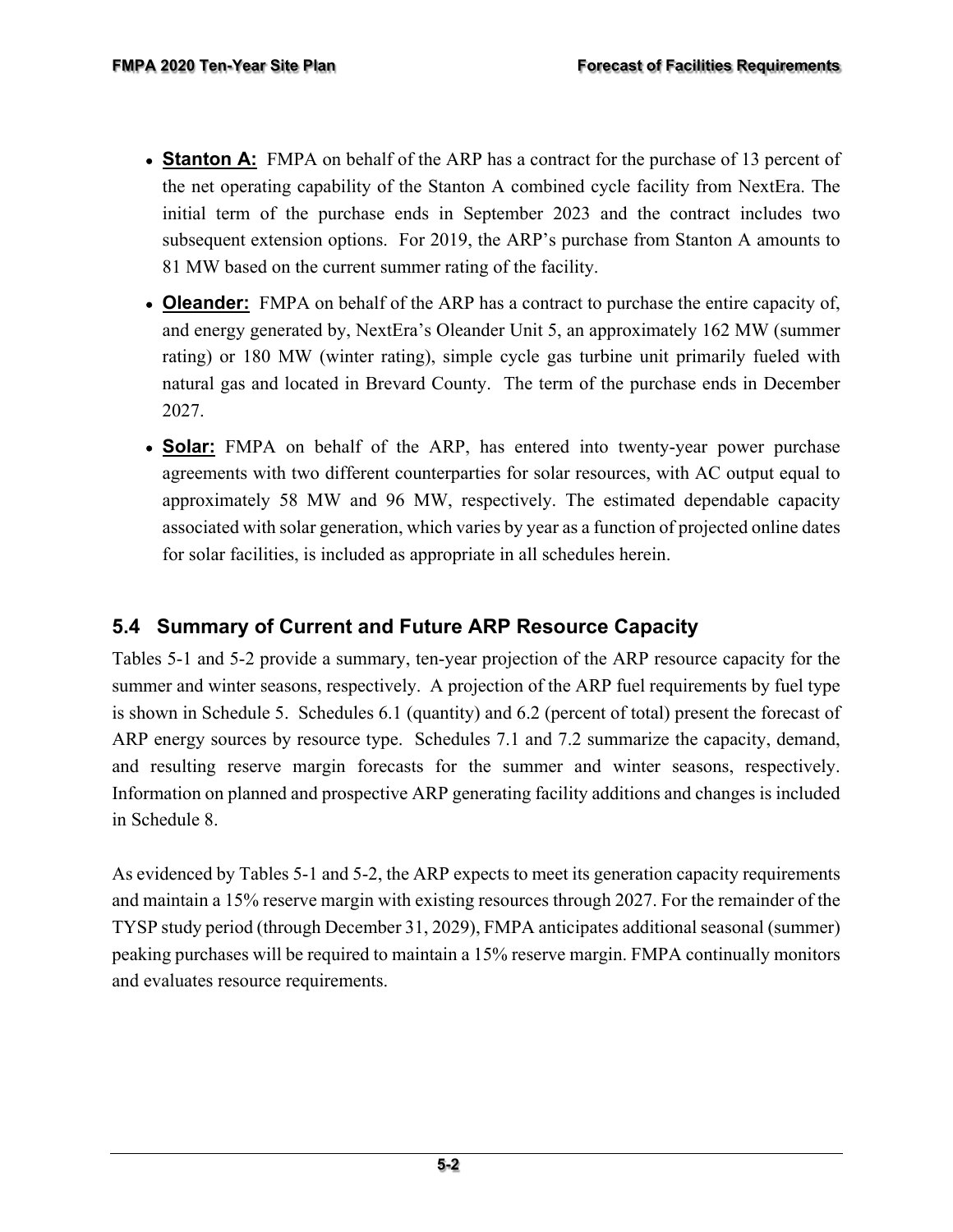- **Stanton A:** FMPA on behalf of the ARP has a contract for the purchase of 13 percent of the net operating capability of the Stanton A combined cycle facility from NextEra. The initial term of the purchase ends in September 2023 and the contract includes two subsequent extension options. For 2019, the ARP's purchase from Stanton A amounts to 81 MW based on the current summer rating of the facility.
- **Oleander:** FMPA on behalf of the ARP has a contract to purchase the entire capacity of, and energy generated by, NextEra's Oleander Unit 5, an approximately 162 MW (summer rating) or 180 MW (winter rating), simple cycle gas turbine unit primarily fueled with natural gas and located in Brevard County. The term of the purchase ends in December 2027.
- **Solar:** FMPA on behalf of the ARP, has entered into twenty-year power purchase agreements with two different counterparties for solar resources, with AC output equal to approximately 58 MW and 96 MW, respectively. The estimated dependable capacity associated with solar generation, which varies by year as a function of projected online dates for solar facilities, is included as appropriate in all schedules herein.

## 5.4 Summary of Current and Future ARP Resource Capacity

Tables 5-1 and 5-2 provide a summary, ten-year projection of the ARP resource capacity for the summer and winter seasons, respectively. A projection of the ARP fuel requirements by fuel type is shown in Schedule 5. Schedules 6.1 (quantity) and 6.2 (percent of total) present the forecast of ARP energy sources by resource type. Schedules 7.1 and 7.2 summarize the capacity, demand, and resulting reserve margin forecasts for the summer and winter seasons, respectively. Information on planned and prospective ARP generating facility additions and changes is included in Schedule 8.

As evidenced by Tables 5-1 and 5-2, the ARP expects to meet its generation capacity requirements and maintain a 15% reserve margin with existing resources through 2027. For the remainder of the TYSP study period (through December 31, 2029), FMPA anticipates additional seasonal (summer) peaking purchases will be required to maintain a 15% reserve margin. FMPA continually monitors and evaluates resource requirements.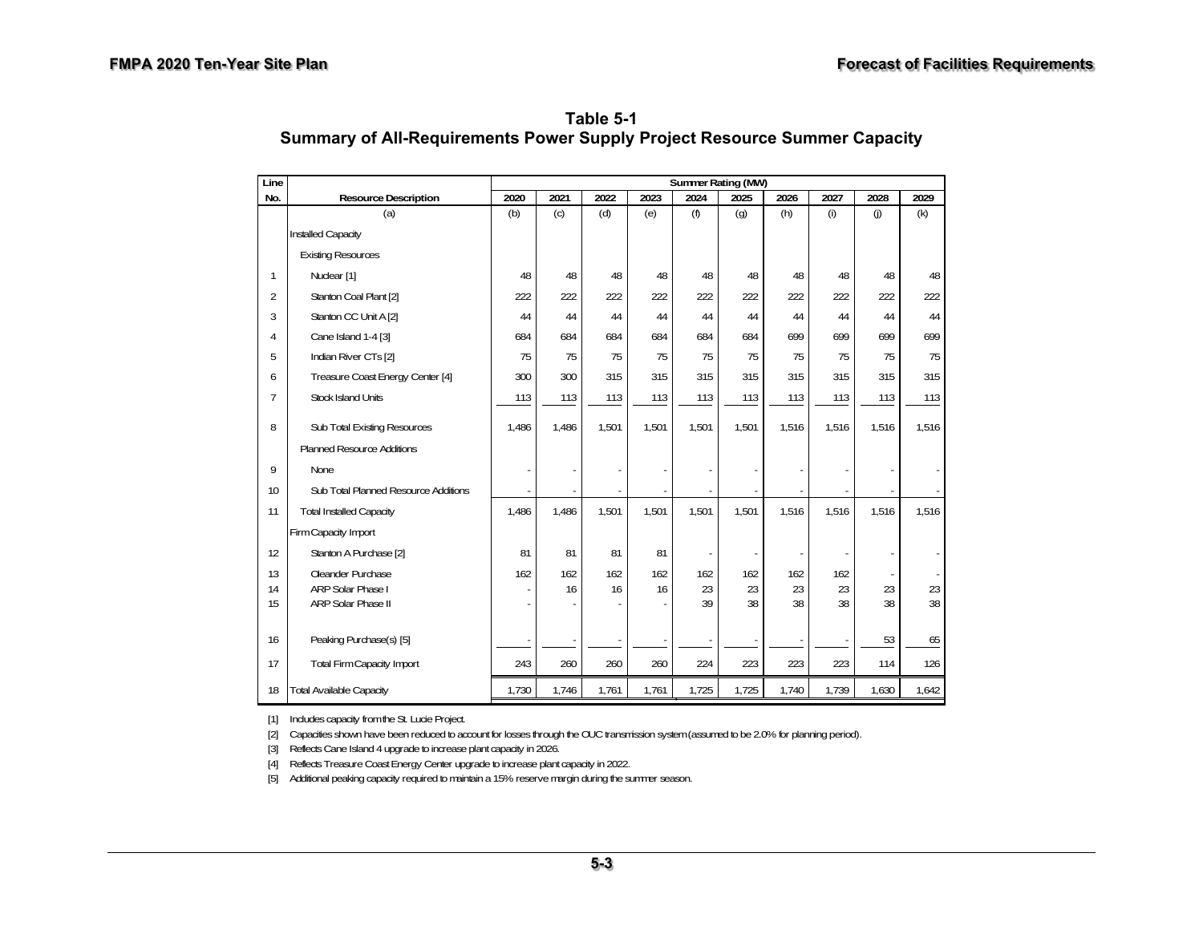## Table 5-1
## Summary of All-Requirements Power Supply Project Resource Summer Capacity

| Line No. | Resource Description | Summer Rating (MW) 2020 | 2021 | 2022 | 2023 | 2024 | 2025 | 2026 | 2027 | 2028 | 2029 |
|---|---|---|---|---|---|---|---|---|---|---|---|
| | (a) | (b) | (c) | (d) | (e) | (f) | (g) | (h) | (i) | (j) | (k) |
| | Installed Capacity | | | | | | | | | | |
| | Existing Resources | | | | | | | | | | |
| 1 | Nuclear [1] | 48 | 48 | 48 | 48 | 48 | 48 | 48 | 48 | 48 | 48 |
| 2 | Stanton Coal Plant [2] | 222 | 222 | 222 | 222 | 222 | 222 | 222 | 222 | 222 | 222 |
| 3 | Stanton CC Unit A [2] | 44 | 44 | 44 | 44 | 44 | 44 | 44 | 44 | 44 | 44 |
| 4 | Cane Island 1-4 [3] | 684 | 684 | 684 | 684 | 684 | 684 | 699 | 699 | 699 | 699 |
| 5 | Indian River CTs [2] | 75 | 75 | 75 | 75 | 75 | 75 | 75 | 75 | 75 | 75 |
| 6 | Treasure Coast Energy Center [4] | 300 | 300 | 315 | 315 | 315 | 315 | 315 | 315 | 315 | 315 |
| 7 | Stock Island Units | 113 | 113 | 113 | 113 | 113 | 113 | 113 | 113 | 113 | 113 |
| 8 | Sub Total Existing Resources | 1,486 | 1,486 | 1,501 | 1,501 | 1,501 | 1,501 | 1,516 | 1,516 | 1,516 | 1,516 |
| | Planned Resource Additions | | | | | | | | | | |
| 9 | None | - | - | - | - | - | - | - | - | - | - |
| 10 | Sub Total Planned Resource Additions | - | - | - | - | - | - | - | - | - | - |
| 11 | Total Installed Capacity | 1,486 | 1,486 | 1,501 | 1,501 | 1,501 | 1,501 | 1,516 | 1,516 | 1,516 | 1,516 |
| | Firm Capacity Import | | | | | | | | | | |
| 12 | Stanton A Purchase [2] | 81 | 81 | 81 | 81 | - | - | - | - | - | - |
| 13 | Oleander Purchase | 162 | 162 | 162 | 162 | 162 | 162 | 162 | 162 | - | - |
| 14 | ARP Solar Phase I | - | 16 | 16 | 16 | 23 | 23 | 23 | 23 | 23 | 23 |
| 15 | ARP Solar Phase II | - | - | - | - | 39 | 38 | 38 | 38 | 38 | 38 |
| 16 | Peaking Purchase(s) [5] | - | - | - | - | - | - | - | - | 53 | 65 |
| 17 | Total Firm Capacity Import | 243 | 260 | 260 | 260 | 224 | 223 | 223 | 223 | 114 | 126 |
| 18 | Total Available Capacity | 1,730 | 1,746 | 1,761 | 1,761 | 1,725 | 1,725 | 1,740 | 1,739 | 1,630 | 1,642 |

[1] Includes capacity from the St. Lucie Project.

[2] Capacities shown have been reduced to account for losses through the OUC transmission system (assumed to be 2.0% for planning period).

[3] Reflects Cane Island 4 upgrade to increase plant capacity in 2026.

[4] Reflects Treasure Coast Energy Center upgrade to increase plant capacity in 2022.

[5] Additional peaking capacity required to maintain a 15% reserve margin during the summer season.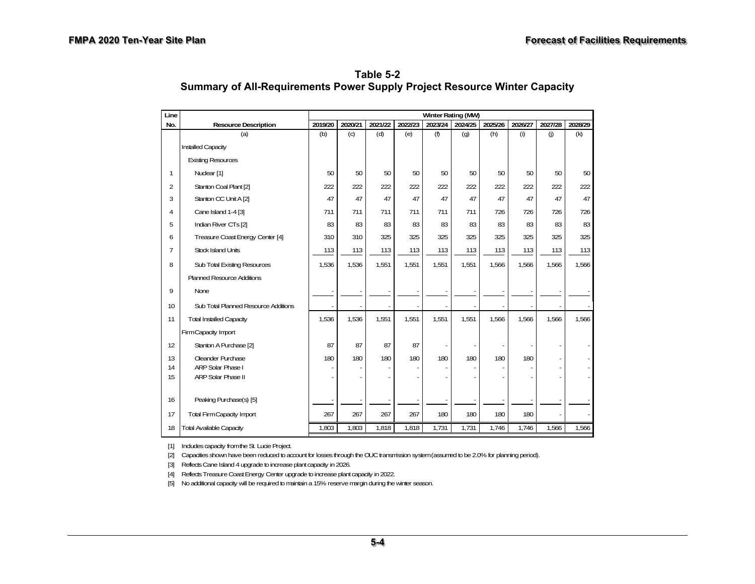## Table 5-2
## Summary of All-Requirements Power Supply Project Resource Winter Capacity

| Line No. | Resource Description | Winter Rating (MW) 2019/20 | 2020/21 | 2021/22 | 2022/23 | 2023/24 | 2024/25 | 2025/26 | 2026/27 | 2027/28 | 2028/29 |
|---|---|---|---|---|---|---|---|---|---|---|---|
| | (a) | (b) | (c) | (d) | (e) | (f) | (g) | (h) | (i) | (j) | (k) |
| | Installed Capacity | | | | | | | | | | |
| | Existing Resources | | | | | | | | | | |
| 1 | Nuclear [1] | 50 | 50 | 50 | 50 | 50 | 50 | 50 | 50 | 50 | 50 |
| 2 | Stanton Coal Plant [2] | 222 | 222 | 222 | 222 | 222 | 222 | 222 | 222 | 222 | 222 |
| 3 | Stanton CC Unit A [2] | 47 | 47 | 47 | 47 | 47 | 47 | 47 | 47 | 47 | 47 |
| 4 | Cane Island 1-4 [3] | 711 | 711 | 711 | 711 | 711 | 711 | 726 | 726 | 726 | 726 |
| 5 | Indian River CTs [2] | 83 | 83 | 83 | 83 | 83 | 83 | 83 | 83 | 83 | 83 |
| 6 | Treasure Coast Energy Center [4] | 310 | 310 | 325 | 325 | 325 | 325 | 325 | 325 | 325 | 325 |
| 7 | Stock Island Units | 113 | 113 | 113 | 113 | 113 | 113 | 113 | 113 | 113 | 113 |
| 8 | Sub Total Existing Resources | 1,536 | 1,536 | 1,551 | 1,551 | 1,551 | 1,551 | 1,566 | 1,566 | 1,566 | 1,566 |
| | Planned Resource Additions | | | | | | | | | | |
| 9 | None | - | - | - | - | - | - | - | - | - | - |
| 10 | Sub Total Planned Resource Additions | - | - | - | - | - | - | - | - | - | - |
| 11 | Total Installed Capacity | 1,536 | 1,536 | 1,551 | 1,551 | 1,551 | 1,551 | 1,566 | 1,566 | 1,566 | 1,566 |
| | Firm Capacity Import | | | | | | | | | | |
| 12 | Stanton A Purchase [2] | 87 | 87 | 87 | 87 | - | - | - | - | - | - |
| 13 | Oleander Purchase | 180 | 180 | 180 | 180 | 180 | 180 | 180 | 180 | - | - |
| 14 | ARP Solar Phase I | - | - | - | - | - | - | - | - | - | - |
| 15 | ARP Solar Phase II | - | - | - | - | - | - | - | - | - | - |
| 16 | Peaking Purchase(s) [5] | - | - | - | - | - | - | - | - | - | - |
| 17 | Total Firm Capacity Import | 267 | 267 | 267 | 267 | 180 | 180 | 180 | 180 | - | - |
| 18 | Total Available Capacity | 1,803 | 1,803 | 1,818 | 1,818 | 1,731 | 1,731 | 1,746 | 1,746 | 1,566 | 1,566 |

[1] Includes capacity from the St. Lucie Project.

[2] Capacities shown have been reduced to account for losses through the OUC transmission system (assumed to be 2.0% for planning period).

[3] Reflects Cane Island 4 upgrade to increase plant capacity in 2026.

[4] Reflects Treasure Coast Energy Center upgrade to increase plant capacity in 2022.

[5] No additional capacity will be required to maintain a 15% reserve margin during the winter season.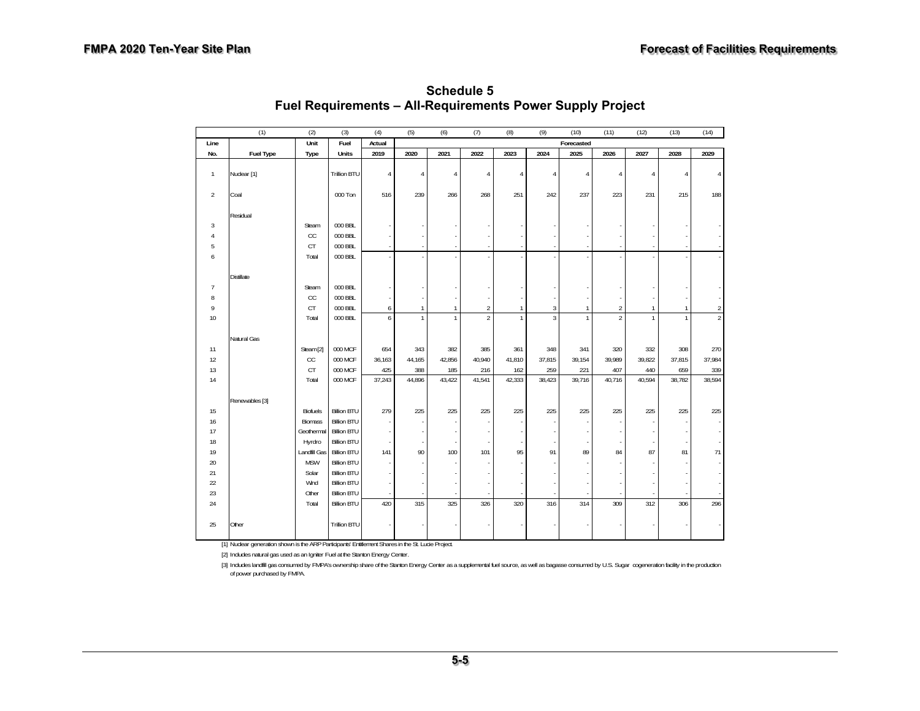# Schedule 5
## Fuel Requirements – All-Requirements Power Supply Project

| (1) | | (2) | (3) | (4) | (5) | (6) | (7) | (8) | (9) | (10) | (11) | (12) | (13) | (14) |
|---|---|---|---|---|---|---|---|---|---|---|---|---|---|---|
| Line | | Unit | Fuel | Actual | | | | | | Forecasted | | | | |
| No. | Fuel Type | Type | Units | 2019 | 2020 | 2021 | 2022 | 2023 | 2024 | 2025 | 2026 | 2027 | 2028 | 2029 |
| 1 | Nuclear [1] | | Trillion BTU | 4 | 4 | 4 | 4 | 4 | 4 | 4 | 4 | 4 | 4 | 4 |
| 2 | Coal | | 000 Ton | 516 | 239 | 266 | 268 | 251 | 242 | 237 | 223 | 231 | 215 | 188 |
| | Residual | | | | | | | | | | | | | |
| 3 | | Steam | 000 BBL | - | - | - | - | - | - | - | - | - | - | - |
| 4 | | CC | 000 BBL | - | - | - | - | - | - | - | - | - | - | - |
| 5 | | CT | 000 BBL | - | - | - | - | - | - | - | - | - | - | - |
| 6 | | Total | 000 BBL | - | - | - | - | - | - | - | - | - | - | - |
| | Distillate | | | | | | | | | | | | | |
| 7 | | Steam | 000 BBL | - | - | - | - | - | - | - | - | - | - | - |
| 8 | | CC | 000 BBL | - | - | - | - | - | - | - | - | - | - | - |
| 9 | | CT | 000 BBL | 6 | 1 | 1 | 2 | 1 | 3 | 1 | 2 | 1 | 1 | 2 |
| 10 | | Total | 000 BBL | 6 | 1 | 1 | 2 | 1 | 3 | 1 | 2 | 1 | 1 | 2 |
| | Natural Gas | | | | | | | | | | | | | |
| 11 | | Steam [2] | 000 MCF | 654 | 343 | 382 | 385 | 361 | 348 | 341 | 320 | 332 | 308 | 270 |
| 12 | | CC | 000 MCF | 36,163 | 44,165 | 42,856 | 40,940 | 41,810 | 37,815 | 39,154 | 39,989 | 39,822 | 37,815 | 37,984 |
| 13 | | CT | 000 MCF | 425 | 388 | 185 | 216 | 162 | 259 | 221 | 407 | 440 | 659 | 339 |
| 14 | | Total | 000 MCF | 37,243 | 44,896 | 43,422 | 41,541 | 42,333 | 38,423 | 39,716 | 40,716 | 40,594 | 38,782 | 38,594 |
| | Renewables [3] | | | | | | | | | | | | | |
| 15 | | Biofuels | Billion BTU | 279 | 225 | 225 | 225 | 225 | 225 | 225 | 225 | 225 | 225 | 225 |
| 16 | | Biomass | Billion BTU | - | - | - | - | - | - | - | - | - | - | - |
| 17 | | Geothermal | Billion BTU | - | - | - | - | - | - | - | - | - | - | - |
| 18 | | Hyrdro | Billion BTU | - | - | - | - | - | - | - | - | - | - | - |
| 19 | | Landfill Gas | Billion BTU | 141 | 90 | 100 | 101 | 95 | 91 | 89 | 84 | 87 | 81 | 71 |
| 20 | | MSW | Billion BTU | - | - | - | - | - | - | - | - | - | - | - |
| 21 | | Solar | Billion BTU | - | - | - | - | - | - | - | - | - | - | - |
| 22 | | Wind | Billion BTU | - | - | - | - | - | - | - | - | - | - | - |
| 23 | | Other | Billion BTU | - | - | - | - | - | - | - | - | - | - | - |
| 24 | | Total | Billion BTU | 420 | 315 | 325 | 326 | 320 | 316 | 314 | 309 | 312 | 306 | 296 |
| 25 | Other | | Trillion BTU | - | - | - | - | - | - | - | - | - | - | - |

[1] Nuclear generation shown is the ARP Participants' Entitlement Shares in the St. Lucie Project.

[2] Includes natural gas used as an Igniter Fuel at the Stanton Energy Center.

[3] Includes landfill gas consumed by FMPA's ownership share of the Stanton Energy Center as a supplemental fuel source, as well as bagasse consumed by U.S. Sugar cogeneration facility in the production of power purchased by FMPA.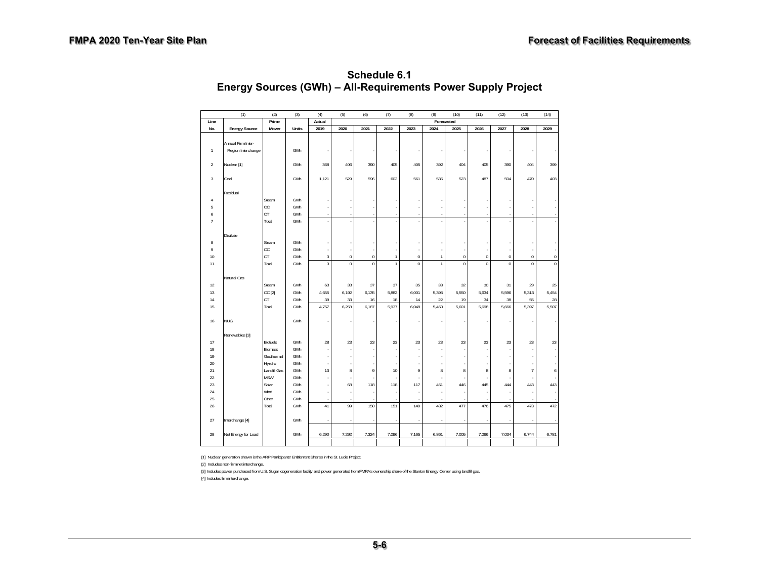# Schedule 6.1
## Energy Sources (GWh) – All-Requirements Power Supply Project

| (1) | | (2) | (3) | (4) | (5) | (6) | (7) | (8) | (9) | (10) | (11) | (12) | (13) | (14) |
|---|---|---|---|---|---|---|---|---|---|---|---|---|---|---|
| Line | | Prime | | Actual | Forecasted | | | | | | | | | |
| No. | Energy Source | Mover | Units | 2019 | 2020 | 2021 | 2022 | 2023 | 2024 | 2025 | 2026 | 2027 | 2028 | 2029 |
| 1 | Annual Firm Inter-Region Interchange | | GWh | - | - | - | - | - | - | - | - | - | - | - |
| 2 | Nuclear [1] | | GWh | 368 | 406 | 390 | 405 | 405 | 392 | 404 | 405 | 390 | 404 | 399 |
| 3 | Coal | | GWh | 1,121 | 529 | 596 | 602 | 561 | 536 | 523 | 487 | 504 | 470 | 403 |
| | Residual | | | | | | | | | | | | | |
| 4 | | Steam | GWh | - | - | - | - | - | - | - | - | - | - | - |
| 5 | | CC | GWh | - | - | - | - | - | - | - | - | - | - | - |
| 6 | | CT | GWh | - | - | - | - | - | - | - | - | - | - | - |
| 7 | | Total | GWh | - | - | - | - | - | - | - | - | - | - | - |
| | Distillate | | | | | | | | | | | | | |
| 8 | | Steam | GWh | - | - | - | - | - | - | - | - | - | - | - |
| 9 | | CC | GWh | - | - | - | - | - | - | - | - | - | - | - |
| 10 | | CT | GWh | 3 | 0 | 0 | 1 | 0 | 1 | 0 | 0 | 0 | 0 | 0 |
| 11 | | Total | GWh | 3 | 0 | 0 | 1 | 0 | 1 | 0 | 0 | 0 | 0 | 0 |
| | Natural Gas | | | | | | | | | | | | | |
| 12 | | Steam | GWh | 63 | 33 | 37 | 37 | 35 | 33 | 32 | 30 | 31 | 29 | 25 |
| 13 | | CC [2] | GWh | 4,655 | 6,192 | 6,135 | 5,882 | 6,001 | 5,395 | 5,550 | 5,634 | 5,596 | 5,313 | 5,454 |
| 14 | | CT | GWh | 39 | 33 | 16 | 18 | 14 | 22 | 19 | 34 | 38 | 55 | 28 |
| 15 | | Total | GWh | 4,757 | 6,258 | 6,187 | 5,937 | 6,049 | 5,450 | 5,601 | 5,698 | 5,666 | 5,397 | 5,507 |
| 16 | NUG | | GWh | - | - | - | - | - | - | - | - | - | - | - |
| | Renewables [3] | | | | | | | | | | | | | |
| 17 | | Biofuels | GWh | 28 | 23 | 23 | 23 | 23 | 23 | 23 | 23 | 23 | 23 | 23 |
| 18 | | Biomass | GWh | - | - | - | - | - | - | - | - | - | - | - |
| 19 | | Geothermal | GWh | - | - | - | - | - | - | - | - | - | - | - |
| 20 | | Hyrdro | GWh | - | - | - | - | - | - | - | - | - | - | - |
| 21 | | Landfill Gas | GWh | 13 | 8 | 9 | 10 | 9 | 8 | 8 | 8 | 8 | 7 | 6 |
| 22 | | MSW | GWh | - | - | - | - | - | - | - | - | - | - | - |
| 23 | | Solar | GWh | - | 68 | 118 | 118 | 117 | 451 | 446 | 445 | 444 | 443 | 443 |
| 24 | | Wind | GWh | - | - | - | - | - | - | - | - | - | - | - |
| 25 | | Other | GWh | - | - | - | - | - | - | - | - | - | - | - |
| 26 | | Total | GWh | 41 | 99 | 150 | 151 | 149 | 482 | 477 | 476 | 475 | 473 | 472 |
| 27 | Interchange [4] | | GWh | - | - | - | - | - | - | - | - | - | - | - |
| 28 | Net Energy for Load | | GWh | 6,290 | 7,292 | 7,324 | 7,096 | 7,165 | 6,861 | 7,005 | 7,066 | 7,034 | 6,744 | 6,781 |

[1] Nuclear generation shown is the ARP Participants' Entitlement Shares in the St. Lucie Project.

[2] Includes non-firm net interchange.

[3] Includes power purchased from U.S. Sugar cogeneration facility and power generated from FMPA's ownership share of the Stanton Energy Center using landfill gas.

[4] Includes firm interchange.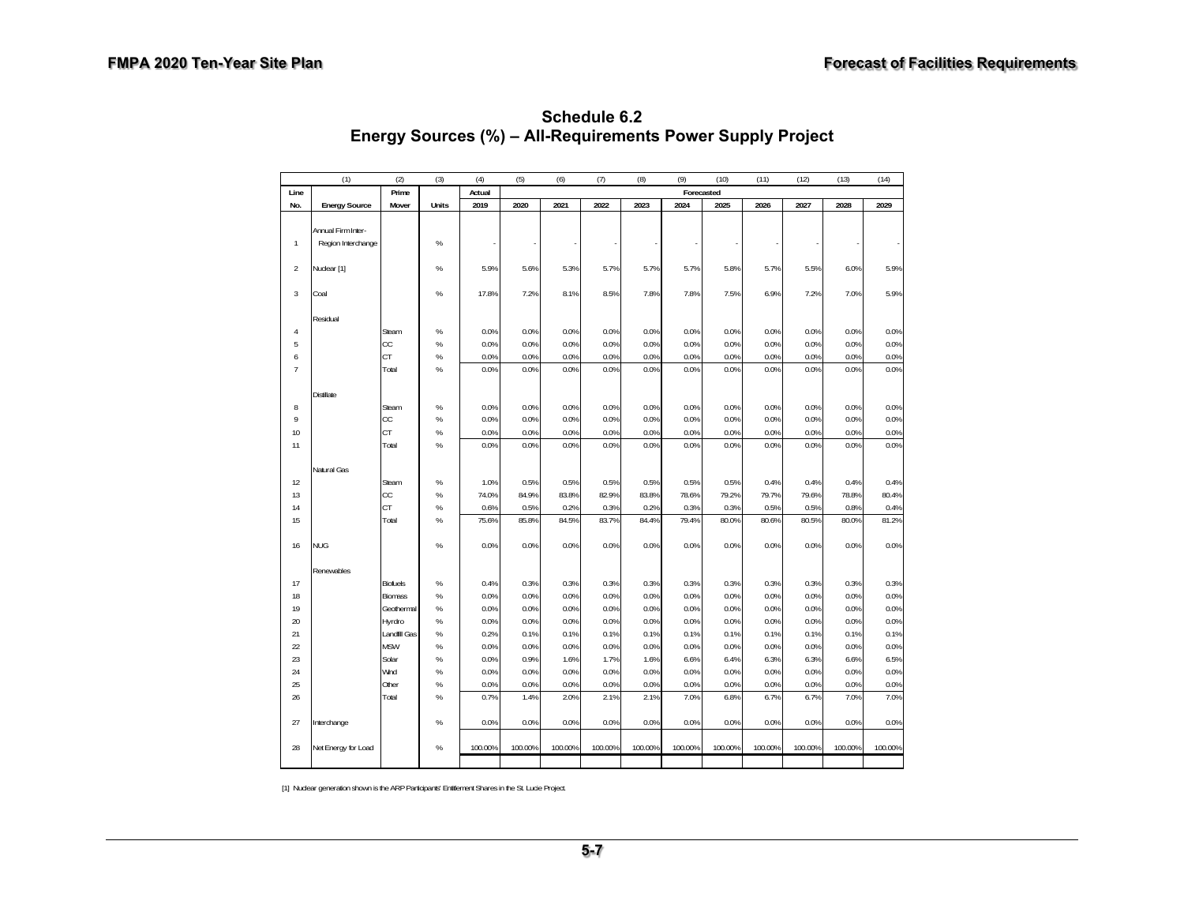## Schedule 6.2
## Energy Sources (%) – All-Requirements Power Supply Project

| | (1) | (2) | (3) | (4) | (5) | (6) | (7) | (8) | (9) | (10) | (11) | (12) | (13) | (14) |
|---|---|---|---|---|---|---|---|---|---|---|---|---|---|---|
| Line | | Prime | | Actual | Forecasted | | | | | | | | | |
| No. | Energy Source | Mover | Units | 2019 | 2020 | 2021 | 2022 | 2023 | 2024 | 2025 | 2026 | 2027 | 2028 | 2029 |
| 1 | Annual Firm Inter-Region Interchange | | % | - | - | - | - | - | - | - | - | - | - | - |
| 2 | Nuclear [1] | | % | 5.9% | 5.6% | 5.3% | 5.7% | 5.7% | 5.7% | 5.8% | 5.7% | 5.5% | 6.0% | 5.9% |
| 3 | Coal | | % | 17.8% | 7.2% | 8.1% | 8.5% | 7.8% | 7.8% | 7.5% | 6.9% | 7.2% | 7.0% | 5.9% |
| | Residual | | | | | | | | | | | | | |
| 4 | | Steam | % | 0.0% | 0.0% | 0.0% | 0.0% | 0.0% | 0.0% | 0.0% | 0.0% | 0.0% | 0.0% | 0.0% |
| 5 | | CC | % | 0.0% | 0.0% | 0.0% | 0.0% | 0.0% | 0.0% | 0.0% | 0.0% | 0.0% | 0.0% | 0.0% |
| 6 | | CT | % | 0.0% | 0.0% | 0.0% | 0.0% | 0.0% | 0.0% | 0.0% | 0.0% | 0.0% | 0.0% | 0.0% |
| 7 | | Total | % | 0.0% | 0.0% | 0.0% | 0.0% | 0.0% | 0.0% | 0.0% | 0.0% | 0.0% | 0.0% | 0.0% |
| | Distillate | | | | | | | | | | | | | |
| 8 | | Steam | % | 0.0% | 0.0% | 0.0% | 0.0% | 0.0% | 0.0% | 0.0% | 0.0% | 0.0% | 0.0% | 0.0% |
| 9 | | CC | % | 0.0% | 0.0% | 0.0% | 0.0% | 0.0% | 0.0% | 0.0% | 0.0% | 0.0% | 0.0% | 0.0% |
| 10 | | CT | % | 0.0% | 0.0% | 0.0% | 0.0% | 0.0% | 0.0% | 0.0% | 0.0% | 0.0% | 0.0% | 0.0% |
| 11 | | Total | % | 0.0% | 0.0% | 0.0% | 0.0% | 0.0% | 0.0% | 0.0% | 0.0% | 0.0% | 0.0% | 0.0% |
| | Natural Gas | | | | | | | | | | | | | |
| 12 | | Steam | % | 1.0% | 0.5% | 0.5% | 0.5% | 0.5% | 0.5% | 0.5% | 0.4% | 0.4% | 0.4% | 0.4% |
| 13 | | CC | % | 74.0% | 84.9% | 83.8% | 82.9% | 83.8% | 78.6% | 79.2% | 79.7% | 79.6% | 78.8% | 80.4% |
| 14 | | CT | % | 0.6% | 0.5% | 0.2% | 0.3% | 0.2% | 0.3% | 0.3% | 0.5% | 0.5% | 0.8% | 0.4% |
| 15 | | Total | % | 75.6% | 85.8% | 84.5% | 83.7% | 84.4% | 79.4% | 80.0% | 80.6% | 80.5% | 80.0% | 81.2% |
| 16 | NUG | | % | 0.0% | 0.0% | 0.0% | 0.0% | 0.0% | 0.0% | 0.0% | 0.0% | 0.0% | 0.0% | 0.0% |
| | Renewables | | | | | | | | | | | | | |
| 17 | | Biofuels | % | 0.4% | 0.3% | 0.3% | 0.3% | 0.3% | 0.3% | 0.3% | 0.3% | 0.3% | 0.3% | 0.3% |
| 18 | | Biomass | % | 0.0% | 0.0% | 0.0% | 0.0% | 0.0% | 0.0% | 0.0% | 0.0% | 0.0% | 0.0% | 0.0% |
| 19 | | Geothermal | % | 0.0% | 0.0% | 0.0% | 0.0% | 0.0% | 0.0% | 0.0% | 0.0% | 0.0% | 0.0% | 0.0% |
| 20 | | Hyrdro | % | 0.0% | 0.0% | 0.0% | 0.0% | 0.0% | 0.0% | 0.0% | 0.0% | 0.0% | 0.0% | 0.0% |
| 21 | | Landfill Gas | % | 0.2% | 0.1% | 0.1% | 0.1% | 0.1% | 0.1% | 0.1% | 0.1% | 0.1% | 0.1% | 0.1% |
| 22 | | MSW | % | 0.0% | 0.0% | 0.0% | 0.0% | 0.0% | 0.0% | 0.0% | 0.0% | 0.0% | 0.0% | 0.0% |
| 23 | | Solar | % | 0.0% | 0.9% | 1.6% | 1.7% | 1.6% | 6.6% | 6.4% | 6.3% | 6.3% | 6.6% | 6.5% |
| 24 | | Wind | % | 0.0% | 0.0% | 0.0% | 0.0% | 0.0% | 0.0% | 0.0% | 0.0% | 0.0% | 0.0% | 0.0% |
| 25 | | Other | % | 0.0% | 0.0% | 0.0% | 0.0% | 0.0% | 0.0% | 0.0% | 0.0% | 0.0% | 0.0% | 0.0% |
| 26 | | Total | % | 0.7% | 1.4% | 2.0% | 2.1% | 2.1% | 7.0% | 6.8% | 6.7% | 6.7% | 7.0% | 7.0% |
| 27 | Interchange | | % | 0.0% | 0.0% | 0.0% | 0.0% | 0.0% | 0.0% | 0.0% | 0.0% | 0.0% | 0.0% | 0.0% |
| 28 | Net Energy for Load | | % | 100.00% | 100.00% | 100.00% | 100.00% | 100.00% | 100.00% | 100.00% | 100.00% | 100.00% | 100.00% | 100.00% |

[1] Nuclear generation shown is the ARP Participants' Entitlement Shares in the St. Lucie Project.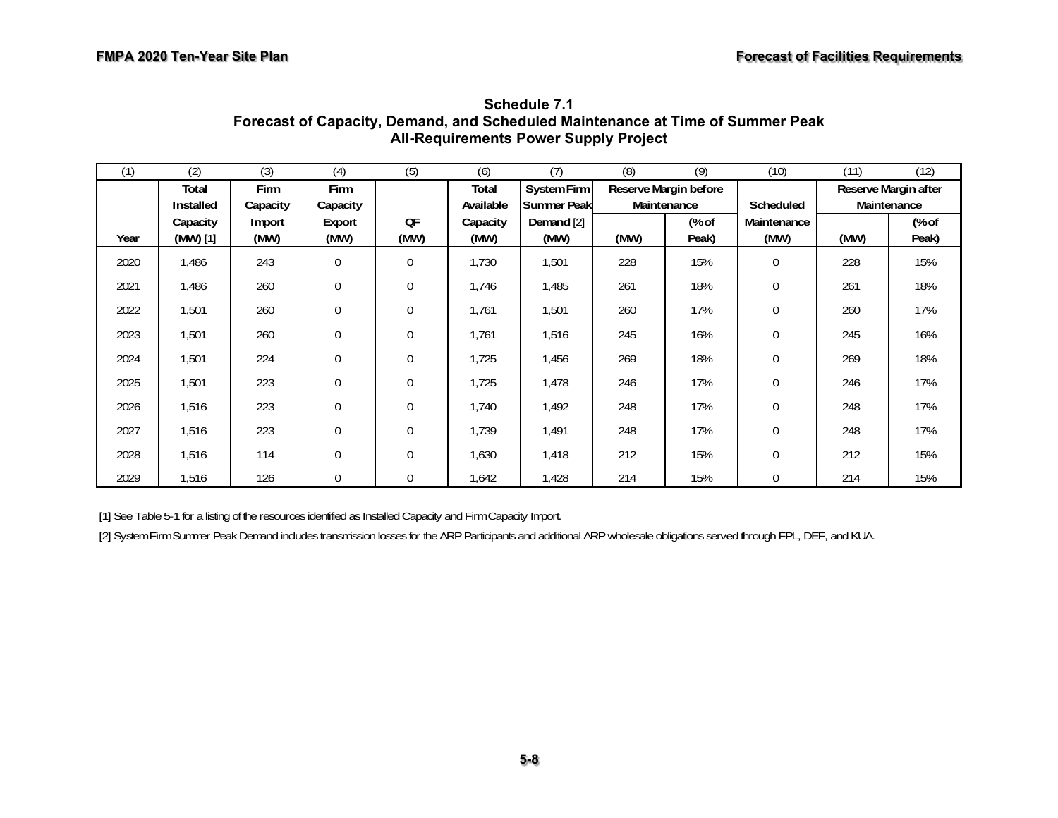## Schedule 7.1
## Forecast of Capacity, Demand, and Scheduled Maintenance at Time of Summer Peak
## All-Requirements Power Supply Project

| (1) | (2) | (3) | (4) | (5) | (6) | (7) | (8) | (9) | (10) | (11) | (12) |
|---|---|---|---|---|---|---|---|---|---|---|---|
| | Total Installed Capacity | Firm Capacity Import | Firm Capacity Export | QF | Total Available Capacity | System Firm Summer Peak Demand [2] | Reserve Margin before Maintenance | | Scheduled Maintenance | Reserve Margin after Maintenance | |
| Year | (MW) [1] | (MW) | (MW) | (MW) | (MW) | (MW) | (MW) | (% of Peak) | (MW) | (MW) | (% of Peak) |
| 2020 | 1,486 | 243 | 0 | 0 | 1,730 | 1,501 | 228 | 15% | 0 | 228 | 15% |
| 2021 | 1,486 | 260 | 0 | 0 | 1,746 | 1,485 | 261 | 18% | 0 | 261 | 18% |
| 2022 | 1,501 | 260 | 0 | 0 | 1,761 | 1,501 | 260 | 17% | 0 | 260 | 17% |
| 2023 | 1,501 | 260 | 0 | 0 | 1,761 | 1,516 | 245 | 16% | 0 | 245 | 16% |
| 2024 | 1,501 | 224 | 0 | 0 | 1,725 | 1,456 | 269 | 18% | 0 | 269 | 18% |
| 2025 | 1,501 | 223 | 0 | 0 | 1,725 | 1,478 | 246 | 17% | 0 | 246 | 17% |
| 2026 | 1,516 | 223 | 0 | 0 | 1,740 | 1,492 | 248 | 17% | 0 | 248 | 17% |
| 2027 | 1,516 | 223 | 0 | 0 | 1,739 | 1,491 | 248 | 17% | 0 | 248 | 17% |
| 2028 | 1,516 | 114 | 0 | 0 | 1,630 | 1,418 | 212 | 15% | 0 | 212 | 15% |
| 2029 | 1,516 | 126 | 0 | 0 | 1,642 | 1,428 | 214 | 15% | 0 | 214 | 15% |

[1] See Table 5-1 for a listing of the resources identified as Installed Capacity and Firm Capacity Import.

[2] System Firm Summer Peak Demand includes transmission losses for the ARP Participants and additional ARP wholesale obligations served through FPL, DEF, and KUA.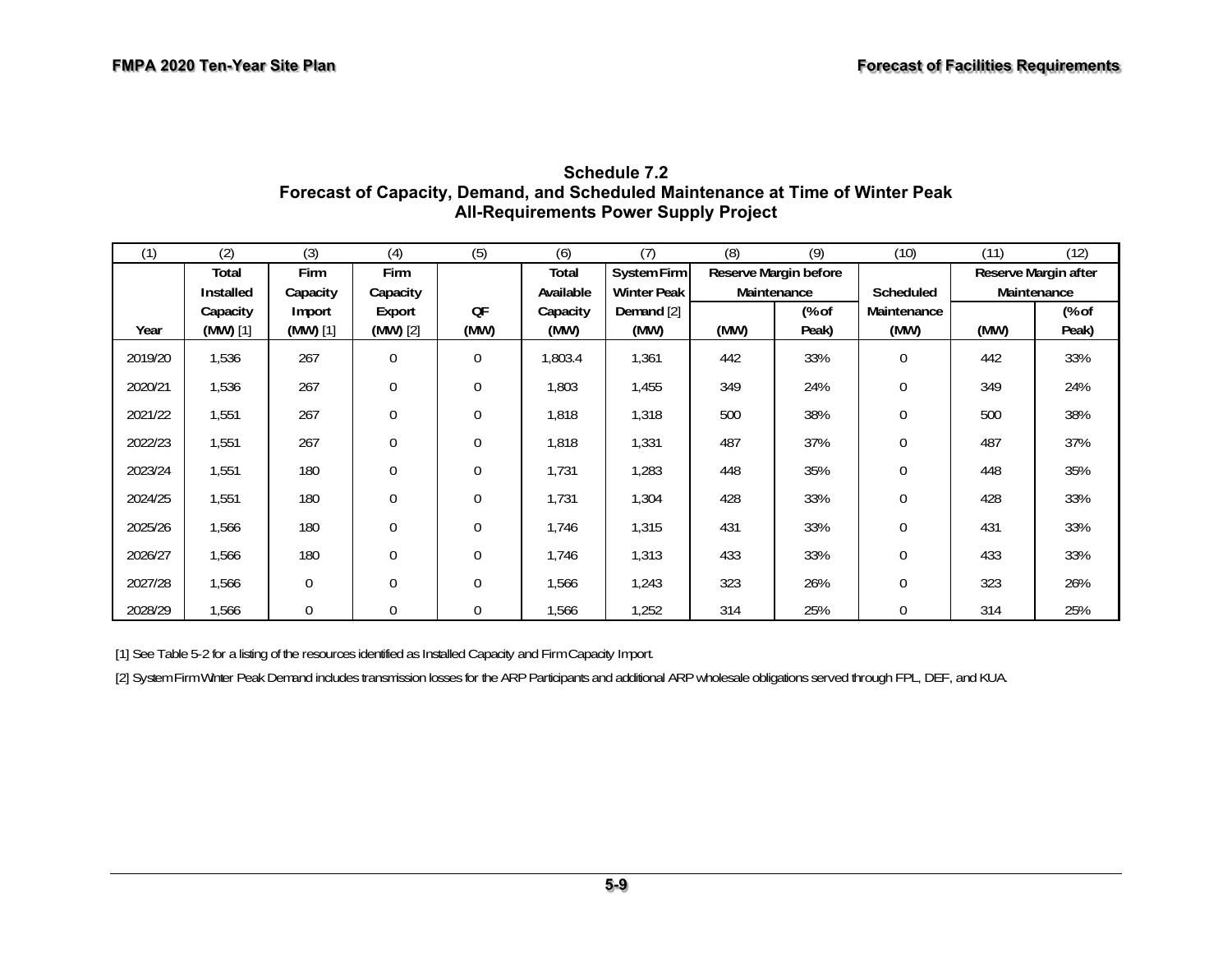## Schedule 7.2
## Forecast of Capacity, Demand, and Scheduled Maintenance at Time of Winter Peak
## All-Requirements Power Supply Project

| (1) | (2) | (3) | (4) | (5) | (6) | (7) | (8) | (9) | (10) | (11) | (12) |
|---|---|---|---|---|---|---|---|---|---|---|---|
| Year | Total Installed Capacity (MW) [1] | Firm Capacity Import (MW) [1] | Firm Capacity Export (MW) [2] | QF (MW) | Total Available Capacity (MW) | System Firm Winter Peak Demand [2] (MW) | Reserve Margin before Maintenance (MW) | Reserve Margin before Maintenance (% of Peak) | Scheduled Maintenance (MW) | Reserve Margin after Maintenance (MW) | Reserve Margin after Maintenance (% of Peak) |
| 2019/20 | 1,536 | 267 | 0 | 0 | 1,803.4 | 1,361 | 442 | 33% | 0 | 442 | 33% |
| 2020/21 | 1,536 | 267 | 0 | 0 | 1,803 | 1,455 | 349 | 24% | 0 | 349 | 24% |
| 2021/22 | 1,551 | 267 | 0 | 0 | 1,818 | 1,318 | 500 | 38% | 0 | 500 | 38% |
| 2022/23 | 1,551 | 267 | 0 | 0 | 1,818 | 1,331 | 487 | 37% | 0 | 487 | 37% |
| 2023/24 | 1,551 | 180 | 0 | 0 | 1,731 | 1,283 | 448 | 35% | 0 | 448 | 35% |
| 2024/25 | 1,551 | 180 | 0 | 0 | 1,731 | 1,304 | 428 | 33% | 0 | 428 | 33% |
| 2025/26 | 1,566 | 180 | 0 | 0 | 1,746 | 1,315 | 431 | 33% | 0 | 431 | 33% |
| 2026/27 | 1,566 | 180 | 0 | 0 | 1,746 | 1,313 | 433 | 33% | 0 | 433 | 33% |
| 2027/28 | 1,566 | 0 | 0 | 0 | 1,566 | 1,243 | 323 | 26% | 0 | 323 | 26% |
| 2028/29 | 1,566 | 0 | 0 | 0 | 1,566 | 1,252 | 314 | 25% | 0 | 314 | 25% |

[1] See Table 5-2 for a listing of the resources identified as Installed Capacity and Firm Capacity Import.

[2] System Firm Winter Peak Demand includes transmission losses for the ARP Participants and additional ARP wholesale obligations served through FPL, DEF, and KUA.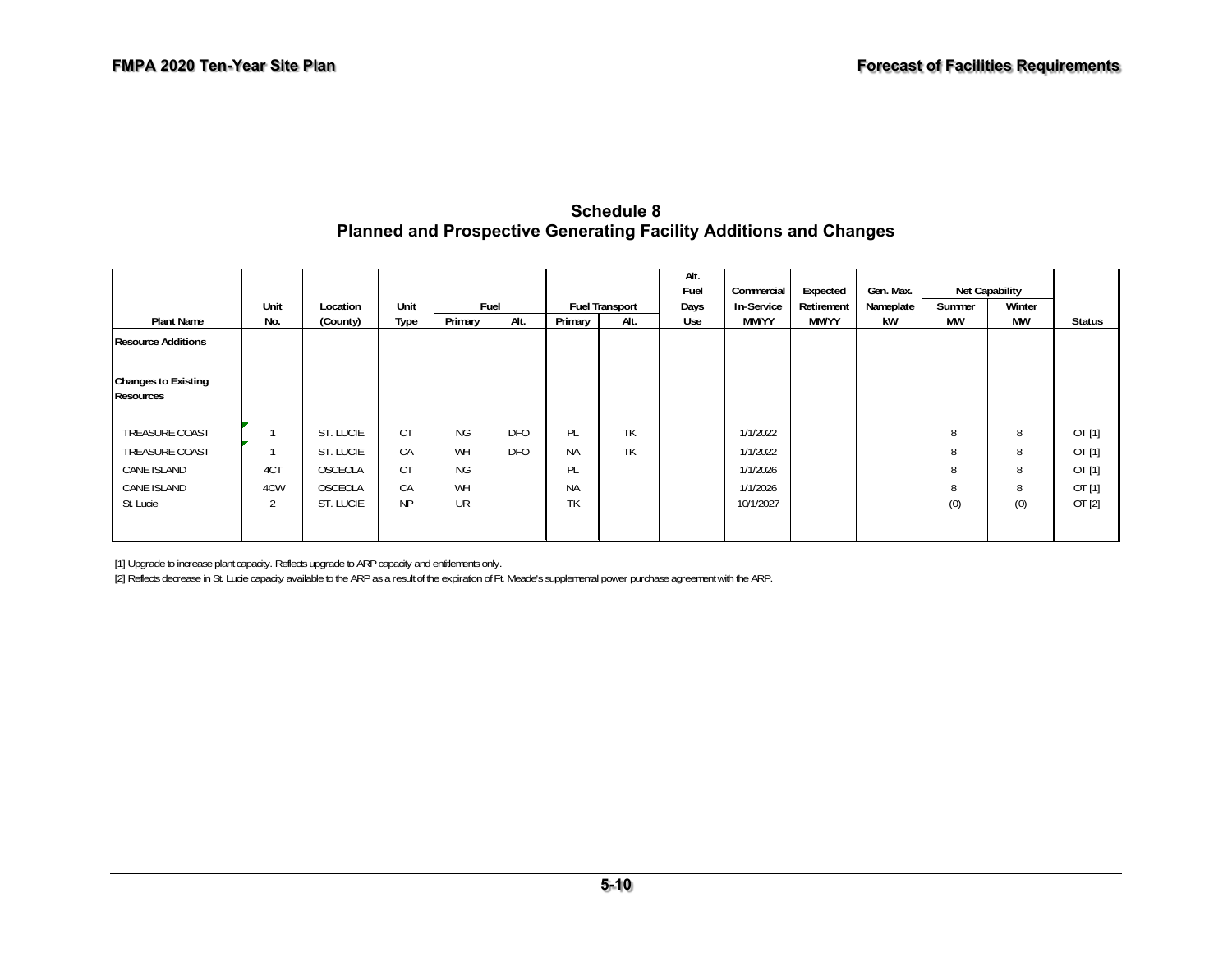## Schedule 8
## Planned and Prospective Generating Facility Additions and Changes

| Plant Name | Unit No. | Location (County) | Unit Type | Fuel Primary | Fuel Alt. | Fuel Transport Primary | Fuel Transport Alt. | Alt. Fuel Days Use | Commercial In-Service MM/YY | Expected Retirement MM/YY | Gen. Max. Nameplate kW | Net Capability Summer MW | Net Capability Winter MW | Status |
|---|---|---|---|---|---|---|---|---|---|---|---|---|---|---|
| **Resource Additions** | | | | | | | | | | | | | | |
| **Changes to Existing Resources** | | | | | | | | | | | | | | |
| TREASURE COAST | 1 | ST. LUCIE | CT | NG | DFO | PL | TK | | 1/1/2022 | | | 8 | 8 | OT [1] |
| TREASURE COAST | 1 | ST. LUCIE | CA | WH | DFO | NA | TK | | 1/1/2022 | | | 8 | 8 | OT [1] |
| CANE ISLAND | 4CT | OSCEOLA | CT | NG | | PL | | | 1/1/2026 | | | 8 | 8 | OT [1] |
| CANE ISLAND | 4CW | OSCEOLA | CA | WH | | NA | | | 1/1/2026 | | | 8 | 8 | OT [1] |
| St. Lucie | 2 | ST. LUCIE | NP | UR | | TK | | | 10/1/2027 | | | (0) | (0) | OT [2] |

[1] Upgrade to increase plant capacity. Reflects upgrade to ARP capacity and entitlements only.

[2] Reflects decrease in St. Lucie capacity available to the ARP as a result of the expiration of Ft. Meade's supplemental power purchase agreement with the ARP.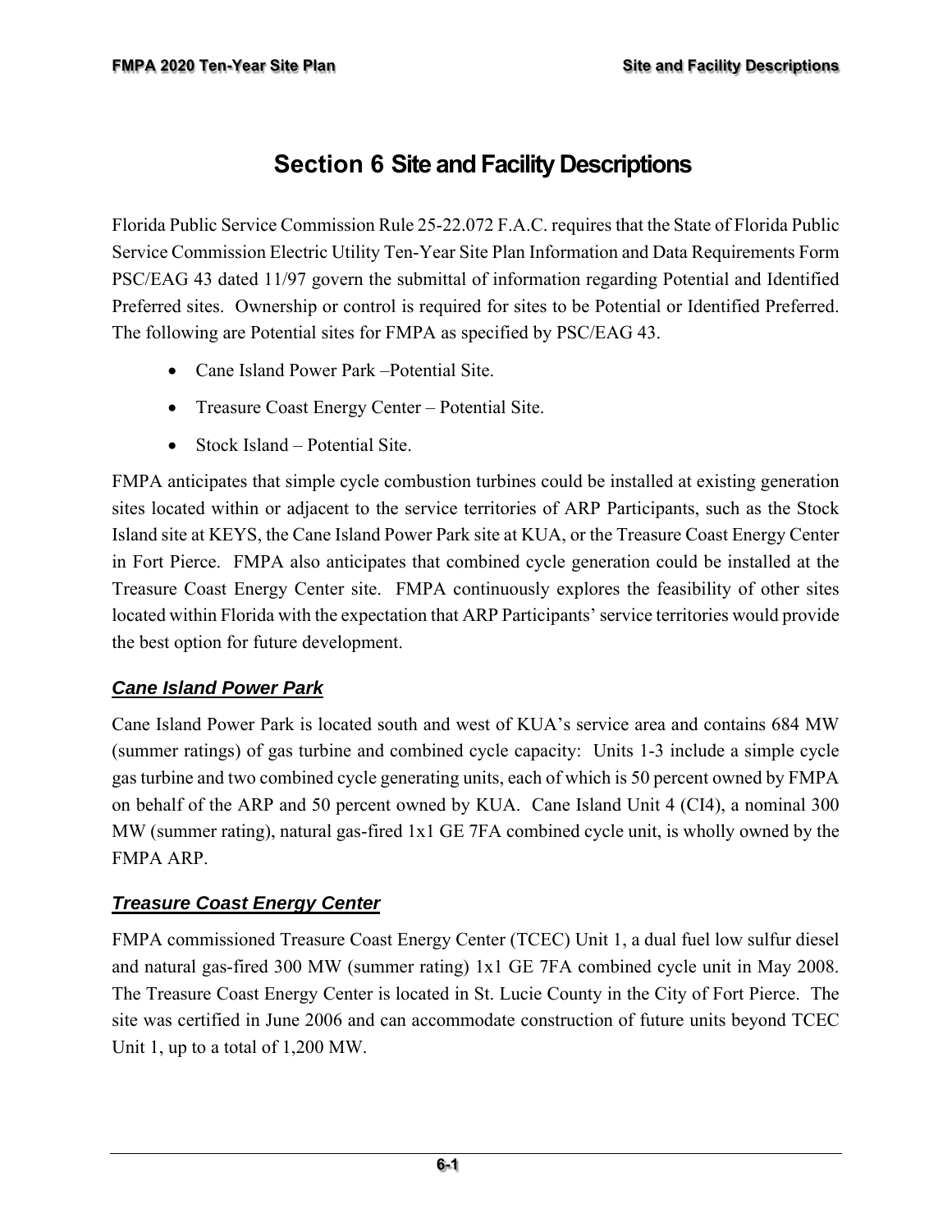# Section 6 Site and Facility Descriptions

Florida Public Service Commission Rule 25-22.072 F.A.C. requires that the State of Florida Public Service Commission Electric Utility Ten-Year Site Plan Information and Data Requirements Form PSC/EAG 43 dated 11/97 govern the submittal of information regarding Potential and Identified Preferred sites. Ownership or control is required for sites to be Potential or Identified Preferred. The following are Potential sites for FMPA as specified by PSC/EAG 43.

- Cane Island Power Park –Potential Site.
- Treasure Coast Energy Center – Potential Site.
- Stock Island – Potential Site.

FMPA anticipates that simple cycle combustion turbines could be installed at existing generation sites located within or adjacent to the service territories of ARP Participants, such as the Stock Island site at KEYS, the Cane Island Power Park site at KUA, or the Treasure Coast Energy Center in Fort Pierce. FMPA also anticipates that combined cycle generation could be installed at the Treasure Coast Energy Center site. FMPA continuously explores the feasibility of other sites located within Florida with the expectation that ARP Participants' service territories would provide the best option for future development.

### *Cane Island Power Park*

Cane Island Power Park is located south and west of KUA's service area and contains 684 MW (summer ratings) of gas turbine and combined cycle capacity: Units 1-3 include a simple cycle gas turbine and two combined cycle generating units, each of which is 50 percent owned by FMPA on behalf of the ARP and 50 percent owned by KUA. Cane Island Unit 4 (CI4), a nominal 300 MW (summer rating), natural gas-fired 1x1 GE 7FA combined cycle unit, is wholly owned by the FMPA ARP.

### *Treasure Coast Energy Center*

FMPA commissioned Treasure Coast Energy Center (TCEC) Unit 1, a dual fuel low sulfur diesel and natural gas-fired 300 MW (summer rating) 1x1 GE 7FA combined cycle unit in May 2008. The Treasure Coast Energy Center is located in St. Lucie County in the City of Fort Pierce. The site was certified in June 2006 and can accommodate construction of future units beyond TCEC Unit 1, up to a total of 1,200 MW.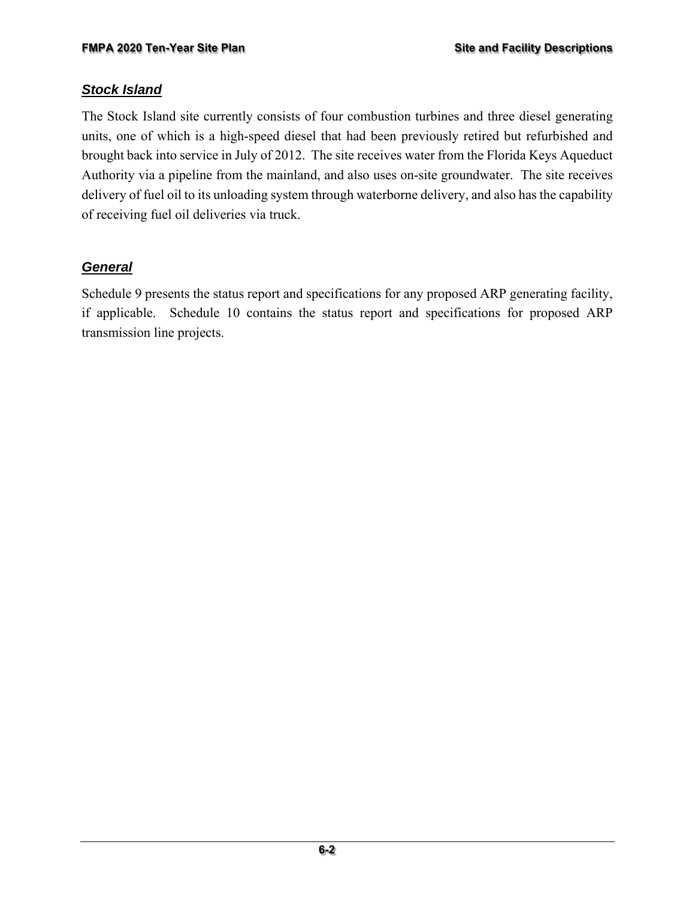### ***Stock Island***

The Stock Island site currently consists of four combustion turbines and three diesel generating units, one of which is a high-speed diesel that had been previously retired but refurbished and brought back into service in July of 2012. The site receives water from the Florida Keys Aqueduct Authority via a pipeline from the mainland, and also uses on-site groundwater. The site receives delivery of fuel oil to its unloading system through waterborne delivery, and also has the capability of receiving fuel oil deliveries via truck.

### ***General***

Schedule 9 presents the status report and specifications for any proposed ARP generating facility, if applicable. Schedule 10 contains the status report and specifications for proposed ARP transmission line projects.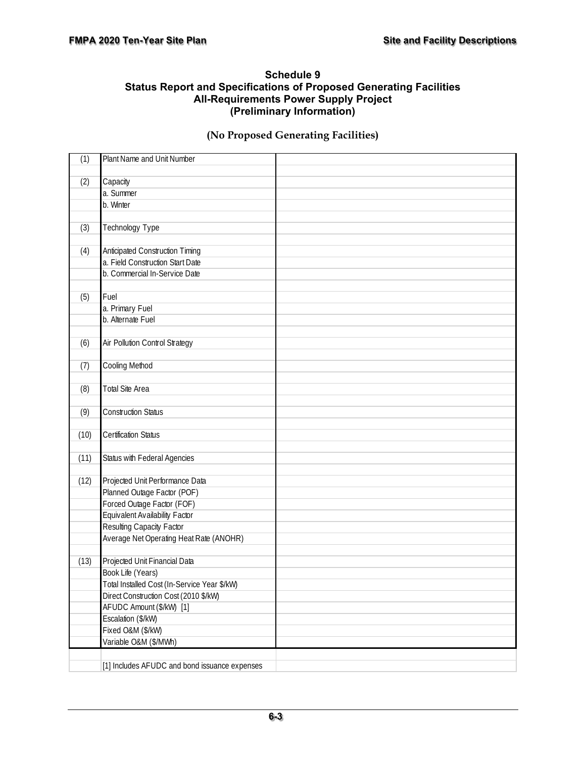## Schedule 9
## Status Report and Specifications of Proposed Generating Facilities
## All-Requirements Power Supply Project
## (Preliminary Information)

**(No Proposed Generating Facilities)**

| | | |
|---|---|---|
| (1) | Plant Name and Unit Number | |
| | | |
| (2) | Capacity | |
| | a. Summer | |
| | b. Winter | |
| | | |
| (3) | Technology Type | |
| | | |
| (4) | Anticipated Construction Timing | |
| | a. Field Construction Start Date | |
| | b. Commercial In-Service Date | |
| | | |
| (5) | Fuel | |
| | a. Primary Fuel | |
| | b. Alternate Fuel | |
| | | |
| (6) | Air Pollution Control Strategy | |
| | | |
| (7) | Cooling Method | |
| | | |
| (8) | Total Site Area | |
| | | |
| (9) | Construction Status | |
| | | |
| (10) | Certification Status | |
| | | |
| (11) | Status with Federal Agencies | |
| | | |
| (12) | Projected Unit Performance Data | |
| | Planned Outage Factor (POF) | |
| | Forced Outage Factor (FOF) | |
| | Equivalent Availability Factor | |
| | Resulting Capacity Factor | |
| | Average Net Operating Heat Rate (ANOHR) | |
| | | |
| (13) | Projected Unit Financial Data | |
| | Book Life (Years) | |
| | Total Installed Cost (In-Service Year $/kW) | |
| | Direct Construction Cost (2010 $/kW) | |
| | AFUDC Amount ($/kW) [1] | |
| | Escalation ($/kW) | |
| | Fixed O&M ($/kW) | |
| | Variable O&M ($/MWh) | |

[1] Includes AFUDC and bond issuance expenses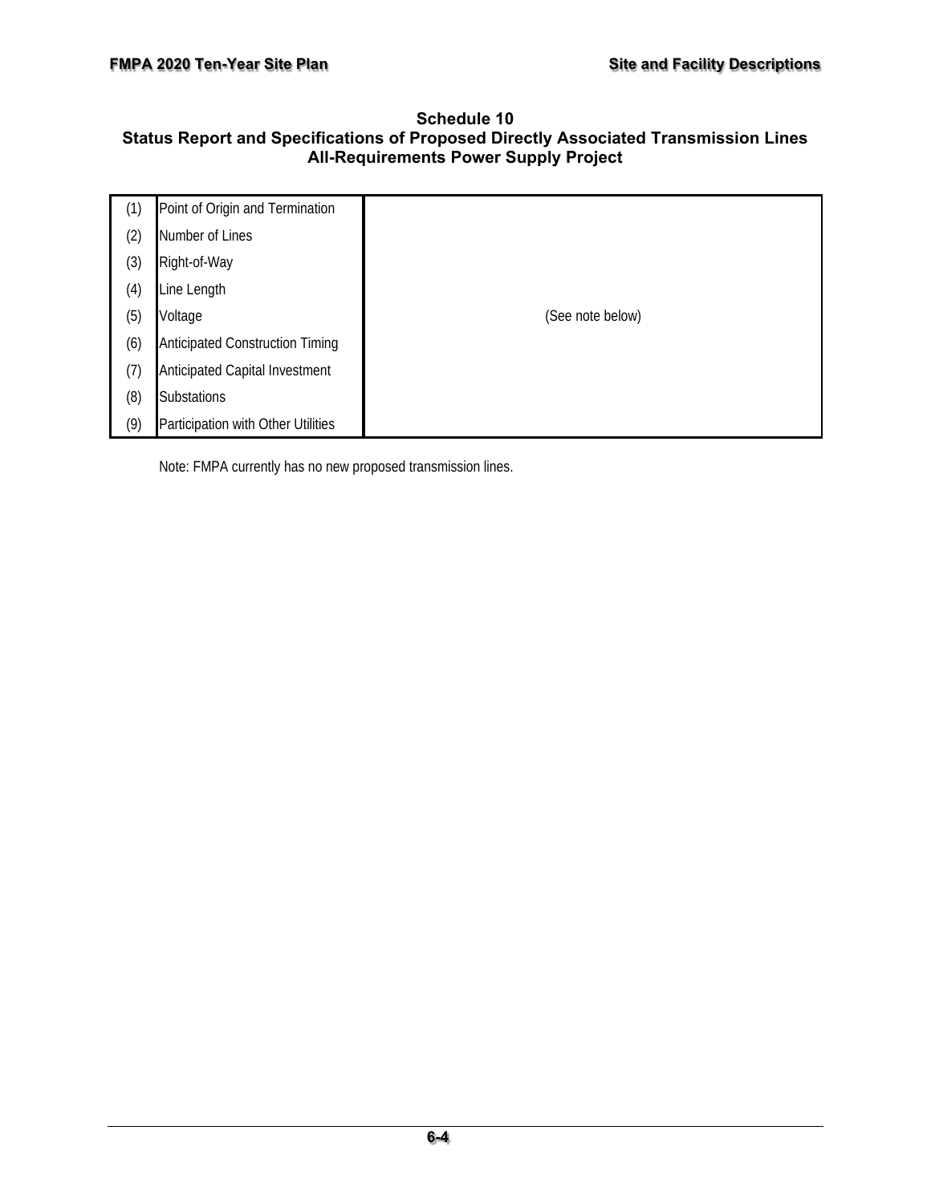## Schedule 10
## Status Report and Specifications of Proposed Directly Associated Transmission Lines
## All-Requirements Power Supply Project

| | | |
|---|---|---|
| (1) | Point of Origin and Termination | |
| (2) | Number of Lines | |
| (3) | Right-of-Way | |
| (4) | Line Length | |
| (5) | Voltage | (See note below) |
| (6) | Anticipated Construction Timing | |
| (7) | Anticipated Capital Investment | |
| (8) | Substations | |
| (9) | Participation with Other Utilities | |

Note: FMPA currently has no new proposed transmission lines.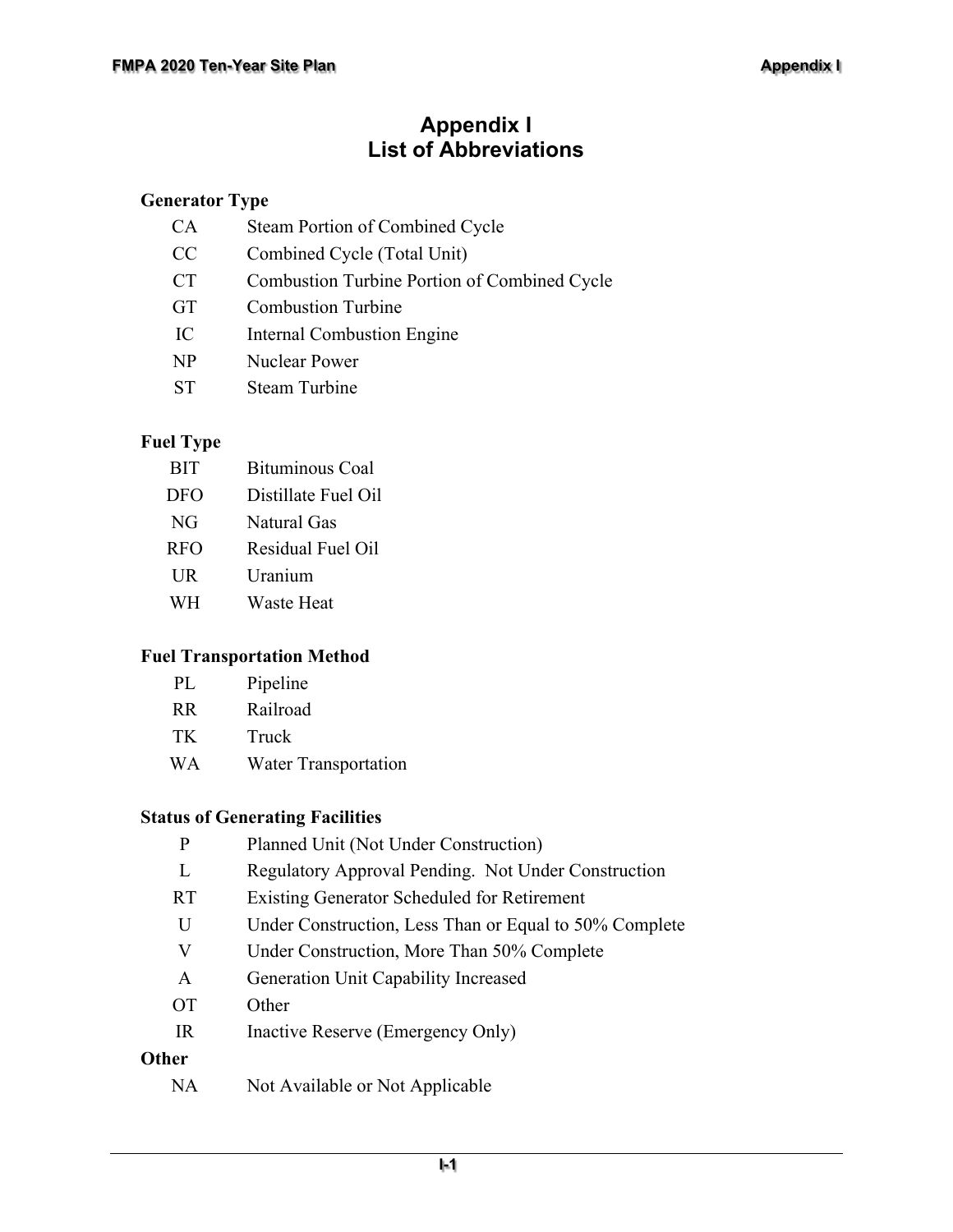# Appendix I
# List of Abbreviations

### Generator Type

| | |
|---|---|
| CA | Steam Portion of Combined Cycle |
| CC | Combined Cycle (Total Unit) |
| CT | Combustion Turbine Portion of Combined Cycle |
| GT | Combustion Turbine |
| IC | Internal Combustion Engine |
| NP | Nuclear Power |
| ST | Steam Turbine |

### Fuel Type

| | |
|---|---|
| BIT | Bituminous Coal |
| DFO | Distillate Fuel Oil |
| NG | Natural Gas |
| RFO | Residual Fuel Oil |
| UR | Uranium |
| WH | Waste Heat |

### Fuel Transportation Method

| | |
|---|---|
| PL | Pipeline |
| RR | Railroad |
| TK | Truck |
| WA | Water Transportation |

### Status of Generating Facilities

| | |
|---|---|
| P | Planned Unit (Not Under Construction) |
| L | Regulatory Approval Pending. Not Under Construction |
| RT | Existing Generator Scheduled for Retirement |
| U | Under Construction, Less Than or Equal to 50% Complete |
| V | Under Construction, More Than 50% Complete |
| A | Generation Unit Capability Increased |
| OT | Other |
| IR | Inactive Reserve (Emergency Only) |

### Other

| | |
|---|---|
| NA | Not Available or Not Applicable |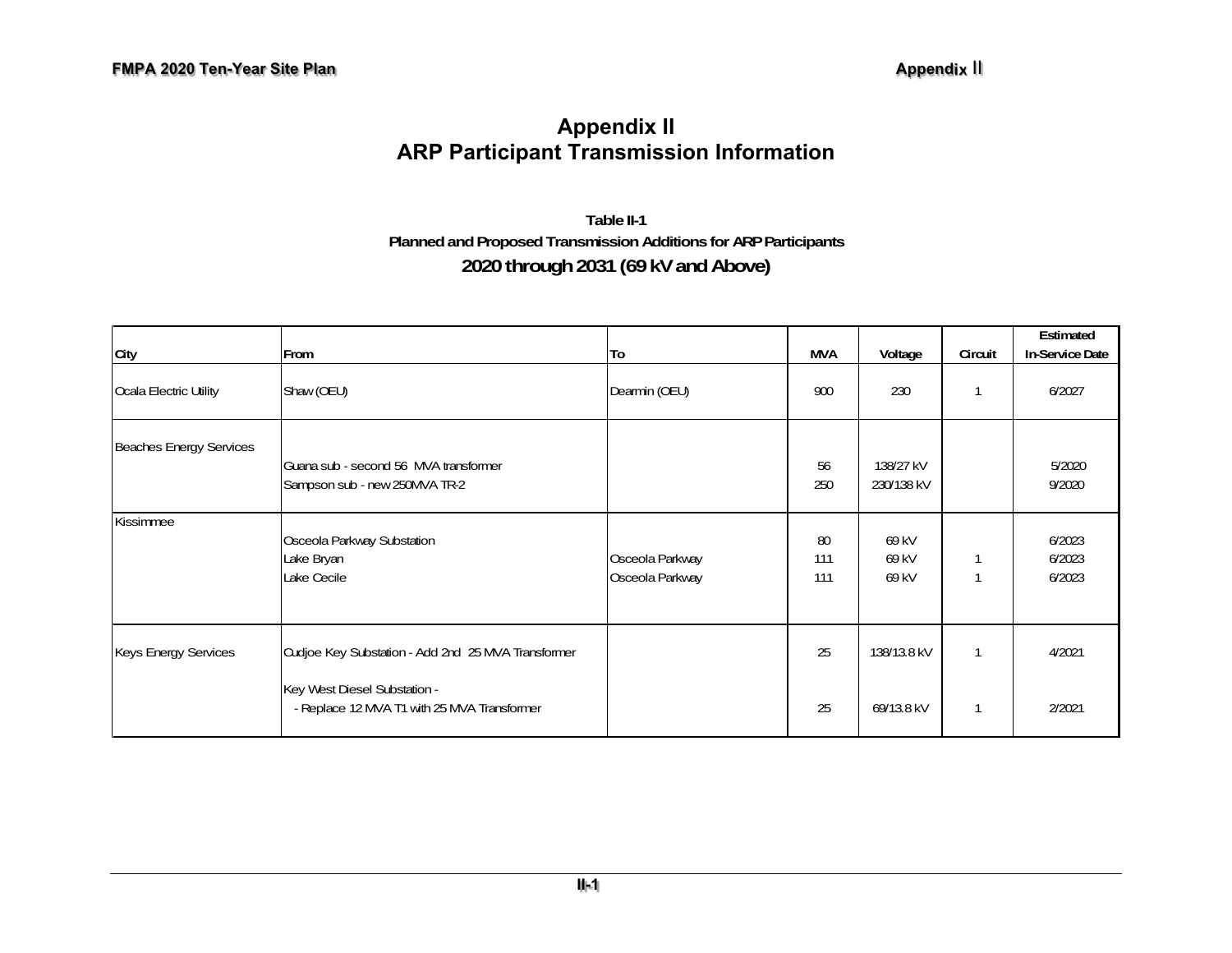# Appendix II
## ARP Participant Transmission Information

**Table II-1**
**Planned and Proposed Transmission Additions for ARP Participants**
**2020 through 2031 (69 kV and Above)**

| City | From | To | MVA | Voltage | Circuit | Estimated In-Service Date |
|---|---|---|---|---|---|---|
| Ocala Electric Utility | Shaw (OEU) | Dearmin (OEU) | 900 | 230 | 1 | 6/2027 |
| Beaches Energy Services | | | | | | |
| | Guana sub - second 56 MVA transformer | | 56 | 138/27 kV | | 5/2020 |
| | Sampson sub - new 250MVA TR-2 | | 250 | 230/138 kV | | 9/2020 |
| Kissimmee | | | | | | |
| | Osceola Parkway Substation | | 80 | 69 kV | | 6/2023 |
| | Lake Bryan | Osceola Parkway | 111 | 69 kV | 1 | 6/2023 |
| | Lake Cecile | Osceola Parkway | 111 | 69 kV | 1 | 6/2023 |
| Keys Energy Services | Cudjoe Key Substation - Add 2nd 25 MVA Transformer | | 25 | 138/13.8 kV | 1 | 4/2021 |
| | Key West Diesel Substation - - Replace 12 MVA T1 with 25 MVA Transformer | | 25 | 69/13.8 kV | 1 | 2/2021 |